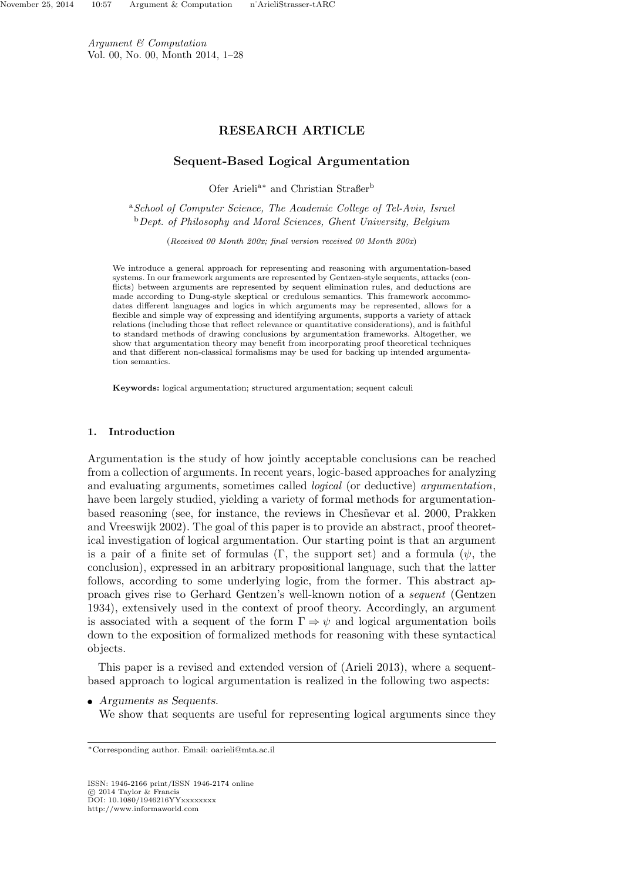*Argument & Computation*
Vol. 00, No. 00, Month 2014, 1–28

## RESEARCH ARTICLE

# Sequent-Based Logical Argumentation

Ofer Arieli[a]* and Christian Straßer[b]

[a]*School of Computer Science, The Academic College of Tel-Aviv, Israel*
[b]*Dept. of Philosophy and Moral Sciences, Ghent University, Belgium*

(*Received 00 Month 200x; final version received 00 Month 200x*)

We introduce a general approach for representing and reasoning with argumentation-based systems. In our framework arguments are represented by Gentzen-style sequents, attacks (conflicts) between arguments are represented by sequent elimination rules, and deductions are made according to Dung-style skeptical or credulous semantics. This framework accommodates different languages and logics in which arguments may be represented, allows for a flexible and simple way of expressing and identifying arguments, supports a variety of attack relations (including those that reflect relevance or quantitative considerations), and is faithful to standard methods of drawing conclusions by argumentation frameworks. Altogether, we show that argumentation theory may benefit from incorporating proof theoretical techniques and that different non-classical formalisms may be used for backing up intended argumentation semantics.

**Keywords:** logical argumentation; structured argumentation; sequent calculi

## 1. Introduction

Argumentation is the study of how jointly acceptable conclusions can be reached from a collection of arguments. In recent years, logic-based approaches for analyzing and evaluating arguments, sometimes called *logical* (or deductive) *argumentation*, have been largely studied, yielding a variety of formal methods for argumentation-based reasoning (see, for instance, the reviews in Chesñevar et al. 2000, Prakken and Vreeswijk 2002). The goal of this paper is to provide an abstract, proof theoretical investigation of logical argumentation. Our starting point is that an argument is a pair of a finite set of formulas ($\Gamma$, the support set) and a formula ($\psi$, the conclusion), expressed in an arbitrary propositional language, such that the latter follows, according to some underlying logic, from the former. This abstract approach gives rise to Gerhard Gentzen's well-known notion of a *sequent* (Gentzen 1934), extensively used in the context of proof theory. Accordingly, an argument is associated with a sequent of the form $\Gamma \Rightarrow \psi$ and logical argumentation boils down to the exposition of formalized methods for reasoning with these syntactical objects.

This paper is a revised and extended version of (Arieli 2013), where a sequent-based approach to logical argumentation is realized in the following two aspects:

- *Arguments as Sequents*.
  We show that sequents are useful for representing logical arguments since they

*Corresponding author. Email: oarieli@mta.ac.il

ISSN: 1946-2166 print/ISSN 1946-2174 online
© 2014 Taylor & Francis
DOI: 10.1080/1946216YYxxxxxxxx
http://www.informaworld.com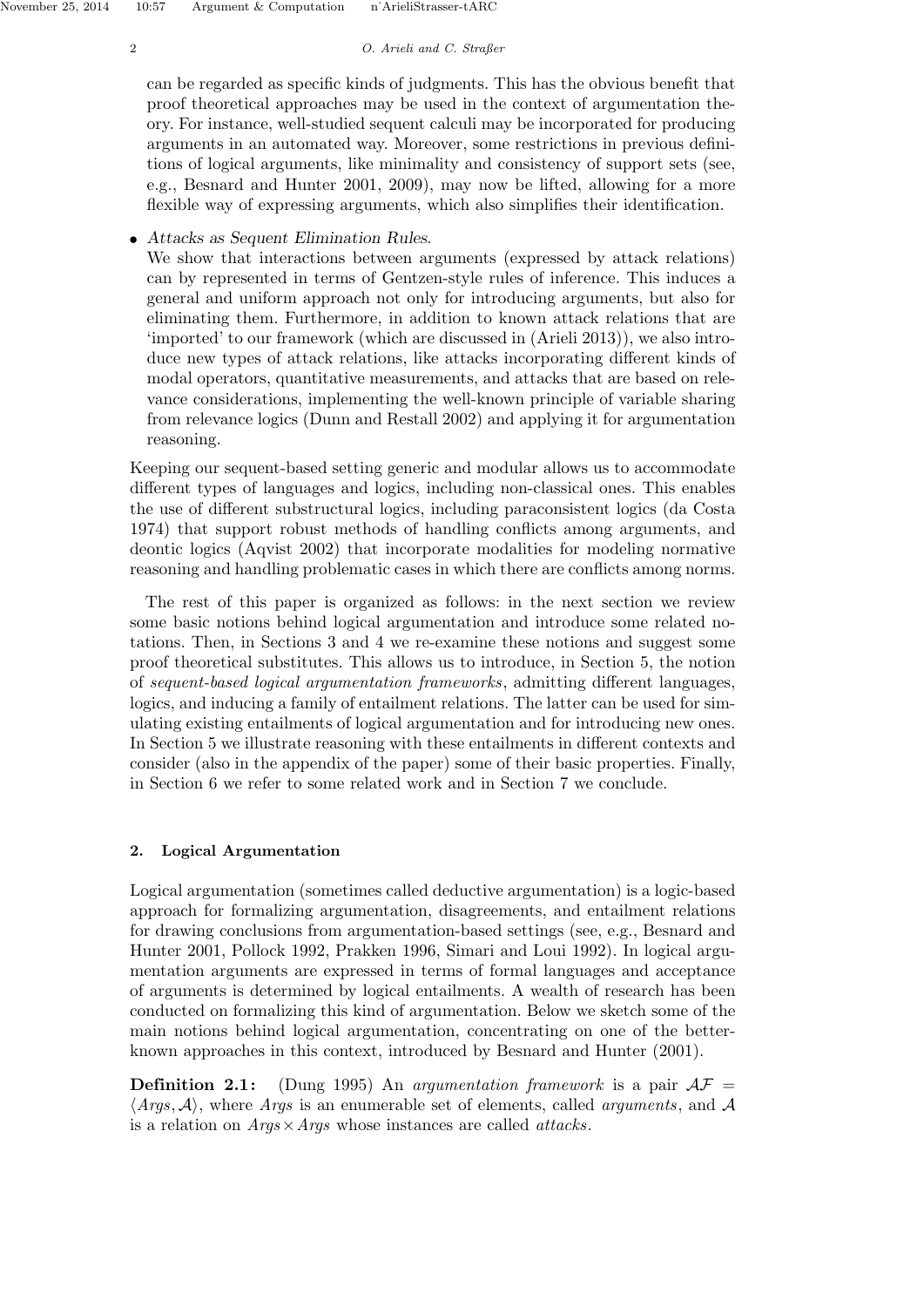can be regarded as specific kinds of judgments. This has the obvious benefit that proof theoretical approaches may be used in the context of argumentation theory. For instance, well-studied sequent calculi may be incorporated for producing arguments in an automated way. Moreover, some restrictions in previous definitions of logical arguments, like minimality and consistency of support sets (see, e.g., Besnard and Hunter 2001, 2009), may now be lifted, allowing for a more flexible way of expressing arguments, which also simplifies their identification.

- *Attacks as Sequent Elimination Rules.*
  We show that interactions between arguments (expressed by attack relations) can by represented in terms of Gentzen-style rules of inference. This induces a general and uniform approach not only for introducing arguments, but also for eliminating them. Furthermore, in addition to known attack relations that are 'imported' to our framework (which are discussed in (Arieli 2013)), we also introduce new types of attack relations, like attacks incorporating different kinds of modal operators, quantitative measurements, and attacks that are based on relevance considerations, implementing the well-known principle of variable sharing from relevance logics (Dunn and Restall 2002) and applying it for argumentation reasoning.

Keeping our sequent-based setting generic and modular allows us to accommodate different types of languages and logics, including non-classical ones. This enables the use of different substructural logics, including paraconsistent logics (da Costa 1974) that support robust methods of handling conflicts among arguments, and deontic logics (Aqvist 2002) that incorporate modalities for modeling normative reasoning and handling problematic cases in which there are conflicts among norms.

The rest of this paper is organized as follows: in the next section we review some basic notions behind logical argumentation and introduce some related notations. Then, in Sections 3 and 4 we re-examine these notions and suggest some proof theoretical substitutes. This allows us to introduce, in Section 5, the notion of *sequent-based logical argumentation frameworks*, admitting different languages, logics, and inducing a family of entailment relations. The latter can be used for simulating existing entailments of logical argumentation and for introducing new ones. In Section 5 we illustrate reasoning with these entailments in different contexts and consider (also in the appendix of the paper) some of their basic properties. Finally, in Section 6 we refer to some related work and in Section 7 we conclude.

## 2. Logical Argumentation

Logical argumentation (sometimes called deductive argumentation) is a logic-based approach for formalizing argumentation, disagreements, and entailment relations for drawing conclusions from argumentation-based settings (see, e.g., Besnard and Hunter 2001, Pollock 1992, Prakken 1996, Simari and Loui 1992). In logical argumentation arguments are expressed in terms of formal languages and acceptance of arguments is determined by logical entailments. A wealth of research has been conducted on formalizing this kind of argumentation. Below we sketch some of the main notions behind logical argumentation, concentrating on one of the better-known approaches in this context, introduced by Besnard and Hunter (2001).

**Definition 2.1:** (Dung 1995) An *argumentation framework* is a pair $\mathcal{AF} = \langle Args, \mathcal{A} \rangle$, where *Args* is an enumerable set of elements, called *arguments*, and $\mathcal{A}$ is a relation on $Args \times Args$ whose instances are called *attacks*.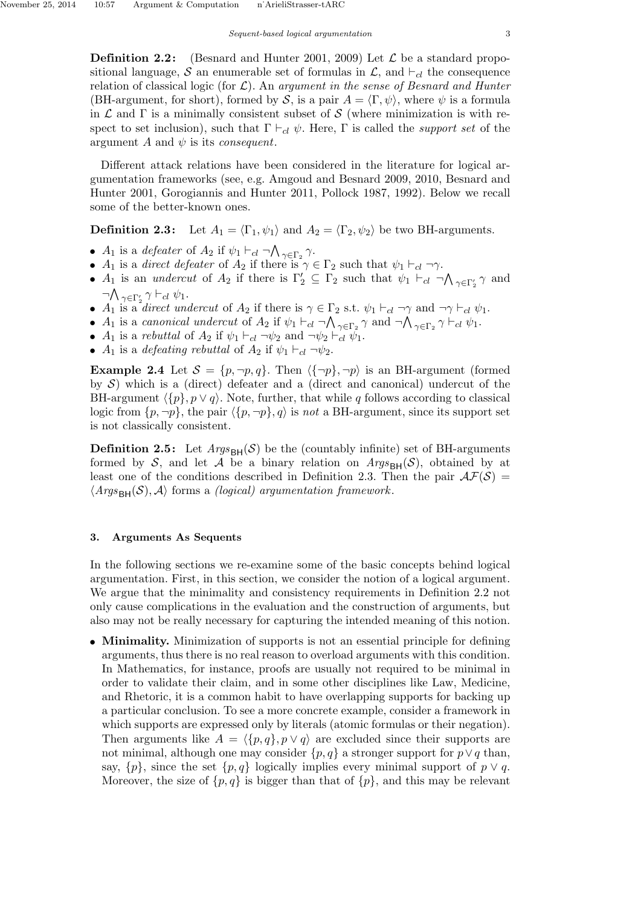**Definition 2.2:** (Besnard and Hunter 2001, 2009) Let $\mathcal{L}$ be a standard propositional language, $\mathcal{S}$ an enumerable set of formulas in $\mathcal{L}$, and $\vdash_{cl}$ the consequence relation of classical logic (for $\mathcal{L}$). An *argument in the sense of Besnard and Hunter* (BH-argument, for short), formed by $\mathcal{S}$, is a pair $A = \langle \Gamma, \psi \rangle$, where $\psi$ is a formula in $\mathcal{L}$ and $\Gamma$ is a minimally consistent subset of $\mathcal{S}$ (where minimization is with respect to set inclusion), such that $\Gamma \vdash_{cl} \psi$. Here, $\Gamma$ is called the *support set* of the argument $A$ and $\psi$ is its *consequent*.

Different attack relations have been considered in the literature for logical argumentation frameworks (see, e.g. Amgoud and Besnard 2009, 2010, Besnard and Hunter 2001, Gorogiannis and Hunter 2011, Pollock 1987, 1992). Below we recall some of the better-known ones.

**Definition 2.3:** Let $A_1 = \langle \Gamma_1, \psi_1 \rangle$ and $A_2 = \langle \Gamma_2, \psi_2 \rangle$ be two BH-arguments.

- $A_1$ is a *defeater* of $A_2$ if $\psi_1 \vdash_{cl} \neg \bigwedge_{\gamma \in \Gamma_2} \gamma$.
- $A_1$ is a *direct defeater* of $A_2$ if there is $\gamma \in \Gamma_2$ such that $\psi_1 \vdash_{cl} \neg\gamma$.
- $A_1$ is an *undercut* of $A_2$ if there is $\Gamma_2' \subseteq \Gamma_2$ such that $\psi_1 \vdash_{cl} \neg \bigwedge_{\gamma \in \Gamma_2'} \gamma$ and $\neg \bigwedge_{\gamma \in \Gamma_2'} \gamma \vdash_{cl} \psi_1$.
- $A_1$ is a *direct undercut* of $A_2$ if there is $\gamma \in \Gamma_2$ s.t. $\psi_1 \vdash_{cl} \neg\gamma$ and $\neg\gamma \vdash_{cl} \psi_1$.
- $A_1$ is a *canonical undercut* of $A_2$ if $\psi_1 \vdash_{cl} \neg \bigwedge_{\gamma \in \Gamma_2} \gamma$ and $\neg \bigwedge_{\gamma \in \Gamma_2} \gamma \vdash_{cl} \psi_1$.
- $A_1$ is a *rebuttal* of $A_2$ if $\psi_1 \vdash_{cl} \neg\psi_2$ and $\neg\psi_2 \vdash_{cl} \psi_1$.
- $A_1$ is a *defeating rebuttal* of $A_2$ if $\psi_1 \vdash_{cl} \neg\psi_2$.

**Example 2.4** Let $\mathcal{S} = \{p, \neg p, q\}$. Then $\langle \{\neg p\}, \neg p \rangle$ is an BH-argument (formed by $\mathcal{S}$) which is a (direct) defeater and a (direct and canonical) undercut of the BH-argument $\langle \{p\}, p \vee q \rangle$. Note, further, that while $q$ follows according to classical logic from $\{p, \neg p\}$, the pair $\langle \{p, \neg p\}, q \rangle$ is *not* a BH-argument, since its support set is not classically consistent.

**Definition 2.5:** Let $\mathit{Args}_{\mathsf{BH}}(\mathcal{S})$ be the (countably infinite) set of BH-arguments formed by $\mathcal{S}$, and let $\mathcal{A}$ be a binary relation on $\mathit{Args}_{\mathsf{BH}}(\mathcal{S})$, obtained by at least one of the conditions described in Definition 2.3. Then the pair $\mathcal{AF}(\mathcal{S}) = \langle \mathit{Args}_{\mathsf{BH}}(\mathcal{S}), \mathcal{A} \rangle$ forms a *(logical) argumentation framework*.

## 3. Arguments As Sequents

In the following sections we re-examine some of the basic concepts behind logical argumentation. First, in this section, we consider the notion of a logical argument. We argue that the minimality and consistency requirements in Definition 2.2 not only cause complications in the evaluation and the construction of arguments, but also may not be really necessary for capturing the intended meaning of this notion.

- **Minimality.** Minimization of supports is not an essential principle for defining arguments, thus there is no real reason to overload arguments with this condition. In Mathematics, for instance, proofs are usually not required to be minimal in order to validate their claim, and in some other disciplines like Law, Medicine, and Rhetoric, it is a common habit to have overlapping supports for backing up a particular conclusion. To see a more concrete example, consider a framework in which supports are expressed only by literals (atomic formulas or their negation). Then arguments like $A = \langle \{p, q\}, p \vee q \rangle$ are excluded since their supports are not minimal, although one may consider $\{p, q\}$ a stronger support for $p \vee q$ than, say, $\{p\}$, since the set $\{p, q\}$ logically implies every minimal support of $p \vee q$. Moreover, the size of $\{p, q\}$ is bigger than that of $\{p\}$, and this may be relevant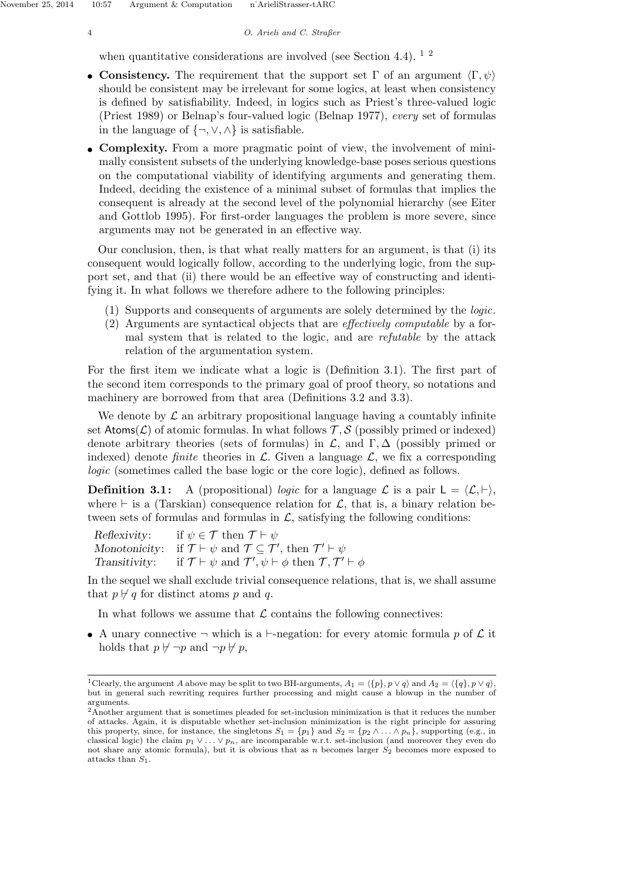when quantitative considerations are involved (see Section 4.4). [1] [2]

- **Consistency.** The requirement that the support set $\Gamma$ of an argument $\langle \Gamma, \psi \rangle$ should be consistent may be irrelevant for some logics, at least when consistency is defined by satisfiability. Indeed, in logics such as Priest's three-valued logic (Priest 1989) or Belnap's four-valued logic (Belnap 1977), *every* set of formulas in the language of $\{\neg, \vee, \wedge\}$ is satisfiable.
- **Complexity.** From a more pragmatic point of view, the involvement of minimally consistent subsets of the underlying knowledge-base poses serious questions on the computational viability of identifying arguments and generating them. Indeed, deciding the existence of a minimal subset of formulas that implies the consequent is already at the second level of the polynomial hierarchy (see Eiter and Gottlob 1995). For first-order languages the problem is more severe, since arguments may not be generated in an effective way.

Our conclusion, then, is that what really matters for an argument, is that (i) its consequent would logically follow, according to the underlying logic, from the support set, and that (ii) there would be an effective way of constructing and identifying it. In what follows we therefore adhere to the following principles:

(1) Supports and consequents of arguments are solely determined by the *logic*.
(2) Arguments are syntactical objects that are *effectively computable* by a formal system that is related to the logic, and are *refutable* by the attack relation of the argumentation system.

For the first item we indicate what a logic is (Definition 3.1). The first part of the second item corresponds to the primary goal of proof theory, so notations and machinery are borrowed from that area (Definitions 3.2 and 3.3).

We denote by $\mathcal{L}$ an arbitrary propositional language having a countably infinite set $\mathsf{Atoms}(\mathcal{L})$ of atomic formulas. In what follows $\mathcal{T}, \mathcal{S}$ (possibly primed or indexed) denote arbitrary theories (sets of formulas) in $\mathcal{L}$, and $\Gamma, \Delta$ (possibly primed or indexed) denote *finite* theories in $\mathcal{L}$. Given a language $\mathcal{L}$, we fix a corresponding *logic* (sometimes called the base logic or the core logic), defined as follows.

**Definition 3.1:** A (propositional) *logic* for a language $\mathcal{L}$ is a pair $\mathsf{L} = \langle \mathcal{L}, \vdash \rangle$, where $\vdash$ is a (Tarskian) consequence relation for $\mathcal{L}$, that is, a binary relation between sets of formulas and formulas in $\mathcal{L}$, satisfying the following conditions:

*Reflexivity*: if $\psi \in \mathcal{T}$ then $\mathcal{T} \vdash \psi$
*Monotonicity*: if $\mathcal{T} \vdash \psi$ and $\mathcal{T} \subseteq \mathcal{T}'$, then $\mathcal{T}' \vdash \psi$
*Transitivity*: if $\mathcal{T} \vdash \psi$ and $\mathcal{T}', \psi \vdash \phi$ then $\mathcal{T}, \mathcal{T}' \vdash \phi$

In the sequel we shall exclude trivial consequence relations, that is, we shall assume that $p \not\vdash q$ for distinct atoms $p$ and $q$.

In what follows we assume that $\mathcal{L}$ contains the following connectives:

- A unary connective $\neg$ which is a $\vdash$-negation: for every atomic formula $p$ of $\mathcal{L}$ it holds that $p \not\vdash \neg p$ and $\neg p \not\vdash p$,

---

[1] Clearly, the argument $A$ above may be split to two BH-arguments, $A_1 = \langle \{p\}, p \vee q \rangle$ and $A_2 = \langle \{q\}, p \vee q \rangle$, but in general such rewriting requires further processing and might cause a blowup in the number of arguments.

[2] Another argument that is sometimes pleaded for set-inclusion minimization is that it reduces the number of attacks. Again, it is disputable whether set-inclusion minimization is the right principle for assuring this property, since, for instance, the singletons $S_1 = \{p_1\}$ and $S_2 = \{p_2 \wedge \ldots \wedge p_n\}$, supporting (e.g., in classical logic) the claim $p_1 \vee \ldots \vee p_n$, are incomparable w.r.t. set-inclusion (and moreover they even do not share any atomic formula), but it is obvious that as $n$ becomes larger $S_2$ becomes more exposed to attacks than $S_1$.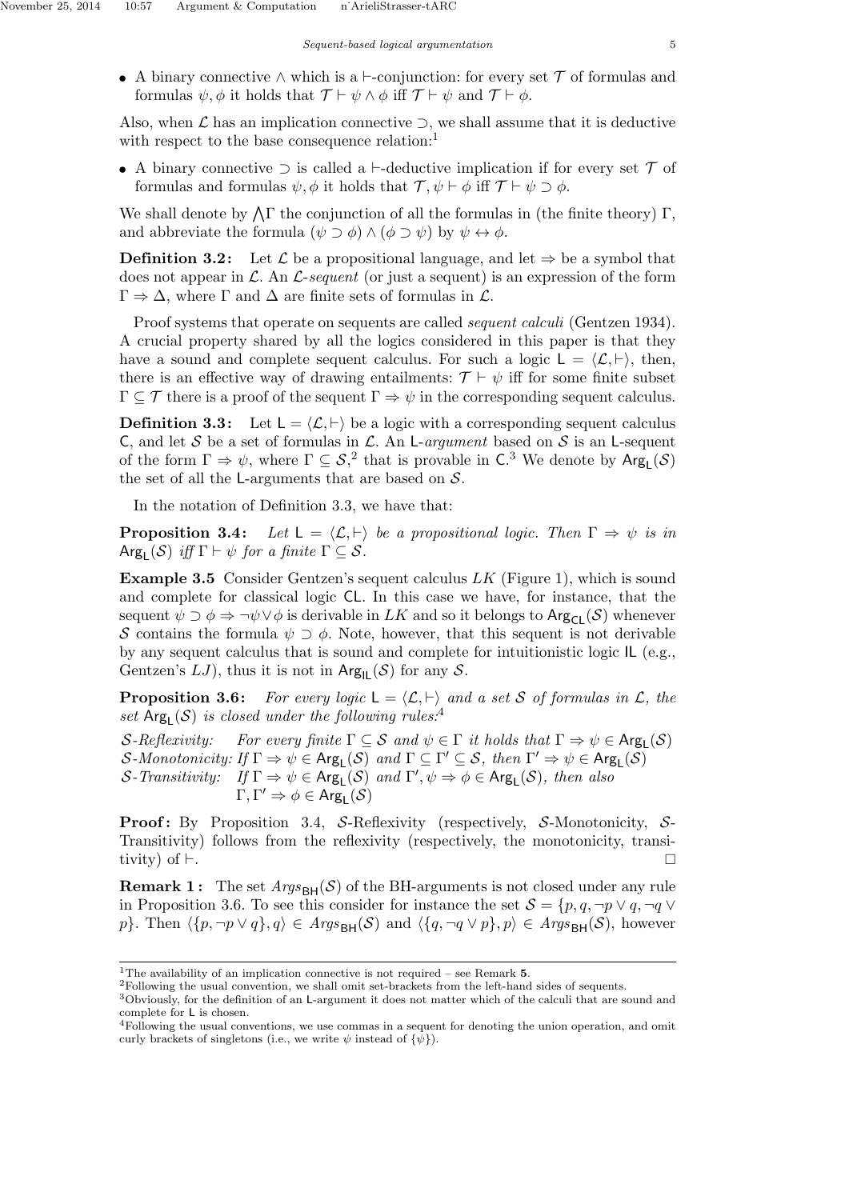- A binary connective $\wedge$ which is a $\vdash$-conjunction: for every set $\mathcal{T}$ of formulas and formulas $\psi, \phi$ it holds that $\mathcal{T} \vdash \psi \wedge \phi$ iff $\mathcal{T} \vdash \psi$ and $\mathcal{T} \vdash \phi$.

Also, when $\mathcal{L}$ has an implication connective $\supset$, we shall assume that it is deductive with respect to the base consequence relation:[1]

- A binary connective $\supset$ is called a $\vdash$-deductive implication if for every set $\mathcal{T}$ of formulas and formulas $\psi, \phi$ it holds that $\mathcal{T}, \psi \vdash \phi$ iff $\mathcal{T} \vdash \psi \supset \phi$.

We shall denote by $\bigwedge \Gamma$ the conjunction of all the formulas in (the finite theory) $\Gamma$, and abbreviate the formula $(\psi \supset \phi) \wedge (\phi \supset \psi)$ by $\psi \leftrightarrow \phi$.

**Definition 3.2:** Let $\mathcal{L}$ be a propositional language, and let $\Rightarrow$ be a symbol that does not appear in $\mathcal{L}$. An $\mathcal{L}$-*sequent* (or just a sequent) is an expression of the form $\Gamma \Rightarrow \Delta$, where $\Gamma$ and $\Delta$ are finite sets of formulas in $\mathcal{L}$.

Proof systems that operate on sequents are called *sequent calculi* (Gentzen 1934). A crucial property shared by all the logics considered in this paper is that they have a sound and complete sequent calculus. For such a logic $\mathsf{L} = \langle \mathcal{L}, \vdash \rangle$, then, there is an effective way of drawing entailments: $\mathcal{T} \vdash \psi$ iff for some finite subset $\Gamma \subseteq \mathcal{T}$ there is a proof of the sequent $\Gamma \Rightarrow \psi$ in the corresponding sequent calculus.

**Definition 3.3:** Let $\mathsf{L} = \langle \mathcal{L}, \vdash \rangle$ be a logic with a corresponding sequent calculus $\mathsf{C}$, and let $\mathcal{S}$ be a set of formulas in $\mathcal{L}$. An $\mathsf{L}$-*argument* based on $\mathcal{S}$ is an $\mathsf{L}$-sequent of the form $\Gamma \Rightarrow \psi$, where $\Gamma \subseteq \mathcal{S}$,[2] that is provable in $\mathsf{C}$.[3] We denote by $\mathsf{Arg}_{\mathsf{L}}(\mathcal{S})$ the set of all the $\mathsf{L}$-arguments that are based on $\mathcal{S}$.

In the notation of Definition 3.3, we have that:

**Proposition 3.4:** *Let $\mathsf{L} = \langle \mathcal{L}, \vdash \rangle$ be a propositional logic. Then $\Gamma \Rightarrow \psi$ is in $\mathsf{Arg}_{\mathsf{L}}(\mathcal{S})$ iff $\Gamma \vdash \psi$ for a finite $\Gamma \subseteq \mathcal{S}$.*

**Example 3.5** Consider Gentzen's sequent calculus $LK$ (Figure 1), which is sound and complete for classical logic $\mathsf{CL}$. In this case we have, for instance, that the sequent $\psi \supset \phi \Rightarrow \neg\psi \vee \phi$ is derivable in $LK$ and so it belongs to $\mathsf{Arg}_{\mathsf{CL}}(\mathcal{S})$ whenever $\mathcal{S}$ contains the formula $\psi \supset \phi$. Note, however, that this sequent is not derivable by any sequent calculus that is sound and complete for intuitionistic logic $\mathsf{IL}$ (e.g., Gentzen's $LJ$), thus it is not in $\mathsf{Arg}_{\mathsf{IL}}(\mathcal{S})$ for any $\mathcal{S}$.

**Proposition 3.6:** *For every logic $\mathsf{L} = \langle \mathcal{L}, \vdash \rangle$ and a set $\mathcal{S}$ of formulas in $\mathcal{L}$, the set $\mathsf{Arg}_{\mathsf{L}}(\mathcal{S})$ is closed under the following rules:*[4]

*$\mathcal{S}$-Reflexivity:* For every finite $\Gamma \subseteq \mathcal{S}$ and $\psi \in \Gamma$ it holds that $\Gamma \Rightarrow \psi \in \mathsf{Arg}_{\mathsf{L}}(\mathcal{S})$

*$\mathcal{S}$-Monotonicity:* If $\Gamma \Rightarrow \psi \in \mathsf{Arg}_{\mathsf{L}}(\mathcal{S})$ and $\Gamma \subseteq \Gamma' \subseteq \mathcal{S}$, then $\Gamma' \Rightarrow \psi \in \mathsf{Arg}_{\mathsf{L}}(\mathcal{S})$

*$\mathcal{S}$-Transitivity:* If $\Gamma \Rightarrow \psi \in \mathsf{Arg}_{\mathsf{L}}(\mathcal{S})$ and $\Gamma', \psi \Rightarrow \phi \in \mathsf{Arg}_{\mathsf{L}}(\mathcal{S})$, then also $\Gamma, \Gamma' \Rightarrow \phi \in \mathsf{Arg}_{\mathsf{L}}(\mathcal{S})$

**Proof:** By Proposition 3.4, $\mathcal{S}$-Reflexivity (respectively, $\mathcal{S}$-Monotonicity, $\mathcal{S}$-Transitivity) follows from the reflexivity (respectively, the monotonicity, transitivity) of $\vdash$. $\square$

**Remark 1:** The set $Args_{\mathsf{BH}}(\mathcal{S})$ of the BH-arguments is not closed under any rule in Proposition 3.6. To see this consider for instance the set $\mathcal{S} = \{p, q, \neg p \vee q, \neg q \vee p\}$. Then $\langle \{p, \neg p \vee q\}, q \rangle \in Args_{\mathsf{BH}}(\mathcal{S})$ and $\langle \{q, \neg q \vee p\}, p \rangle \in Args_{\mathsf{BH}}(\mathcal{S})$, however

---

[1] The availability of an implication connective is not required – see Remark **5**.

[2] Following the usual convention, we shall omit set-brackets from the left-hand sides of sequents.

[3] Obviously, for the definition of an L-argument it does not matter which of the calculi that are sound and complete for L is chosen.

[4] Following the usual conventions, we use commas in a sequent for denoting the union operation, and omit curly brackets of singletons (i.e., we write $\psi$ instead of $\{\psi\}$).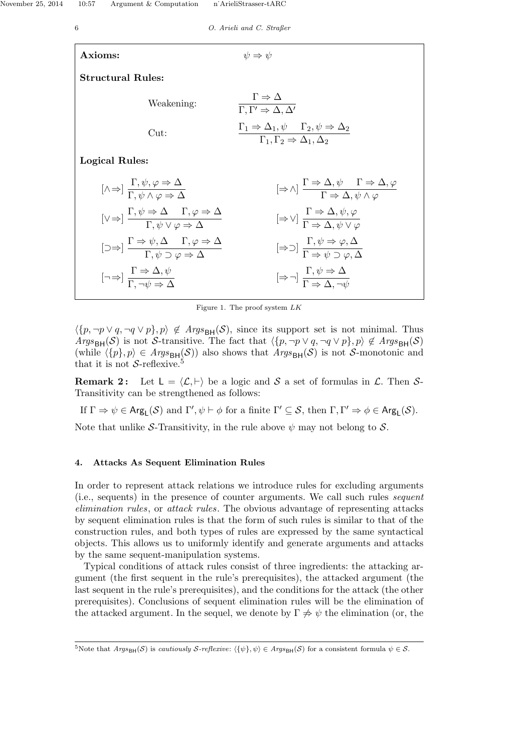**Axioms:** $\psi \Rightarrow \psi$

**Structural Rules:**

Weakening: $$\frac{\Gamma \Rightarrow \Delta}{\Gamma, \Gamma' \Rightarrow \Delta, \Delta'}$$

Cut: $$\frac{\Gamma_1 \Rightarrow \Delta_1, \psi \quad \Gamma_2, \psi \Rightarrow \Delta_2}{\Gamma_1, \Gamma_2 \Rightarrow \Delta_1, \Delta_2}$$

**Logical Rules:**

$$[\wedge\Rightarrow]\ \frac{\Gamma, \psi, \varphi \Rightarrow \Delta}{\Gamma, \psi \wedge \varphi \Rightarrow \Delta} \qquad [\Rightarrow\wedge]\ \frac{\Gamma \Rightarrow \Delta, \psi \quad \Gamma \Rightarrow \Delta, \varphi}{\Gamma \Rightarrow \Delta, \psi \wedge \varphi}$$

$$[\vee\Rightarrow]\ \frac{\Gamma, \psi \Rightarrow \Delta \quad \Gamma, \varphi \Rightarrow \Delta}{\Gamma, \psi \vee \varphi \Rightarrow \Delta} \qquad [\Rightarrow\vee]\ \frac{\Gamma \Rightarrow \Delta, \psi, \varphi}{\Gamma \Rightarrow \Delta, \psi \vee \varphi}$$

$$[\supset\Rightarrow]\ \frac{\Gamma \Rightarrow \psi, \Delta \quad \Gamma, \varphi \Rightarrow \Delta}{\Gamma, \psi \supset \varphi \Rightarrow \Delta} \qquad [\Rightarrow\supset]\ \frac{\Gamma, \psi \Rightarrow \varphi, \Delta}{\Gamma \Rightarrow \psi \supset \varphi, \Delta}$$

$$[\neg\Rightarrow]\ \frac{\Gamma \Rightarrow \Delta, \psi}{\Gamma, \neg\psi \Rightarrow \Delta} \qquad [\Rightarrow\neg]\ \frac{\Gamma, \psi \Rightarrow \Delta}{\Gamma \Rightarrow \Delta, \neg\psi}$$

Figure 1. The proof system $LK$

$\langle\{p, \neg p \vee q, \neg q \vee p\}, p\rangle \notin Args_{\mathsf{BH}}(\mathcal{S})$, since its support set is not minimal. Thus $Args_{\mathsf{BH}}(\mathcal{S})$ is not $\mathcal{S}$-transitive. The fact that $\langle\{p, \neg p \vee q, \neg q \vee p\}, p\rangle \notin Args_{\mathsf{BH}}(\mathcal{S})$ (while $\langle\{p\}, p\rangle \in Args_{\mathsf{BH}}(\mathcal{S})$) also shows that $Args_{\mathsf{BH}}(\mathcal{S})$ is not $\mathcal{S}$-monotonic and that it is not $\mathcal{S}$-reflexive.[5]

**Remark 2:** Let $\mathsf{L} = \langle \mathcal{L}, \vdash \rangle$ be a logic and $\mathcal{S}$ a set of formulas in $\mathcal{L}$. Then $\mathcal{S}$-Transitivity can be strengthened as follows:

If $\Gamma \Rightarrow \psi \in \mathsf{Arg}_{\mathsf{L}}(\mathcal{S})$ and $\Gamma', \psi \vdash \phi$ for a finite $\Gamma' \subseteq \mathcal{S}$, then $\Gamma, \Gamma' \Rightarrow \phi \in \mathsf{Arg}_{\mathsf{L}}(\mathcal{S})$.

Note that unlike $\mathcal{S}$-Transitivity, in the rule above $\psi$ may not belong to $\mathcal{S}$.

## 4. Attacks As Sequent Elimination Rules

In order to represent attack relations we introduce rules for excluding arguments (i.e., sequents) in the presence of counter arguments. We call such rules *sequent elimination rules*, or *attack rules*. The obvious advantage of representing attacks by sequent elimination rules is that the form of such rules is similar to that of the construction rules, and both types of rules are expressed by the same syntactical objects. This allows us to uniformly identify and generate arguments and attacks by the same sequent-manipulation systems.

Typical conditions of attack rules consist of three ingredients: the attacking argument (the first sequent in the rule's prerequisites), the attacked argument (the last sequent in the rule's prerequisites), and the conditions for the attack (the other prerequisites). Conclusions of sequent elimination rules will be the elimination of the attacked argument. In the sequel, we denote by $\Gamma \not\Rightarrow \psi$ the elimination (or, the

[5] Note that $Args_{\mathsf{BH}}(\mathcal{S})$ is *cautiously $\mathcal{S}$-reflexive*: $\langle\{\psi\}, \psi\rangle \in Args_{\mathsf{BH}}(\mathcal{S})$ for a consistent formula $\psi \in \mathcal{S}$.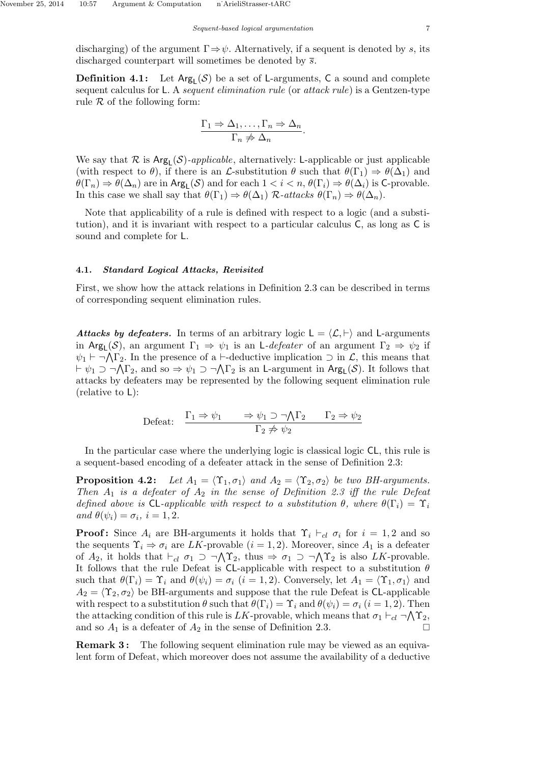discharging) of the argument $\Gamma \Rightarrow \psi$. Alternatively, if a sequent is denoted by $s$, its discharged counterpart will sometimes be denoted by $\overline{s}$.

**Definition 4.1:** Let $\mathsf{Arg}_{\mathsf{L}}(\mathcal{S})$ be a set of $\mathsf{L}$-arguments, $\mathsf{C}$ a sound and complete sequent calculus for $\mathsf{L}$. A *sequent elimination rule* (or *attack rule*) is a Gentzen-type rule $\mathcal{R}$ of the following form:

$$\frac{\Gamma_1 \Rightarrow \Delta_1, \ldots, \Gamma_n \Rightarrow \Delta_n}{\Gamma_n \not\Rightarrow \Delta_n}.$$

We say that $\mathcal{R}$ is $\mathsf{Arg}_{\mathsf{L}}(\mathcal{S})$-*applicable*, alternatively: $\mathsf{L}$-applicable or just applicable (with respect to $\theta$), if there is an $\mathcal{L}$-substitution $\theta$ such that $\theta(\Gamma_1) \Rightarrow \theta(\Delta_1)$ and $\theta(\Gamma_n) \Rightarrow \theta(\Delta_n)$ are in $\mathsf{Arg}_{\mathsf{L}}(\mathcal{S})$ and for each $1 < i < n$, $\theta(\Gamma_i) \Rightarrow \theta(\Delta_i)$ is $\mathsf{C}$-provable. In this case we shall say that $\theta(\Gamma_1) \Rightarrow \theta(\Delta_1)$ $\mathcal{R}$-*attacks* $\theta(\Gamma_n) \Rightarrow \theta(\Delta_n)$.

Note that applicability of a rule is defined with respect to a logic (and a substitution), and it is invariant with respect to a particular calculus $\mathsf{C}$, as long as $\mathsf{C}$ is sound and complete for $\mathsf{L}$.

### 4.1. *Standard Logical Attacks, Revisited*

First, we show how the attack relations in Definition 2.3 can be described in terms of corresponding sequent elimination rules.

***Attacks by defeaters.*** In terms of an arbitrary logic $\mathsf{L} = \langle \mathcal{L}, \vdash \rangle$ and $\mathsf{L}$-arguments in $\mathsf{Arg}_{\mathsf{L}}(\mathcal{S})$, an argument $\Gamma_1 \Rightarrow \psi_1$ is an $\mathsf{L}$-*defeater* of an argument $\Gamma_2 \Rightarrow \psi_2$ if $\psi_1 \vdash \neg \bigwedge \Gamma_2$. In the presence of a $\vdash$-deductive implication $\supset$ in $\mathcal{L}$, this means that $\vdash \psi_1 \supset \neg \bigwedge \Gamma_2$, and so $\Rightarrow \psi_1 \supset \neg \bigwedge \Gamma_2$ is an $\mathsf{L}$-argument in $\mathsf{Arg}_{\mathsf{L}}(\mathcal{S})$. It follows that attacks by defeaters may be represented by the following sequent elimination rule (relative to $\mathsf{L}$):

$$\text{Defeat:} \quad \frac{\Gamma_1 \Rightarrow \psi_1 \qquad \Rightarrow \psi_1 \supset \neg \bigwedge \Gamma_2 \qquad \Gamma_2 \Rightarrow \psi_2}{\Gamma_2 \not\Rightarrow \psi_2}$$

In the particular case where the underlying logic is classical logic $\mathsf{CL}$, this rule is a sequent-based encoding of a defeater attack in the sense of Definition 2.3:

**Proposition 4.2:** *Let $A_1 = \langle \Upsilon_1, \sigma_1 \rangle$ and $A_2 = \langle \Upsilon_2, \sigma_2 \rangle$ be two BH-arguments. Then $A_1$ is a defeater of $A_2$ in the sense of Definition 2.3 iff the rule Defeat defined above is $\mathsf{CL}$-applicable with respect to a substitution $\theta$, where $\theta(\Gamma_i) = \Upsilon_i$ and $\theta(\psi_i) = \sigma_i$, $i = 1, 2$.*

**Proof:** Since $A_i$ are BH-arguments it holds that $\Upsilon_i \vdash_{cl} \sigma_i$ for $i = 1, 2$ and so the sequents $\Upsilon_i \Rightarrow \sigma_i$ are $LK$-provable ($i = 1, 2$). Moreover, since $A_1$ is a defeater of $A_2$, it holds that $\vdash_{cl} \sigma_1 \supset \neg \bigwedge \Upsilon_2$, thus $\Rightarrow \sigma_1 \supset \neg \bigwedge \Upsilon_2$ is also $LK$-provable. It follows that the rule Defeat is $\mathsf{CL}$-applicable with respect to a substitution $\theta$ such that $\theta(\Gamma_i) = \Upsilon_i$ and $\theta(\psi_i) = \sigma_i$ ($i = 1, 2$). Conversely, let $A_1 = \langle \Upsilon_1, \sigma_1 \rangle$ and $A_2 = \langle \Upsilon_2, \sigma_2 \rangle$ be BH-arguments and suppose that the rule Defeat is $\mathsf{CL}$-applicable with respect to a substitution $\theta$ such that $\theta(\Gamma_i) = \Upsilon_i$ and $\theta(\psi_i) = \sigma_i$ ($i = 1, 2$). Then the attacking condition of this rule is $LK$-provable, which means that $\sigma_1 \vdash_{cl} \neg \bigwedge \Upsilon_2$, and so $A_1$ is a defeater of $A_2$ in the sense of Definition 2.3. □

**Remark 3:** The following sequent elimination rule may be viewed as an equivalent form of Defeat, which moreover does not assume the availability of a deductive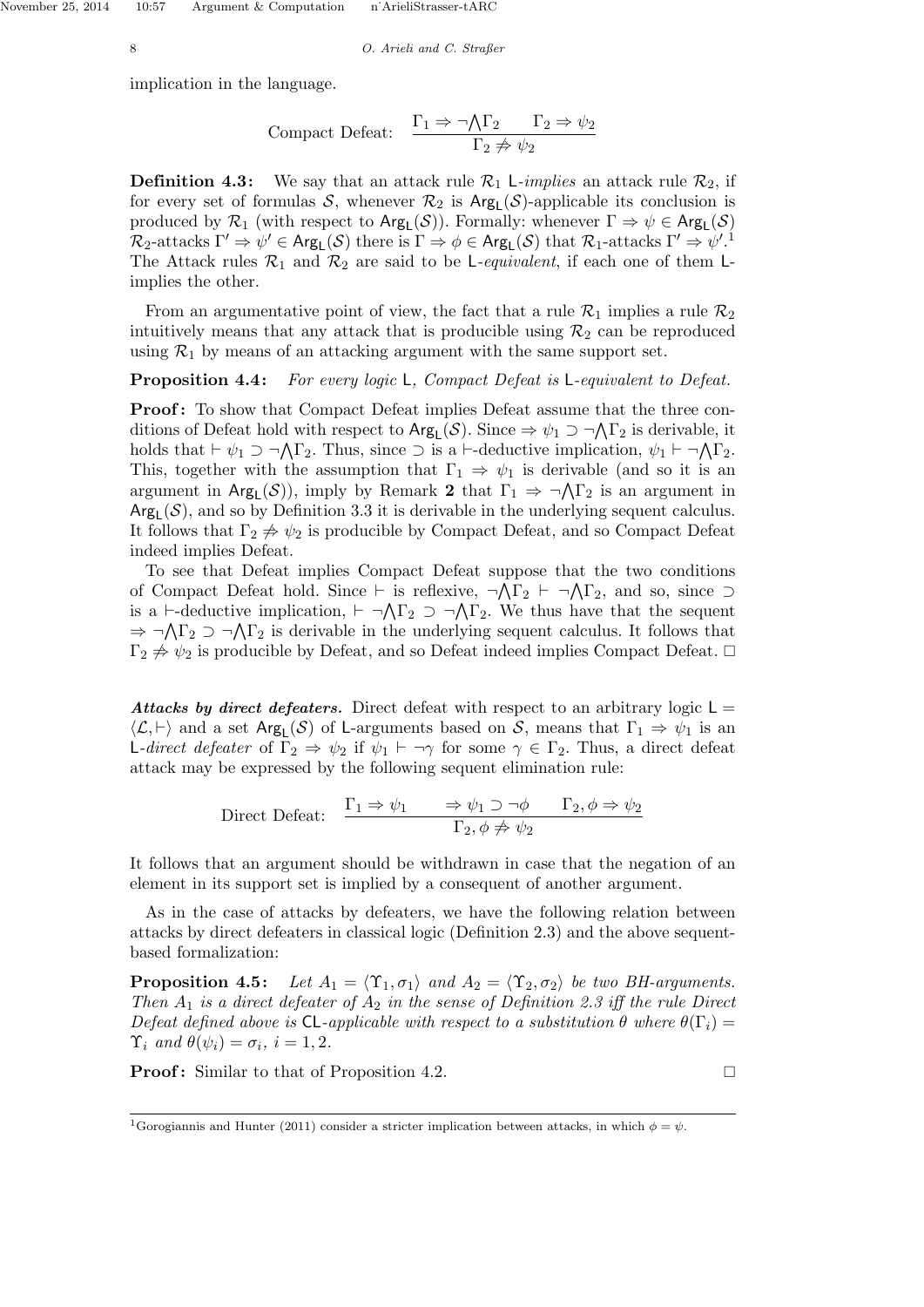implication in the language.

$$\text{Compact Defeat:} \quad \frac{\Gamma_1 \Rightarrow \neg\bigwedge\Gamma_2 \qquad \Gamma_2 \Rightarrow \psi_2}{\Gamma_2 \not\Rightarrow \psi_2}$$

**Definition 4.3:** We say that an attack rule $\mathcal{R}_1$ $\mathsf{L}$-*implies* an attack rule $\mathcal{R}_2$, if for every set of formulas $\mathcal{S}$, whenever $\mathcal{R}_2$ is $\mathsf{Arg_L}(\mathcal{S})$-applicable its conclusion is produced by $\mathcal{R}_1$ (with respect to $\mathsf{Arg_L}(\mathcal{S})$). Formally: whenever $\Gamma \Rightarrow \psi \in \mathsf{Arg_L}(\mathcal{S})$ $\mathcal{R}_2$-attacks $\Gamma' \Rightarrow \psi' \in \mathsf{Arg_L}(\mathcal{S})$ there is $\Gamma \Rightarrow \phi \in \mathsf{Arg_L}(\mathcal{S})$ that $\mathcal{R}_1$-attacks $\Gamma' \Rightarrow \psi'$.[1] The Attack rules $\mathcal{R}_1$ and $\mathcal{R}_2$ are said to be $\mathsf{L}$-*equivalent*, if each one of them $\mathsf{L}$-implies the other.

From an argumentative point of view, the fact that a rule $\mathcal{R}_1$ implies a rule $\mathcal{R}_2$ intuitively means that any attack that is producible using $\mathcal{R}_2$ can be reproduced using $\mathcal{R}_1$ by means of an attacking argument with the same support set.

**Proposition 4.4:** *For every logic* $\mathsf{L}$*, Compact Defeat is* $\mathsf{L}$*-equivalent to Defeat.*

**Proof:** To show that Compact Defeat implies Defeat assume that the three conditions of Defeat hold with respect to $\mathsf{Arg_L}(\mathcal{S})$. Since $\Rightarrow \psi_1 \supset \neg\bigwedge\Gamma_2$ is derivable, it holds that $\vdash \psi_1 \supset \neg\bigwedge\Gamma_2$. Thus, since $\supset$ is a $\vdash$-deductive implication, $\psi_1 \vdash \neg\bigwedge\Gamma_2$. This, together with the assumption that $\Gamma_1 \Rightarrow \psi_1$ is derivable (and so it is an argument in $\mathsf{Arg_L}(\mathcal{S})$), imply by Remark **2** that $\Gamma_1 \Rightarrow \neg\bigwedge\Gamma_2$ is an argument in $\mathsf{Arg_L}(\mathcal{S})$, and so by Definition 3.3 it is derivable in the underlying sequent calculus. It follows that $\Gamma_2 \not\Rightarrow \psi_2$ is producible by Compact Defeat, and so Compact Defeat indeed implies Defeat.

To see that Defeat implies Compact Defeat suppose that the two conditions of Compact Defeat hold. Since $\vdash$ is reflexive, $\neg\bigwedge\Gamma_2 \vdash \neg\bigwedge\Gamma_2$, and so, since $\supset$ is a $\vdash$-deductive implication, $\vdash \neg\bigwedge\Gamma_2 \supset \neg\bigwedge\Gamma_2$. We thus have that the sequent $\Rightarrow \neg\bigwedge\Gamma_2 \supset \neg\bigwedge\Gamma_2$ is derivable in the underlying sequent calculus. It follows that $\Gamma_2 \not\Rightarrow \psi_2$ is producible by Defeat, and so Defeat indeed implies Compact Defeat. □

***Attacks by direct defeaters.*** Direct defeat with respect to an arbitrary logic $\mathsf{L} = \langle \mathcal{L}, \vdash \rangle$ and a set $\mathsf{Arg_L}(\mathcal{S})$ of $\mathsf{L}$-arguments based on $\mathcal{S}$, means that $\Gamma_1 \Rightarrow \psi_1$ is an $\mathsf{L}$-*direct defeater* of $\Gamma_2 \Rightarrow \psi_2$ if $\psi_1 \vdash \neg\gamma$ for some $\gamma \in \Gamma_2$. Thus, a direct defeat attack may be expressed by the following sequent elimination rule:

$$\text{Direct Defeat:} \quad \frac{\Gamma_1 \Rightarrow \psi_1 \qquad \Rightarrow \psi_1 \supset \neg\phi \qquad \Gamma_2, \phi \Rightarrow \psi_2}{\Gamma_2, \phi \not\Rightarrow \psi_2}$$

It follows that an argument should be withdrawn in case that the negation of an element in its support set is implied by a consequent of another argument.

As in the case of attacks by defeaters, we have the following relation between attacks by direct defeaters in classical logic (Definition 2.3) and the above sequent-based formalization:

**Proposition 4.5:** *Let* $A_1 = \langle \Upsilon_1, \sigma_1 \rangle$ *and* $A_2 = \langle \Upsilon_2, \sigma_2 \rangle$ *be two BH-arguments. Then* $A_1$ *is a direct defeater of* $A_2$ *in the sense of Definition 2.3 iff the rule Direct Defeat defined above is* $\mathsf{CL}$*-applicable with respect to a substitution* $\theta$ *where* $\theta(\Gamma_i) = \Upsilon_i$ *and* $\theta(\psi_i) = \sigma_i$*,* $i = 1, 2$*.*

**Proof:** Similar to that of Proposition 4.2. □

---

[1] Gorogiannis and Hunter (2011) consider a stricter implication between attacks, in which $\phi = \psi$.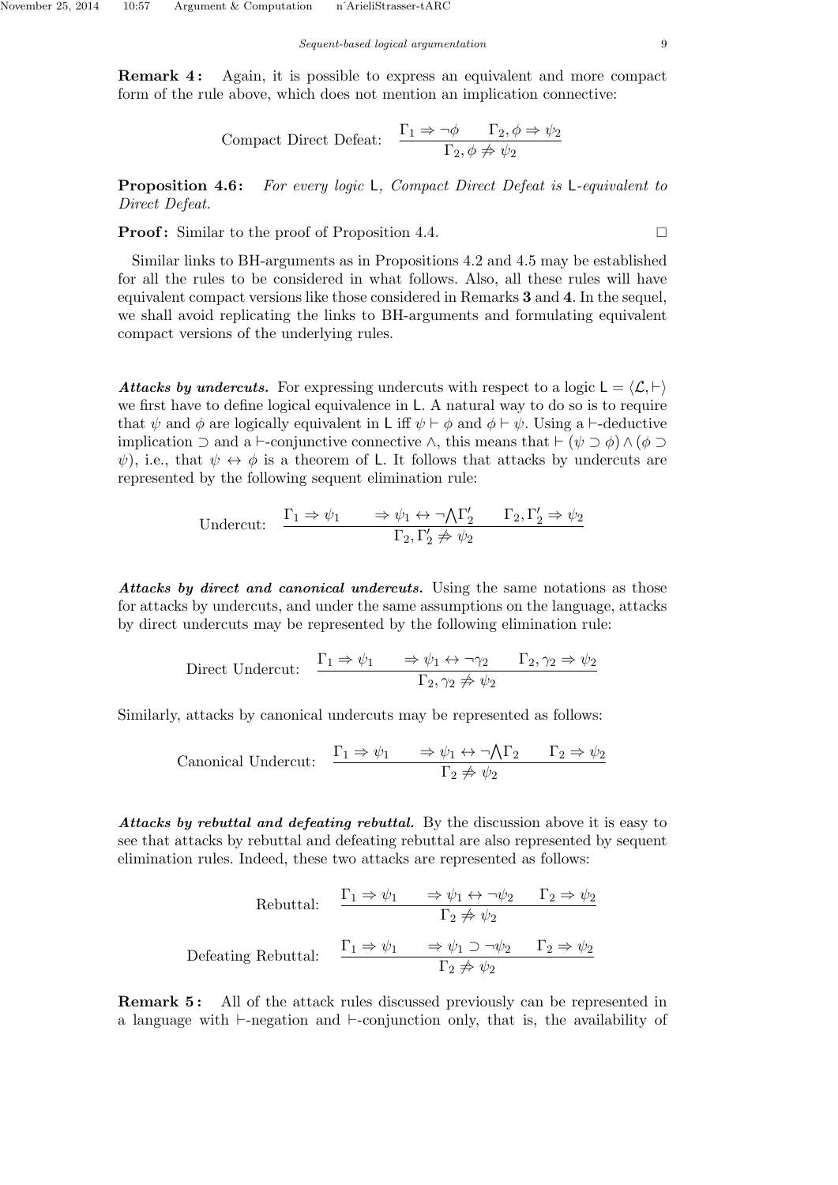**Remark 4 :** Again, it is possible to express an equivalent and more compact form of the rule above, which does not mention an implication connective:

$$\text{Compact Direct Defeat:} \quad \frac{\Gamma_1 \Rightarrow \neg\phi \qquad \Gamma_2, \phi \Rightarrow \psi_2}{\Gamma_2, \phi \not\Rightarrow \psi_2}$$

**Proposition 4.6 :** *For every logic* $\mathsf{L}$*, Compact Direct Defeat is* $\mathsf{L}$*-equivalent to Direct Defeat.*

**Proof :** Similar to the proof of Proposition 4.4. □

Similar links to BH-arguments as in Propositions 4.2 and 4.5 may be established for all the rules to be considered in what follows. Also, all these rules will have equivalent compact versions like those considered in Remarks **3** and **4**. In the sequel, we shall avoid replicating the links to BH-arguments and formulating equivalent compact versions of the underlying rules.

***Attacks by undercuts.*** For expressing undercuts with respect to a logic $\mathsf{L} = \langle \mathcal{L}, \vdash \rangle$ we first have to define logical equivalence in $\mathsf{L}$. A natural way to do so is to require that $\psi$ and $\phi$ are logically equivalent in $\mathsf{L}$ iff $\psi \vdash \phi$ and $\phi \vdash \psi$. Using a $\vdash$-deductive implication $\supset$ and a $\vdash$-conjunctive connective $\wedge$, this means that $\vdash (\psi \supset \phi) \wedge (\phi \supset \psi)$, i.e., that $\psi \leftrightarrow \phi$ is a theorem of $\mathsf{L}$. It follows that attacks by undercuts are represented by the following sequent elimination rule:

$$\text{Undercut:} \quad \frac{\Gamma_1 \Rightarrow \psi_1 \qquad \Rightarrow \psi_1 \leftrightarrow \neg\bigwedge\Gamma_2' \qquad \Gamma_2, \Gamma_2' \Rightarrow \psi_2}{\Gamma_2, \Gamma_2' \not\Rightarrow \psi_2}$$

***Attacks by direct and canonical undercuts.*** Using the same notations as those for attacks by undercuts, and under the same assumptions on the language, attacks by direct undercuts may be represented by the following elimination rule:

$$\text{Direct Undercut:} \quad \frac{\Gamma_1 \Rightarrow \psi_1 \qquad \Rightarrow \psi_1 \leftrightarrow \neg\gamma_2 \qquad \Gamma_2, \gamma_2 \Rightarrow \psi_2}{\Gamma_2, \gamma_2 \not\Rightarrow \psi_2}$$

Similarly, attacks by canonical undercuts may be represented as follows:

$$\text{Canonical Undercut:} \quad \frac{\Gamma_1 \Rightarrow \psi_1 \qquad \Rightarrow \psi_1 \leftrightarrow \neg\bigwedge\Gamma_2 \qquad \Gamma_2 \Rightarrow \psi_2}{\Gamma_2 \not\Rightarrow \psi_2}$$

***Attacks by rebuttal and defeating rebuttal.*** By the discussion above it is easy to see that attacks by rebuttal and defeating rebuttal are also represented by sequent elimination rules. Indeed, these two attacks are represented as follows:

$$\text{Rebuttal:} \quad \frac{\Gamma_1 \Rightarrow \psi_1 \qquad \Rightarrow \psi_1 \leftrightarrow \neg\psi_2 \qquad \Gamma_2 \Rightarrow \psi_2}{\Gamma_2 \not\Rightarrow \psi_2}$$

$$\text{Defeating Rebuttal:} \quad \frac{\Gamma_1 \Rightarrow \psi_1 \qquad \Rightarrow \psi_1 \supset \neg\psi_2 \qquad \Gamma_2 \Rightarrow \psi_2}{\Gamma_2 \not\Rightarrow \psi_2}$$

**Remark 5 :** All of the attack rules discussed previously can be represented in a language with $\vdash$-negation and $\vdash$-conjunction only, that is, the availability of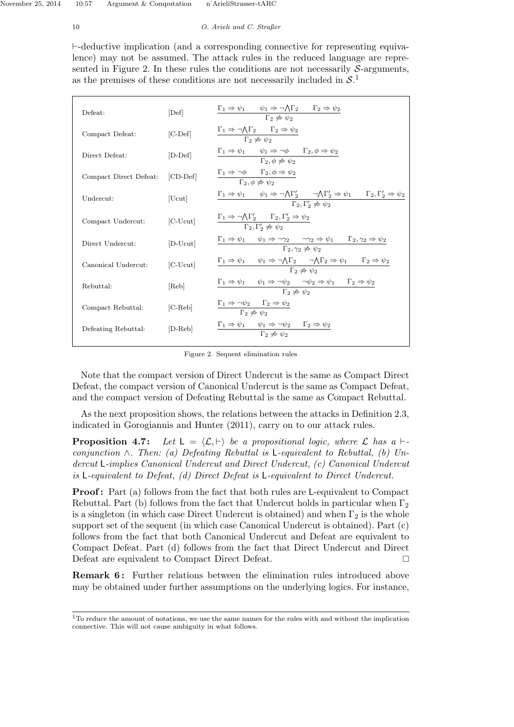⊢-deductive implication (and a corresponding connective for representing equivalence) may not be assumed. The attack rules in the reduced language are represented in Figure 2. In these rules the conditions are not necessarily $\mathcal{S}$-arguments, as the premises of these conditions are not necessarily included in $\mathcal{S}$.[1]

| | | |
|---|---|---|
| Defeat: | [Def] | $\dfrac{\Gamma_1 \Rightarrow \psi_1 \quad \psi_1 \Rightarrow \neg\bigwedge\Gamma_2 \quad \Gamma_2 \Rightarrow \psi_2}{\Gamma_2 \not\Rightarrow \psi_2}$ |
| Compact Defeat: | [C-Def] | $\dfrac{\Gamma_1 \Rightarrow \neg\bigwedge\Gamma_2 \quad \Gamma_2 \Rightarrow \psi_2}{\Gamma_2 \not\Rightarrow \psi_2}$ |
| Direct Defeat: | [D-Def] | $\dfrac{\Gamma_1 \Rightarrow \psi_1 \quad \psi_1 \Rightarrow \neg\phi \quad \Gamma_2, \phi \Rightarrow \psi_2}{\Gamma_2, \phi \not\Rightarrow \psi_2}$ |
| Compact Direct Defeat: | [CD-Def] | $\dfrac{\Gamma_1 \Rightarrow \neg\phi \quad \Gamma_2, \phi \Rightarrow \psi_2}{\Gamma_2, \phi \not\Rightarrow \psi_2}$ |
| Undercut: | [Ucut] | $\dfrac{\Gamma_1 \Rightarrow \psi_1 \quad \psi_1 \Rightarrow \neg\bigwedge\Gamma_2' \quad \neg\bigwedge\Gamma_2' \Rightarrow \psi_1 \quad \Gamma_2, \Gamma_2' \Rightarrow \psi_2}{\Gamma_2, \Gamma_2' \not\Rightarrow \psi_2}$ |
| Compact Undercut: | [C-Ucut] | $\dfrac{\Gamma_1 \Rightarrow \neg\bigwedge\Gamma_2' \quad \Gamma_2, \Gamma_2' \Rightarrow \psi_2}{\Gamma_2, \Gamma_2' \not\Rightarrow \psi_2}$ |
| Direct Undercut: | [D-Ucut] | $\dfrac{\Gamma_1 \Rightarrow \psi_1 \quad \psi_1 \Rightarrow \neg\gamma_2 \quad \neg\gamma_2 \Rightarrow \psi_1 \quad \Gamma_2, \gamma_2 \Rightarrow \psi_2}{\Gamma_2, \gamma_2 \not\Rightarrow \psi_2}$ |
| Canonical Undercut: | [C-Ucut] | $\dfrac{\Gamma_1 \Rightarrow \psi_1 \quad \psi_1 \Rightarrow \neg\bigwedge\Gamma_2 \quad \neg\bigwedge\Gamma_2 \Rightarrow \psi_1 \quad \Gamma_2 \Rightarrow \psi_2}{\Gamma_2 \not\Rightarrow \psi_2}$ |
| Rebuttal: | [Reb] | $\dfrac{\Gamma_1 \Rightarrow \psi_1 \quad \psi_1 \Rightarrow \neg\psi_2 \quad \neg\psi_2 \Rightarrow \psi_1 \quad \Gamma_2 \Rightarrow \psi_2}{\Gamma_2 \not\Rightarrow \psi_2}$ |
| Compact Rebuttal: | [C-Reb] | $\dfrac{\Gamma_1 \Rightarrow \neg\psi_2 \quad \Gamma_2 \Rightarrow \psi_2}{\Gamma_2 \not\Rightarrow \psi_2}$ |
| Defeating Rebuttal: | [D-Reb] | $\dfrac{\Gamma_1 \Rightarrow \psi_1 \quad \psi_1 \Rightarrow \neg\psi_2 \quad \Gamma_2 \Rightarrow \psi_2}{\Gamma_2 \not\Rightarrow \psi_2}$ |

Figure 2. Sequent elimination rules

Note that the compact version of Direct Undercut is the same as Compact Direct Defeat, the compact version of Canonical Undercut is the same as Compact Defeat, and the compact version of Defeating Rebuttal is the same as Compact Rebuttal.

As the next proposition shows, the relations between the attacks in Definition 2.3, indicated in Gorogiannis and Hunter (2011), carry on to our attack rules.

**Proposition 4.7:** *Let* $\mathsf{L} = \langle \mathcal{L}, \vdash \rangle$ *be a propositional logic, where* $\mathcal{L}$ *has a* ⊢*-conjunction* $\wedge$*. Then: (a) Defeating Rebuttal is* $\mathsf{L}$*-equivalent to Rebuttal, (b) Undercut* $\mathsf{L}$*-implies Canonical Undercut and Direct Undercut, (c) Canonical Undercut is* $\mathsf{L}$*-equivalent to Defeat, (d) Direct Defeat is* $\mathsf{L}$*-equivalent to Direct Undercut.*

**Proof:** Part (a) follows from the fact that both rules are $\mathsf{L}$-equivalent to Compact Rebuttal. Part (b) follows from the fact that Undercut holds in particular when $\Gamma_2$ is a singleton (in which case Direct Undercut is obtained) and when $\Gamma_2$ is the whole support set of the sequent (in which case Canonical Undercut is obtained). Part (c) follows from the fact that both Canonical Undercut and Defeat are equivalent to Compact Defeat. Part (d) follows from the fact that Direct Undercut and Direct Defeat are equivalent to Compact Direct Defeat. □

**Remark 6:** Further relations between the elimination rules introduced above may be obtained under further assumptions on the underlying logics. For instance,

[1] To reduce the amount of notations, we use the same names for the rules with and without the implication connective. This will not cause ambiguity in what follows.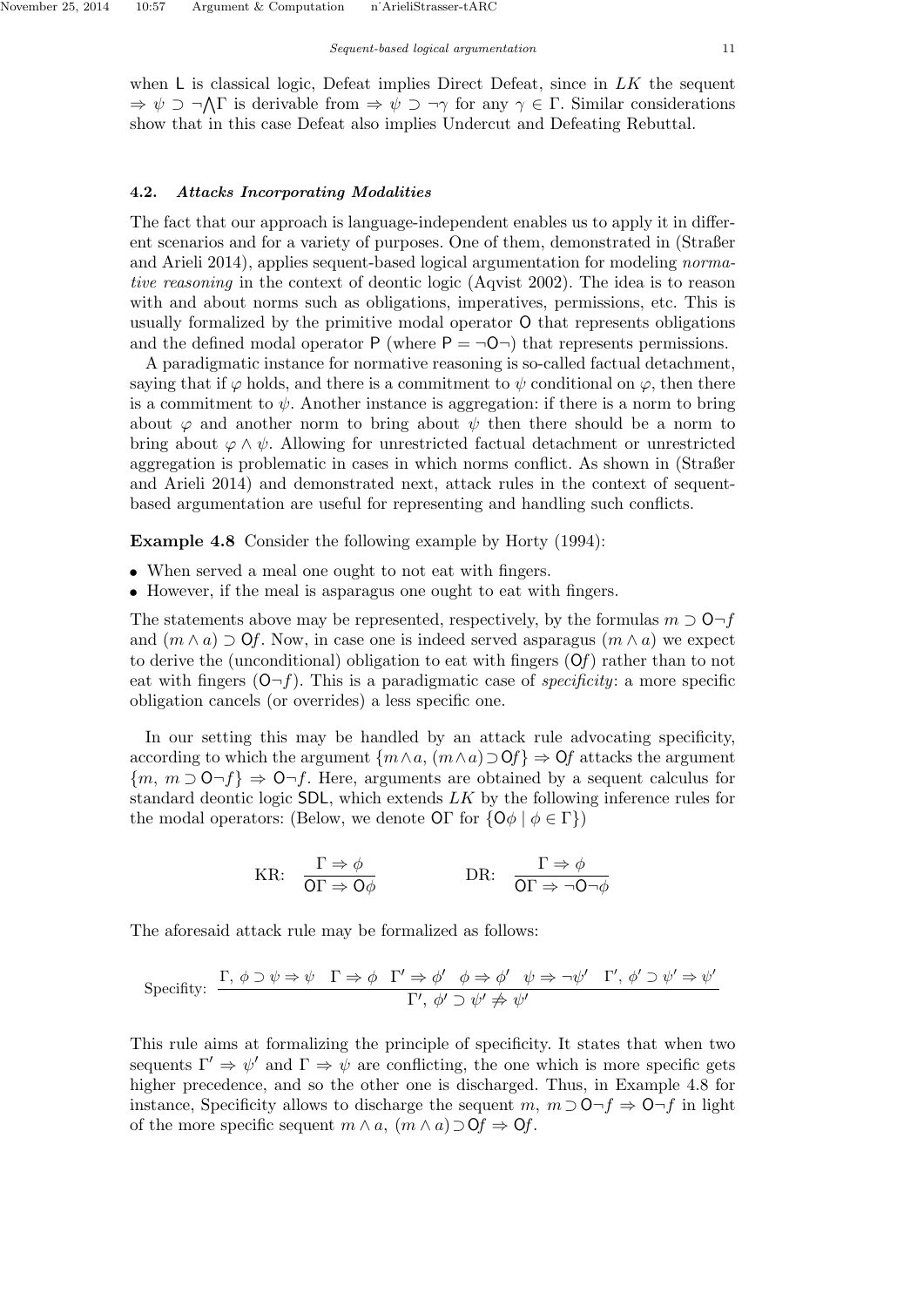when $\mathsf{L}$ is classical logic, Defeat implies Direct Defeat, since in $LK$ the sequent $\Rightarrow \psi \supset \neg \bigwedge \Gamma$ is derivable from $\Rightarrow \psi \supset \neg\gamma$ for any $\gamma \in \Gamma$. Similar considerations show that in this case Defeat also implies Undercut and Defeating Rebuttal.

### 4.2. *Attacks Incorporating Modalities*

The fact that our approach is language-independent enables us to apply it in different scenarios and for a variety of purposes. One of them, demonstrated in (Straßer and Arieli 2014), applies sequent-based logical argumentation for modeling *normative reasoning* in the context of deontic logic (Aqvist 2002). The idea is to reason with and about norms such as obligations, imperatives, permissions, etc. This is usually formalized by the primitive modal operator $\mathsf{O}$ that represents obligations and the defined modal operator $\mathsf{P}$ (where $\mathsf{P} = \neg\mathsf{O}\neg$) that represents permissions.

A paradigmatic instance for normative reasoning is so-called factual detachment, saying that if $\varphi$ holds, and there is a commitment to $\psi$ conditional on $\varphi$, then there is a commitment to $\psi$. Another instance is aggregation: if there is a norm to bring about $\varphi$ and another norm to bring about $\psi$ then there should be a norm to bring about $\varphi \wedge \psi$. Allowing for unrestricted factual detachment or unrestricted aggregation is problematic in cases in which norms conflict. As shown in (Straßer and Arieli 2014) and demonstrated next, attack rules in the context of sequent-based argumentation are useful for representing and handling such conflicts.

**Example 4.8** Consider the following example by Horty (1994):

- When served a meal one ought to not eat with fingers.
- However, if the meal is asparagus one ought to eat with fingers.

The statements above may be represented, respectively, by the formulas $m \supset \mathsf{O}\neg f$ and $(m \wedge a) \supset \mathsf{O}f$. Now, in case one is indeed served asparagus $(m \wedge a)$ we expect to derive the (unconditional) obligation to eat with fingers $(\mathsf{O}f)$ rather than to not eat with fingers $(\mathsf{O}\neg f)$. This is a paradigmatic case of *specificity*: a more specific obligation cancels (or overrides) a less specific one.

In our setting this may be handled by an attack rule advocating specificity, according to which the argument $\{m \wedge a,\ (m \wedge a) \supset \mathsf{O}f\} \Rightarrow \mathsf{O}f$ attacks the argument $\{m,\ m \supset \mathsf{O}\neg f\} \Rightarrow \mathsf{O}\neg f$. Here, arguments are obtained by a sequent calculus for standard deontic logic $\mathsf{SDL}$, which extends $LK$ by the following inference rules for the modal operators: (Below, we denote $\mathsf{O}\Gamma$ for $\{\mathsf{O}\phi \mid \phi \in \Gamma\}$)

$$\text{KR:} \quad \frac{\Gamma \Rightarrow \phi}{\mathsf{O}\Gamma \Rightarrow \mathsf{O}\phi} \qquad\qquad \text{DR:} \quad \frac{\Gamma \Rightarrow \phi}{\mathsf{O}\Gamma \Rightarrow \neg\mathsf{O}\neg\phi}$$

The aforesaid attack rule may be formalized as follows:

$$\text{Specifity:} \quad \frac{\Gamma,\ \phi \supset \psi \Rightarrow \psi \quad \Gamma \Rightarrow \phi \quad \Gamma' \Rightarrow \phi' \quad \phi \Rightarrow \phi' \quad \psi \Rightarrow \neg\psi' \quad \Gamma',\ \phi' \supset \psi' \Rightarrow \psi'}{\Gamma',\ \phi' \supset \psi' \not\Rightarrow \psi'}$$

This rule aims at formalizing the principle of specificity. It states that when two sequents $\Gamma' \Rightarrow \psi'$ and $\Gamma \Rightarrow \psi$ are conflicting, the one which is more specific gets higher precedence, and so the other one is discharged. Thus, in Example 4.8 for instance, Specificity allows to discharge the sequent $m,\ m \supset \mathsf{O}\neg f \Rightarrow \mathsf{O}\neg f$ in light of the more specific sequent $m \wedge a,\ (m \wedge a) \supset \mathsf{O}f \Rightarrow \mathsf{O}f$.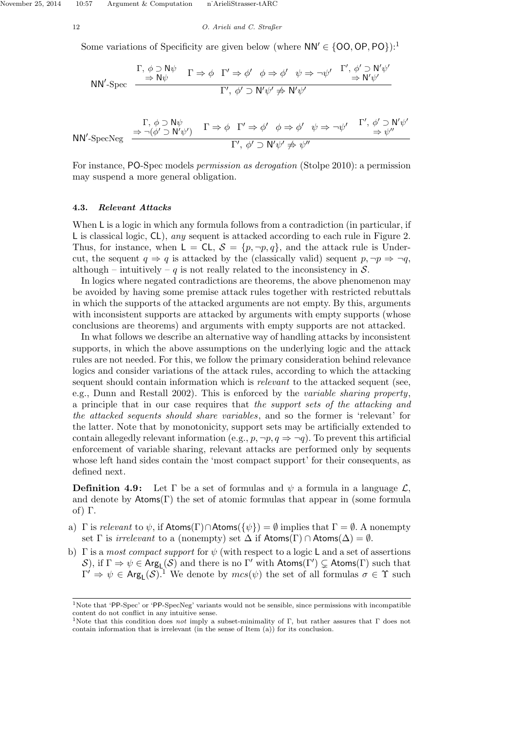Some variations of Specificity are given below (where $\mathsf{NN}' \in \{\mathsf{OO}, \mathsf{OP}, \mathsf{PO}\}$):[1]

$$\mathsf{NN}'\text{-Spec} \quad \frac{\begin{array}{c}\Gamma,\ \phi \supset \mathsf{N}\psi \\ \Rightarrow \mathsf{N}\psi\end{array} \quad \Gamma \Rightarrow \phi \quad \Gamma' \Rightarrow \phi' \quad \phi \Rightarrow \phi' \quad \psi \Rightarrow \neg\psi' \quad \begin{array}{c}\Gamma',\ \phi' \supset \mathsf{N}'\psi' \\ \Rightarrow \mathsf{N}'\psi'\end{array}}{\Gamma',\ \phi' \supset \mathsf{N}'\psi' \not\Rightarrow \mathsf{N}'\psi'}$$

$$\mathsf{NN}'\text{-SpecNeg} \quad \frac{\begin{array}{c}\Gamma,\ \phi \supset \mathsf{N}\psi \\ \Rightarrow \neg(\phi' \supset \mathsf{N}'\psi')\end{array} \quad \Gamma \Rightarrow \phi \quad \Gamma' \Rightarrow \phi' \quad \phi \Rightarrow \phi' \quad \psi \Rightarrow \neg\psi' \quad \begin{array}{c}\Gamma',\ \phi' \supset \mathsf{N}'\psi' \\ \Rightarrow \psi''\end{array}}{\Gamma',\ \phi' \supset \mathsf{N}'\psi' \not\Rightarrow \psi''}$$

For instance, PO-Spec models *permission as derogation* (Stolpe 2010): a permission may suspend a more general obligation.

### 4.3. *Relevant Attacks*

When $\mathsf{L}$ is a logic in which any formula follows from a contradiction (in particular, if $\mathsf{L}$ is classical logic, $\mathsf{CL}$), *any* sequent is attacked according to each rule in Figure 2. Thus, for instance, when $\mathsf{L} = \mathsf{CL}$, $\mathcal{S} = \{p, \neg p, q\}$, and the attack rule is Undercut, the sequent $q \Rightarrow q$ is attacked by the (classically valid) sequent $p, \neg p \Rightarrow \neg q$, although – intuitively – $q$ is not really related to the inconsistency in $\mathcal{S}$.

In logics where negated contradictions are theorems, the above phenomenon may be avoided by having some premise attack rules together with restricted rebuttals in which the supports of the attacked arguments are not empty. By this, arguments with inconsistent supports are attacked by arguments with empty supports (whose conclusions are theorems) and arguments with empty supports are not attacked.

In what follows we describe an alternative way of handling attacks by inconsistent supports, in which the above assumptions on the underlying logic and the attack rules are not needed. For this, we follow the primary consideration behind relevance logics and consider variations of the attack rules, according to which the attacking sequent should contain information which is *relevant* to the attacked sequent (see, e.g., Dunn and Restall 2002). This is enforced by the *variable sharing property*, a principle that in our case requires that *the support sets of the attacking and the attacked sequents should share variables*, and so the former is 'relevant' for the latter. Note that by monotonicity, support sets may be artificially extended to contain allegedly relevant information (e.g., $p, \neg p, q \Rightarrow \neg q$). To prevent this artificial enforcement of variable sharing, relevant attacks are performed only by sequents whose left hand sides contain the 'most compact support' for their consequents, as defined next.

**Definition 4.9:** Let $\Gamma$ be a set of formulas and $\psi$ a formula in a language $\mathcal{L}$, and denote by $\mathsf{Atoms}(\Gamma)$ the set of atomic formulas that appear in (some formula of) $\Gamma$.

a) $\Gamma$ is *relevant* to $\psi$, if $\mathsf{Atoms}(\Gamma) \cap \mathsf{Atoms}(\{\psi\}) = \emptyset$ implies that $\Gamma = \emptyset$. A nonempty set $\Gamma$ is *irrelevant* to a (nonempty) set $\Delta$ if $\mathsf{Atoms}(\Gamma) \cap \mathsf{Atoms}(\Delta) = \emptyset$.

b) $\Gamma$ is a *most compact support* for $\psi$ (with respect to a logic $\mathsf{L}$ and a set of assertions $\mathcal{S}$), if $\Gamma \Rightarrow \psi \in \mathsf{Arg}_{\mathsf{L}}(\mathcal{S})$ and there is no $\Gamma'$ with $\mathsf{Atoms}(\Gamma') \subsetneq \mathsf{Atoms}(\Gamma)$ such that $\Gamma' \Rightarrow \psi \in \mathsf{Arg}_{\mathsf{L}}(\mathcal{S})$.[1] We denote by $mcs(\psi)$ the set of all formulas $\sigma \in \Upsilon$ such

---

[1] Note that 'PP-Spec' or 'PP-SpecNeg' variants would not be sensible, since permissions with incompatible content do not conflict in any intuitive sense.

[1] Note that this condition does *not* imply a subset-minimality of $\Gamma$, but rather assures that $\Gamma$ does not contain information that is irrelevant (in the sense of Item (a)) for its conclusion.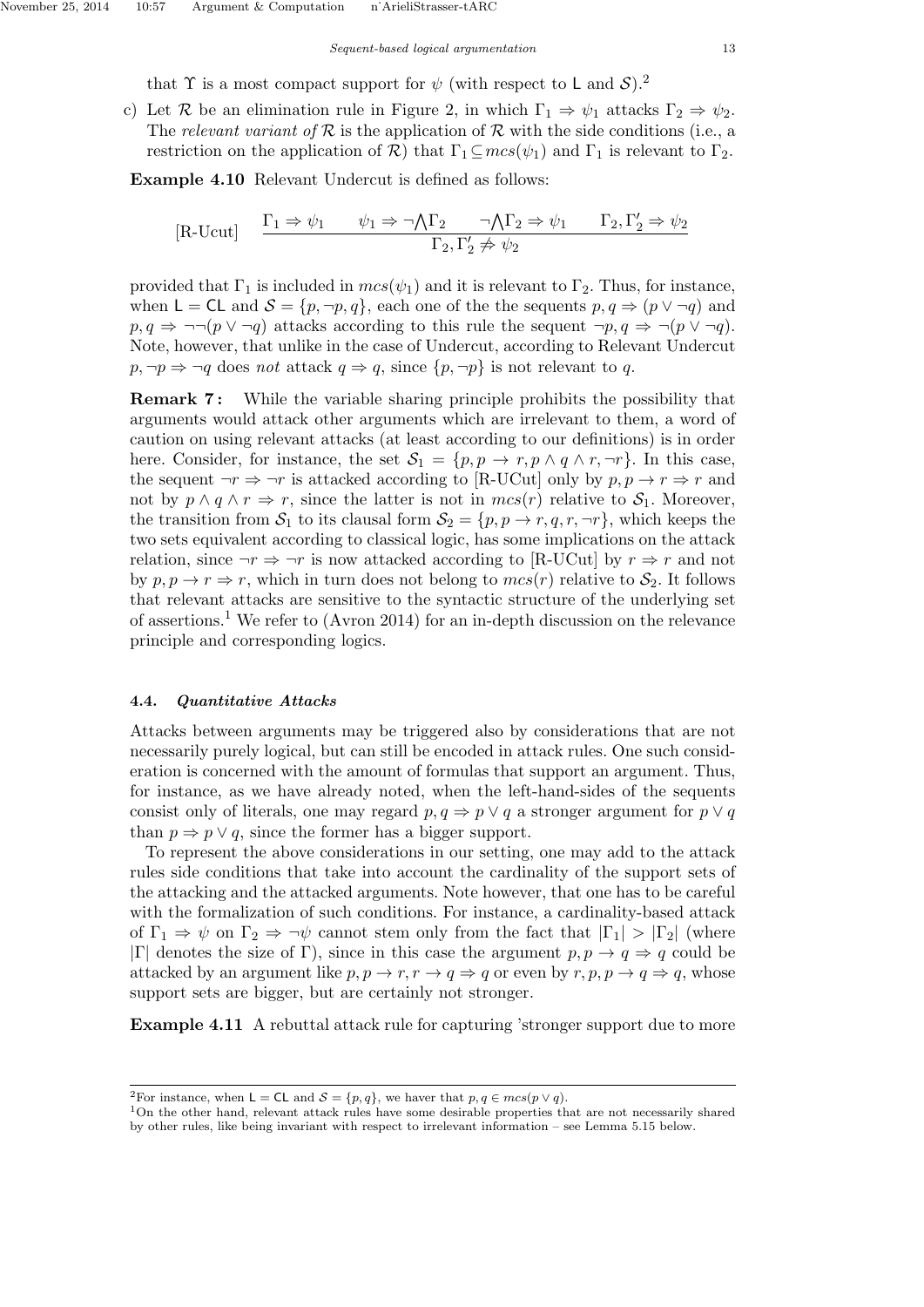that $\Upsilon$ is a most compact support for $\psi$ (with respect to $\mathsf{L}$ and $\mathcal{S}$).[2]

c) Let $\mathcal{R}$ be an elimination rule in Figure 2, in which $\Gamma_1 \Rightarrow \psi_1$ attacks $\Gamma_2 \Rightarrow \psi_2$. The *relevant variant of* $\mathcal{R}$ is the application of $\mathcal{R}$ with the side conditions (i.e., a restriction on the application of $\mathcal{R}$) that $\Gamma_1 \subseteq mcs(\psi_1)$ and $\Gamma_1$ is relevant to $\Gamma_2$.

**Example 4.10** Relevant Undercut is defined as follows:

$$[\text{R-Ucut}] \quad \frac{\Gamma_1 \Rightarrow \psi_1 \qquad \psi_1 \Rightarrow \neg\bigwedge\Gamma_2 \qquad \neg\bigwedge\Gamma_2 \Rightarrow \psi_1 \qquad \Gamma_2, \Gamma_2' \Rightarrow \psi_2}{\Gamma_2, \Gamma_2' \not\Rightarrow \psi_2}$$

provided that $\Gamma_1$ is included in $mcs(\psi_1)$ and it is relevant to $\Gamma_2$. Thus, for instance, when $\mathsf{L} = \mathsf{CL}$ and $\mathcal{S} = \{p, \neg p, q\}$, each one of the the sequents $p, q \Rightarrow (p \vee \neg q)$ and $p, q \Rightarrow \neg\neg(p \vee \neg q)$ attacks according to this rule the sequent $\neg p, q \Rightarrow \neg(p \vee \neg q)$. Note, however, that unlike in the case of Undercut, according to Relevant Undercut $p, \neg p \Rightarrow \neg q$ does *not* attack $q \Rightarrow q$, since $\{p, \neg p\}$ is not relevant to $q$.

**Remark 7 :** While the variable sharing principle prohibits the possibility that arguments would attack other arguments which are irrelevant to them, a word of caution on using relevant attacks (at least according to our definitions) is in order here. Consider, for instance, the set $\mathcal{S}_1 = \{p, p \to r, p \wedge q \wedge r, \neg r\}$. In this case, the sequent $\neg r \Rightarrow \neg r$ is attacked according to [R-UCut] only by $p, p \to r \Rightarrow r$ and not by $p \wedge q \wedge r \Rightarrow r$, since the latter is not in $mcs(r)$ relative to $\mathcal{S}_1$. Moreover, the transition from $\mathcal{S}_1$ to its clausal form $\mathcal{S}_2 = \{p, p \to r, q, r, \neg r\}$, which keeps the two sets equivalent according to classical logic, has some implications on the attack relation, since $\neg r \Rightarrow \neg r$ is now attacked according to [R-UCut] by $r \Rightarrow r$ and not by $p, p \to r \Rightarrow r$, which in turn does not belong to $mcs(r)$ relative to $\mathcal{S}_2$. It follows that relevant attacks are sensitive to the syntactic structure of the underlying set of assertions.[1] We refer to (Avron 2014) for an in-depth discussion on the relevance principle and corresponding logics.

### 4.4. *Quantitative Attacks*

Attacks between arguments may be triggered also by considerations that are not necessarily purely logical, but can still be encoded in attack rules. One such consideration is concerned with the amount of formulas that support an argument. Thus, for instance, as we have already noted, when the left-hand-sides of the sequents consist only of literals, one may regard $p, q \Rightarrow p \vee q$ a stronger argument for $p \vee q$ than $p \Rightarrow p \vee q$, since the former has a bigger support.

To represent the above considerations in our setting, one may add to the attack rules side conditions that take into account the cardinality of the support sets of the attacking and the attacked arguments. Note however, that one has to be careful with the formalization of such conditions. For instance, a cardinality-based attack of $\Gamma_1 \Rightarrow \psi$ on $\Gamma_2 \Rightarrow \neg\psi$ cannot stem only from the fact that $|\Gamma_1| > |\Gamma_2|$ (where $|\Gamma|$ denotes the size of $\Gamma$), since in this case the argument $p, p \to q \Rightarrow q$ could be attacked by an argument like $p, p \to r, r \to q \Rightarrow q$ or even by $r, p, p \to q \Rightarrow q$, whose support sets are bigger, but are certainly not stronger.

**Example 4.11** A rebuttal attack rule for capturing 'stronger support due to more

[2] For instance, when $\mathsf{L} = \mathsf{CL}$ and $\mathcal{S} = \{p, q\}$, we haver that $p, q \in mcs(p \vee q)$.

[1] On the other hand, relevant attack rules have some desirable properties that are not necessarily shared by other rules, like being invariant with respect to irrelevant information – see Lemma 5.15 below.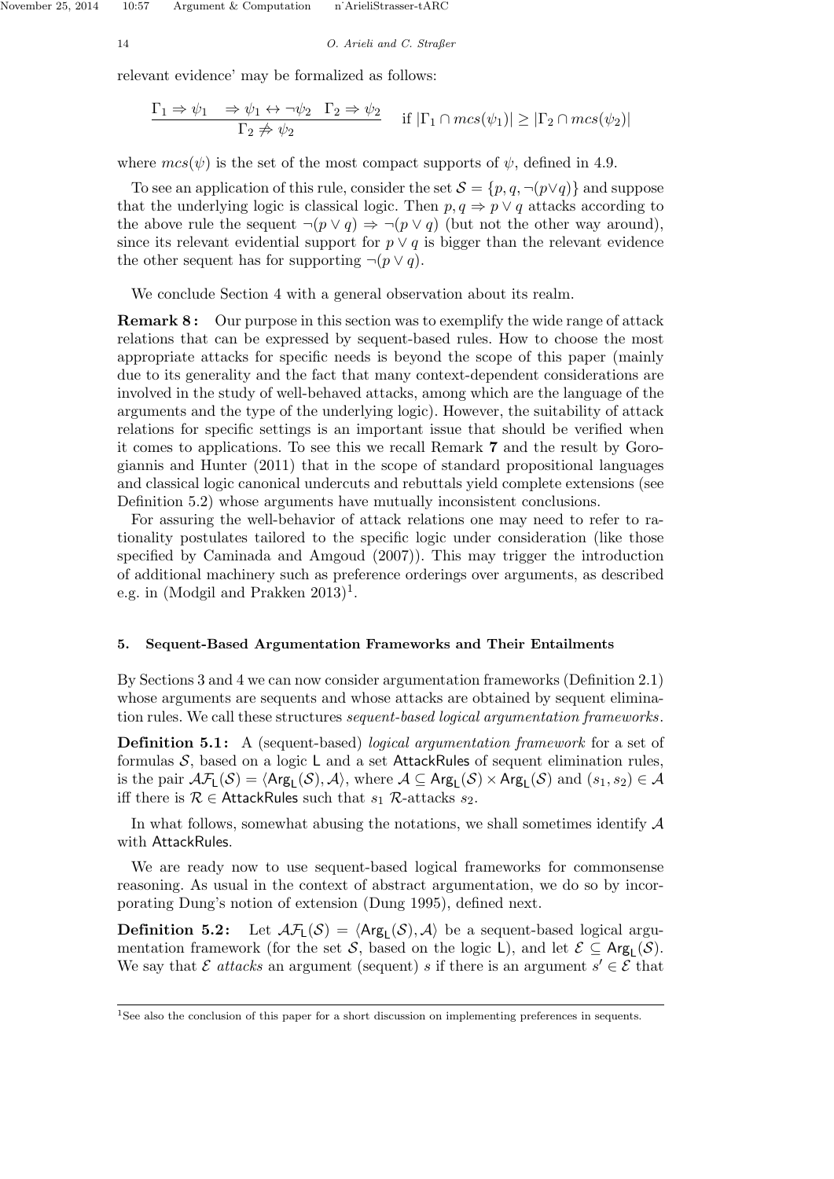relevant evidence' may be formalized as follows:

$$\frac{\Gamma_1 \Rightarrow \psi_1 \quad \Rightarrow \psi_1 \leftrightarrow \neg\psi_2 \quad \Gamma_2 \Rightarrow \psi_2}{\Gamma_2 \not\Rightarrow \psi_2} \quad \text{if } |\Gamma_1 \cap mcs(\psi_1)| \geq |\Gamma_2 \cap mcs(\psi_2)|$$

where $mcs(\psi)$ is the set of the most compact supports of $\psi$, defined in 4.9.

To see an application of this rule, consider the set $\mathcal{S} = \{p, q, \neg(p \vee q)\}$ and suppose that the underlying logic is classical logic. Then $p, q \Rightarrow p \vee q$ attacks according to the above rule the sequent $\neg(p \vee q) \Rightarrow \neg(p \vee q)$ (but not the other way around), since its relevant evidential support for $p \vee q$ is bigger than the relevant evidence the other sequent has for supporting $\neg(p \vee q)$.

We conclude Section 4 with a general observation about its realm.

**Remark 8 :** Our purpose in this section was to exemplify the wide range of attack relations that can be expressed by sequent-based rules. How to choose the most appropriate attacks for specific needs is beyond the scope of this paper (mainly due to its generality and the fact that many context-dependent considerations are involved in the study of well-behaved attacks, among which are the language of the arguments and the type of the underlying logic). However, the suitability of attack relations for specific settings is an important issue that should be verified when it comes to applications. To see this we recall Remark **7** and the result by Gorogiannis and Hunter (2011) that in the scope of standard propositional languages and classical logic canonical undercuts and rebuttals yield complete extensions (see Definition 5.2) whose arguments have mutually inconsistent conclusions.

For assuring the well-behavior of attack relations one may need to refer to rationality postulates tailored to the specific logic under consideration (like those specified by Caminada and Amgoud (2007)). This may trigger the introduction of additional machinery such as preference orderings over arguments, as described e.g. in (Modgil and Prakken 2013)[1].

## 5. Sequent-Based Argumentation Frameworks and Their Entailments

By Sections 3 and 4 we can now consider argumentation frameworks (Definition 2.1) whose arguments are sequents and whose attacks are obtained by sequent elimination rules. We call these structures *sequent-based logical argumentation frameworks*.

**Definition 5.1:** A (sequent-based) *logical argumentation framework* for a set of formulas $\mathcal{S}$, based on a logic $\mathsf{L}$ and a set $\mathsf{AttackRules}$ of sequent elimination rules, is the pair $\mathcal{AF}_{\mathsf{L}}(\mathcal{S}) = \langle \mathsf{Arg}_{\mathsf{L}}(\mathcal{S}), \mathcal{A} \rangle$, where $\mathcal{A} \subseteq \mathsf{Arg}_{\mathsf{L}}(\mathcal{S}) \times \mathsf{Arg}_{\mathsf{L}}(\mathcal{S})$ and $(s_1, s_2) \in \mathcal{A}$ iff there is $\mathcal{R} \in \mathsf{AttackRules}$ such that $s_1$ $\mathcal{R}$-attacks $s_2$.

In what follows, somewhat abusing the notations, we shall sometimes identify $\mathcal{A}$ with $\mathsf{AttackRules}$.

We are ready now to use sequent-based logical frameworks for commonsense reasoning. As usual in the context of abstract argumentation, we do so by incorporating Dung's notion of extension (Dung 1995), defined next.

**Definition 5.2:** Let $\mathcal{AF}_{\mathsf{L}}(\mathcal{S}) = \langle \mathsf{Arg}_{\mathsf{L}}(\mathcal{S}), \mathcal{A} \rangle$ be a sequent-based logical argumentation framework (for the set $\mathcal{S}$, based on the logic $\mathsf{L}$), and let $\mathcal{E} \subseteq \mathsf{Arg}_{\mathsf{L}}(\mathcal{S})$. We say that $\mathcal{E}$ *attacks* an argument (sequent) $s$ if there is an argument $s' \in \mathcal{E}$ that

[1] See also the conclusion of this paper for a short discussion on implementing preferences in sequents.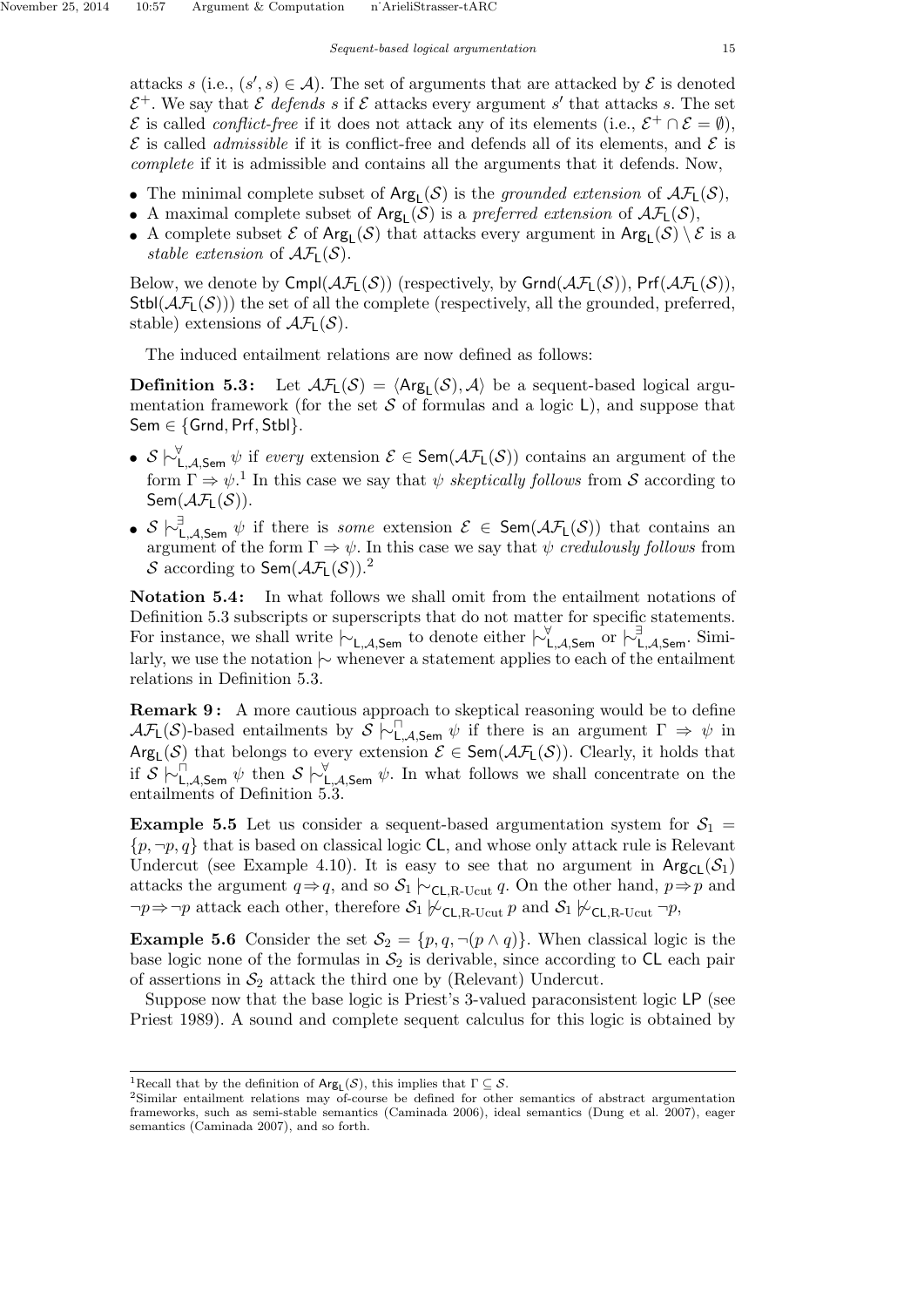attacks $s$ (i.e., $(s', s) \in \mathcal{A}$). The set of arguments that are attacked by $\mathcal{E}$ is denoted $\mathcal{E}^+$. We say that $\mathcal{E}$ *defends* $s$ if $\mathcal{E}$ attacks every argument $s'$ that attacks $s$. The set $\mathcal{E}$ is called *conflict-free* if it does not attack any of its elements (i.e., $\mathcal{E}^+ \cap \mathcal{E} = \emptyset$), $\mathcal{E}$ is called *admissible* if it is conflict-free and defends all of its elements, and $\mathcal{E}$ is *complete* if it is admissible and contains all the arguments that it defends. Now,

- The minimal complete subset of $\mathsf{Arg}_\mathsf{L}(\mathcal{S})$ is the *grounded extension* of $\mathcal{AF}_\mathsf{L}(\mathcal{S})$,
- A maximal complete subset of $\mathsf{Arg}_\mathsf{L}(\mathcal{S})$ is a *preferred extension* of $\mathcal{AF}_\mathsf{L}(\mathcal{S})$,
- A complete subset $\mathcal{E}$ of $\mathsf{Arg}_\mathsf{L}(\mathcal{S})$ that attacks every argument in $\mathsf{Arg}_\mathsf{L}(\mathcal{S}) \setminus \mathcal{E}$ is a *stable extension* of $\mathcal{AF}_\mathsf{L}(\mathcal{S})$.

Below, we denote by $\mathsf{Cmpl}(\mathcal{AF}_\mathsf{L}(\mathcal{S}))$ (respectively, by $\mathsf{Grnd}(\mathcal{AF}_\mathsf{L}(\mathcal{S}))$, $\mathsf{Prf}(\mathcal{AF}_\mathsf{L}(\mathcal{S}))$, $\mathsf{Stbl}(\mathcal{AF}_\mathsf{L}(\mathcal{S}))$) the set of all the complete (respectively, all the grounded, preferred, stable) extensions of $\mathcal{AF}_\mathsf{L}(\mathcal{S})$.

The induced entailment relations are now defined as follows:

**Definition 5.3:** Let $\mathcal{AF}_\mathsf{L}(\mathcal{S}) = \langle \mathsf{Arg}_\mathsf{L}(\mathcal{S}), \mathcal{A} \rangle$ be a sequent-based logical argumentation framework (for the set $\mathcal{S}$ of formulas and a logic $\mathsf{L}$), and suppose that $\mathsf{Sem} \in \{\mathsf{Grnd}, \mathsf{Prf}, \mathsf{Stbl}\}$.

- $\mathcal{S} \mid\!\sim^{\forall}_{\mathsf{L},\mathcal{A},\mathsf{Sem}} \psi$ if *every* extension $\mathcal{E} \in \mathsf{Sem}(\mathcal{AF}_\mathsf{L}(\mathcal{S}))$ contains an argument of the form $\Gamma \Rightarrow \psi$.[1] In this case we say that $\psi$ *skeptically follows* from $\mathcal{S}$ according to $\mathsf{Sem}(\mathcal{AF}_\mathsf{L}(\mathcal{S}))$.
- $\mathcal{S} \mid\!\sim^{\exists}_{\mathsf{L},\mathcal{A},\mathsf{Sem}} \psi$ if there is *some* extension $\mathcal{E} \in \mathsf{Sem}(\mathcal{AF}_\mathsf{L}(\mathcal{S}))$ that contains an argument of the form $\Gamma \Rightarrow \psi$. In this case we say that $\psi$ *credulously follows* from $\mathcal{S}$ according to $\mathsf{Sem}(\mathcal{AF}_\mathsf{L}(\mathcal{S}))$.[2]

**Notation 5.4:** In what follows we shall omit from the entailment notations of Definition 5.3 subscripts or superscripts that do not matter for specific statements. For instance, we shall write $\mid\!\sim_{\mathsf{L},\mathcal{A},\mathsf{Sem}}$ to denote either $\mid\!\sim^{\forall}_{\mathsf{L},\mathcal{A},\mathsf{Sem}}$ or $\mid\!\sim^{\exists}_{\mathsf{L},\mathcal{A},\mathsf{Sem}}$. Similarly, we use the notation $\mid\!\sim$ whenever a statement applies to each of the entailment relations in Definition 5.3.

**Remark 9:** A more cautious approach to skeptical reasoning would be to define $\mathcal{AF}_\mathsf{L}(\mathcal{S})$-based entailments by $\mathcal{S} \mid\!\sim^{\sqcap}_{\mathsf{L},\mathcal{A},\mathsf{Sem}} \psi$ if there is an argument $\Gamma \Rightarrow \psi$ in $\mathsf{Arg}_\mathsf{L}(\mathcal{S})$ that belongs to every extension $\mathcal{E} \in \mathsf{Sem}(\mathcal{AF}_\mathsf{L}(\mathcal{S}))$. Clearly, it holds that if $\mathcal{S} \mid\!\sim^{\sqcap}_{\mathsf{L},\mathcal{A},\mathsf{Sem}} \psi$ then $\mathcal{S} \mid\!\sim^{\forall}_{\mathsf{L},\mathcal{A},\mathsf{Sem}} \psi$. In what follows we shall concentrate on the entailments of Definition 5.3.

**Example 5.5** Let us consider a sequent-based argumentation system for $\mathcal{S}_1 = \{p, \neg p, q\}$ that is based on classical logic $\mathsf{CL}$, and whose only attack rule is Relevant Undercut (see Example 4.10). It is easy to see that no argument in $\mathsf{Arg}_{\mathsf{CL}}(\mathcal{S}_1)$ attacks the argument $q \Rightarrow q$, and so $\mathcal{S}_1 \mid\!\sim_{\mathsf{CL},\text{R-Ucut}} q$. On the other hand, $p \Rightarrow p$ and $\neg p \Rightarrow \neg p$ attack each other, therefore $\mathcal{S}_1 \not\mid\!\sim_{\mathsf{CL},\text{R-Ucut}} p$ and $\mathcal{S}_1 \not\mid\!\sim_{\mathsf{CL},\text{R-Ucut}} \neg p$,

**Example 5.6** Consider the set $\mathcal{S}_2 = \{p, q, \neg(p \wedge q)\}$. When classical logic is the base logic none of the formulas in $\mathcal{S}_2$ is derivable, since according to $\mathsf{CL}$ each pair of assertions in $\mathcal{S}_2$ attack the third one by (Relevant) Undercut.

Suppose now that the base logic is Priest's 3-valued paraconsistent logic $\mathsf{LP}$ (see Priest 1989). A sound and complete sequent calculus for this logic is obtained by

---

[1] Recall that by the definition of $\mathsf{Arg}_\mathsf{L}(\mathcal{S})$, this implies that $\Gamma \subseteq \mathcal{S}$.

[2] Similar entailment relations may of-course be defined for other semantics of abstract argumentation frameworks, such as semi-stable semantics (Caminada 2006), ideal semantics (Dung et al. 2007), eager semantics (Caminada 2007), and so forth.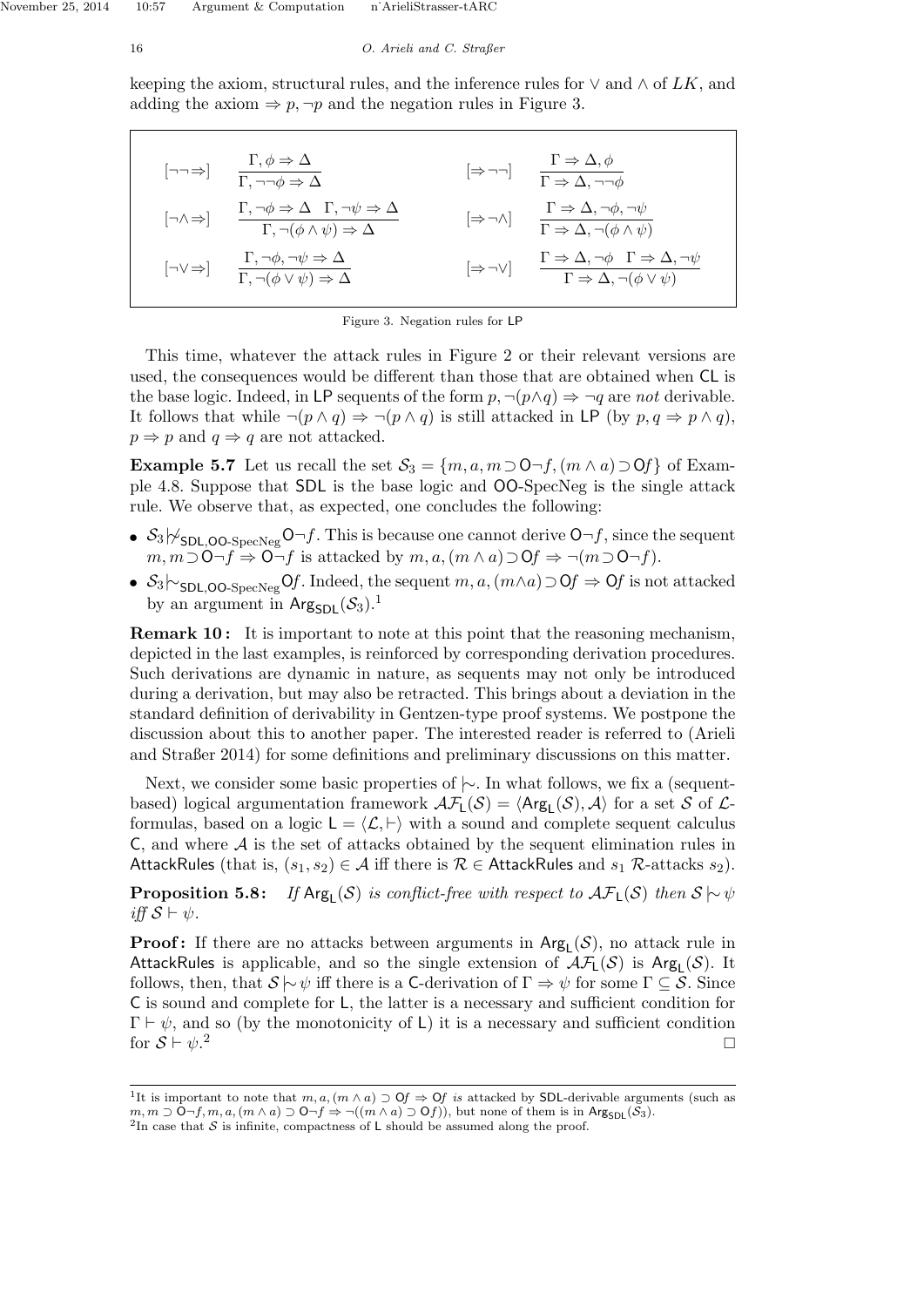keeping the axiom, structural rules, and the inference rules for $\vee$ and $\wedge$ of $LK$, and adding the axiom $\Rightarrow p, \neg p$ and the negation rules in Figure 3.

$$[\neg\neg\Rightarrow] \quad \frac{\Gamma, \phi \Rightarrow \Delta}{\Gamma, \neg\neg\phi \Rightarrow \Delta} \qquad\qquad [\Rightarrow\neg\neg] \quad \frac{\Gamma \Rightarrow \Delta, \phi}{\Gamma \Rightarrow \Delta, \neg\neg\phi}$$

$$[\neg\wedge\Rightarrow] \quad \frac{\Gamma, \neg\phi \Rightarrow \Delta \quad \Gamma, \neg\psi \Rightarrow \Delta}{\Gamma, \neg(\phi \wedge \psi) \Rightarrow \Delta} \qquad\qquad [\Rightarrow\neg\wedge] \quad \frac{\Gamma \Rightarrow \Delta, \neg\phi, \neg\psi}{\Gamma \Rightarrow \Delta, \neg(\phi \wedge \psi)}$$

$$[\neg\vee\Rightarrow] \quad \frac{\Gamma, \neg\phi, \neg\psi \Rightarrow \Delta}{\Gamma, \neg(\phi \vee \psi) \Rightarrow \Delta} \qquad\qquad [\Rightarrow\neg\vee] \quad \frac{\Gamma \Rightarrow \Delta, \neg\phi \quad \Gamma \Rightarrow \Delta, \neg\psi}{\Gamma \Rightarrow \Delta, \neg(\phi \vee \psi)}$$

Figure 3. Negation rules for LP

This time, whatever the attack rules in Figure 2 or their relevant versions are used, the consequences would be different than those that are obtained when CL is the base logic. Indeed, in LP sequents of the form $p, \neg(p \wedge q) \Rightarrow \neg q$ are *not* derivable. It follows that while $\neg(p \wedge q) \Rightarrow \neg(p \wedge q)$ is still attacked in LP (by $p, q \Rightarrow p \wedge q$), $p \Rightarrow p$ and $q \Rightarrow q$ are not attacked.

**Example 5.7** Let us recall the set $\mathcal{S}_3 = \{m, a, m \supset \mathsf{O}\neg f, (m \wedge a) \supset \mathsf{O}f\}$ of Example 4.8. Suppose that SDL is the base logic and OO-SpecNeg is the single attack rule. We observe that, as expected, one concludes the following:

- $\mathcal{S}_3 \not\mid\!\sim_{\mathsf{SDL},\text{OO-SpecNeg}} \mathsf{O}\neg f$. This is because one cannot derive $\mathsf{O}\neg f$, since the sequent $m, m \supset \mathsf{O}\neg f \Rightarrow \mathsf{O}\neg f$ is attacked by $m, a, (m \wedge a) \supset \mathsf{O}f \Rightarrow \neg(m \supset \mathsf{O}\neg f)$.
- $\mathcal{S}_3 \mid\!\sim_{\mathsf{SDL},\text{OO-SpecNeg}} \mathsf{O}f$. Indeed, the sequent $m, a, (m \wedge a) \supset \mathsf{O}f \Rightarrow \mathsf{O}f$ is not attacked by an argument in $\mathsf{Arg}_{\mathsf{SDL}}(\mathcal{S}_3)$.[1]

**Remark 10 :** It is important to note at this point that the reasoning mechanism, depicted in the last examples, is reinforced by corresponding derivation procedures. Such derivations are dynamic in nature, as sequents may not only be introduced during a derivation, but may also be retracted. This brings about a deviation in the standard definition of derivability in Gentzen-type proof systems. We postpone the discussion about this to another paper. The interested reader is referred to (Arieli and Straßer 2014) for some definitions and preliminary discussions on this matter.

Next, we consider some basic properties of $\mid\!\sim$. In what follows, we fix a (sequent-based) logical argumentation framework $\mathcal{AF}_{\mathsf{L}}(\mathcal{S}) = \langle \mathsf{Arg}_{\mathsf{L}}(\mathcal{S}), \mathcal{A} \rangle$ for a set $\mathcal{S}$ of $\mathcal{L}$-formulas, based on a logic $\mathsf{L} = \langle \mathcal{L}, \vdash \rangle$ with a sound and complete sequent calculus $\mathsf{C}$, and where $\mathcal{A}$ is the set of attacks obtained by the sequent elimination rules in AttackRules (that is, $(s_1, s_2) \in \mathcal{A}$ iff there is $\mathcal{R} \in$ AttackRules and $s_1$ $\mathcal{R}$-attacks $s_2$).

**Proposition 5.8:** *If $\mathsf{Arg}_{\mathsf{L}}(\mathcal{S})$ is conflict-free with respect to $\mathcal{AF}_{\mathsf{L}}(\mathcal{S})$ then $\mathcal{S} \mid\!\sim \psi$ iff $\mathcal{S} \vdash \psi$.*

**Proof:** If there are no attacks between arguments in $\mathsf{Arg}_{\mathsf{L}}(\mathcal{S})$, no attack rule in AttackRules is applicable, and so the single extension of $\mathcal{AF}_{\mathsf{L}}(\mathcal{S})$ is $\mathsf{Arg}_{\mathsf{L}}(\mathcal{S})$. It follows, then, that $\mathcal{S} \mid\!\sim \psi$ iff there is a C-derivation of $\Gamma \Rightarrow \psi$ for some $\Gamma \subseteq \mathcal{S}$. Since C is sound and complete for L, the latter is a necessary and sufficient condition for $\Gamma \vdash \psi$, and so (by the monotonicity of L) it is a necessary and sufficient condition for $\mathcal{S} \vdash \psi$.[2] $\square$

---

[1] It is important to note that $m, a, (m \wedge a) \supset \mathsf{O}f \Rightarrow \mathsf{O}f$ *is* attacked by SDL-derivable arguments (such as $m, m \supset \mathsf{O}\neg f, m, a, (m \wedge a) \supset \mathsf{O}\neg f \Rightarrow \neg((m \wedge a) \supset \mathsf{O}f)$), but none of them is in $\mathsf{Arg}_{\mathsf{SDL}}(\mathcal{S}_3)$.

[2] In case that $\mathcal{S}$ is infinite, compactness of L should be assumed along the proof.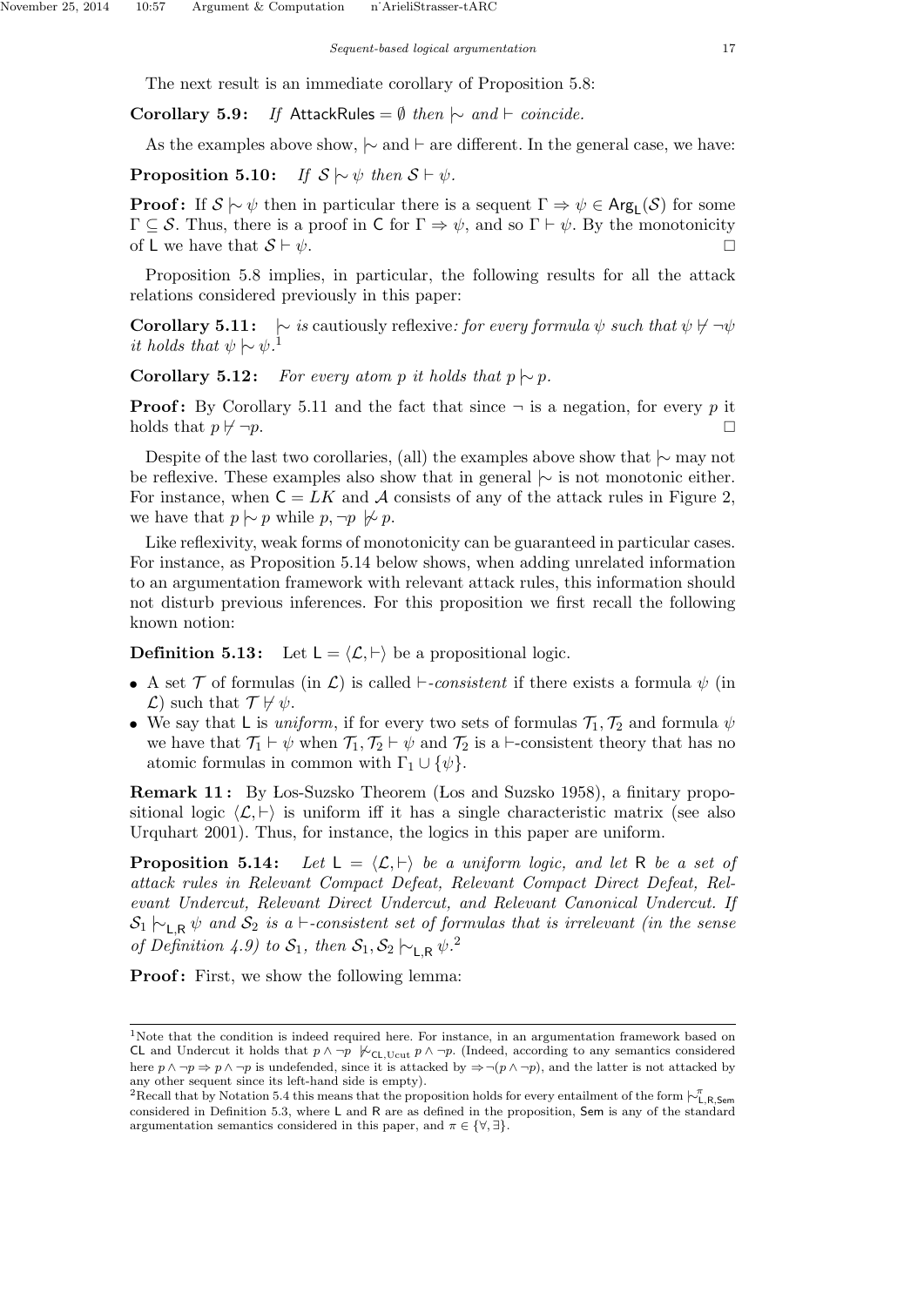The next result is an immediate corollary of Proposition 5.8:

**Corollary 5.9:** *If* $\mathsf{AttackRules} = \emptyset$ *then* $\mid\!\sim$ *and* $\vdash$ *coincide.*

As the examples above show, $\mid\!\sim$ and $\vdash$ are different. In the general case, we have:

**Proposition 5.10:** *If* $\mathcal{S} \mid\!\sim \psi$ *then* $\mathcal{S} \vdash \psi$.

**Proof:** If $\mathcal{S} \mid\!\sim \psi$ then in particular there is a sequent $\Gamma \Rightarrow \psi \in \mathsf{Arg}_{\mathsf{L}}(\mathcal{S})$ for some $\Gamma \subseteq \mathcal{S}$. Thus, there is a proof in $\mathsf{C}$ for $\Gamma \Rightarrow \psi$, and so $\Gamma \vdash \psi$. By the monotonicity of $\mathsf{L}$ we have that $\mathcal{S} \vdash \psi$. □

Proposition 5.8 implies, in particular, the following results for all the attack relations considered previously in this paper:

**Corollary 5.11:** $\mid\!\sim$ *is* cautiously reflexive*: for every formula* $\psi$ *such that* $\psi \not\vdash \neg\psi$ *it holds that* $\psi \mid\!\sim \psi$.[1]

**Corollary 5.12:** *For every atom* $p$ *it holds that* $p \mid\!\sim p$.

**Proof:** By Corollary 5.11 and the fact that since $\neg$ is a negation, for every $p$ it holds that $p \not\vdash \neg p$. □

Despite of the last two corollaries, (all) the examples above show that $\mid\!\sim$ may not be reflexive. These examples also show that in general $\mid\!\sim$ is not monotonic either. For instance, when $\mathsf{C} = LK$ and $\mathcal{A}$ consists of any of the attack rules in Figure 2, we have that $p \mid\!\sim p$ while $p, \neg p \not\mid\!\sim p$.

Like reflexivity, weak forms of monotonicity can be guaranteed in particular cases. For instance, as Proposition 5.14 below shows, when adding unrelated information to an argumentation framework with relevant attack rules, this information should not disturb previous inferences. For this proposition we first recall the following known notion:

**Definition 5.13:** Let $\mathsf{L} = \langle \mathcal{L}, \vdash \rangle$ be a propositional logic.

- A set $\mathcal{T}$ of formulas (in $\mathcal{L}$) is called $\vdash$-*consistent* if there exists a formula $\psi$ (in $\mathcal{L}$) such that $\mathcal{T} \not\vdash \psi$.
- We say that $\mathsf{L}$ is *uniform*, if for every two sets of formulas $\mathcal{T}_1, \mathcal{T}_2$ and formula $\psi$ we have that $\mathcal{T}_1 \vdash \psi$ when $\mathcal{T}_1, \mathcal{T}_2 \vdash \psi$ and $\mathcal{T}_2$ is a $\vdash$-consistent theory that has no atomic formulas in common with $\Gamma_1 \cup \{\psi\}$.

**Remark 11:** By Łos-Suszko Theorem (Łos and Suszko 1958), a finitary propositional logic $\langle \mathcal{L}, \vdash \rangle$ is uniform iff it has a single characteristic matrix (see also Urquhart 2001). Thus, for instance, the logics in this paper are uniform.

**Proposition 5.14:** *Let* $\mathsf{L} = \langle \mathcal{L}, \vdash \rangle$ *be a uniform logic, and let* $\mathsf{R}$ *be a set of attack rules in Relevant Compact Defeat, Relevant Compact Direct Defeat, Relevant Undercut, Relevant Direct Undercut, and Relevant Canonical Undercut. If* $\mathcal{S}_1 \mid\!\sim_{\mathsf{L},\mathsf{R}} \psi$ *and* $\mathcal{S}_2$ *is a* $\vdash$*-consistent set of formulas that is irrelevant (in the sense of Definition 4.9) to* $\mathcal{S}_1$*, then* $\mathcal{S}_1, \mathcal{S}_2 \mid\!\sim_{\mathsf{L},\mathsf{R}} \psi$.[2]

**Proof:** First, we show the following lemma:

---

[1] Note that the condition is indeed required here. For instance, in an argumentation framework based on $\mathsf{CL}$ and Undercut it holds that $p \wedge \neg p \not\mid\!\sim_{\mathsf{CL},\mathrm{Ucut}} p \wedge \neg p$. (Indeed, according to any semantics considered here $p \wedge \neg p \Rightarrow p \wedge \neg p$ is undefended, since it is attacked by $\Rightarrow \neg(p \wedge \neg p)$, and the latter is not attacked by any other sequent since its left-hand side is empty).

[2] Recall that by Notation 5.4 this means that the proposition holds for every entailment of the form $\mid\!\sim^{\pi}_{\mathsf{L},\mathsf{R},\mathsf{Sem}}$ considered in Definition 5.3, where $\mathsf{L}$ and $\mathsf{R}$ are as defined in the proposition, $\mathsf{Sem}$ is any of the standard argumentation semantics considered in this paper, and $\pi \in \{\forall, \exists\}$.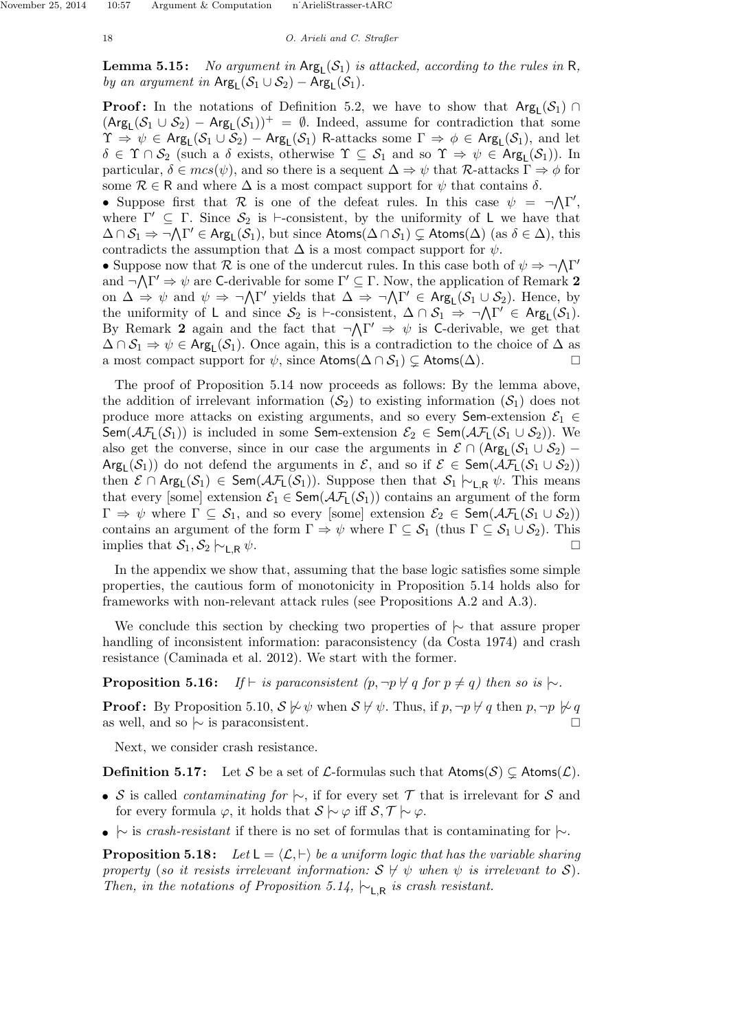**Lemma 5.15:** *No argument in $\mathsf{Arg}_\mathsf{L}(\mathcal{S}_1)$ is attacked, according to the rules in $\mathsf{R}$, by an argument in $\mathsf{Arg}_\mathsf{L}(\mathcal{S}_1 \cup \mathcal{S}_2) - \mathsf{Arg}_\mathsf{L}(\mathcal{S}_1)$.*

**Proof:** In the notations of Definition 5.2, we have to show that $\mathsf{Arg}_\mathsf{L}(\mathcal{S}_1) \cap (\mathsf{Arg}_\mathsf{L}(\mathcal{S}_1 \cup \mathcal{S}_2) - \mathsf{Arg}_\mathsf{L}(\mathcal{S}_1))^+ = \emptyset$. Indeed, assume for contradiction that some $\Upsilon \Rightarrow \psi \in \mathsf{Arg}_\mathsf{L}(\mathcal{S}_1 \cup \mathcal{S}_2) - \mathsf{Arg}_\mathsf{L}(\mathcal{S}_1)$ $\mathsf{R}$-attacks some $\Gamma \Rightarrow \phi \in \mathsf{Arg}_\mathsf{L}(\mathcal{S}_1)$, and let $\delta \in \Upsilon \cap \mathcal{S}_2$ (such a $\delta$ exists, otherwise $\Upsilon \subseteq \mathcal{S}_1$ and so $\Upsilon \Rightarrow \psi \in \mathsf{Arg}_\mathsf{L}(\mathcal{S}_1)$). In particular, $\delta \in mcs(\psi)$, and so there is a sequent $\Delta \Rightarrow \psi$ that $\mathcal{R}$-attacks $\Gamma \Rightarrow \phi$ for some $\mathcal{R} \in \mathsf{R}$ and where $\Delta$ is a most compact support for $\psi$ that contains $\delta$.

- Suppose first that $\mathcal{R}$ is one of the defeat rules. In this case $\psi = \neg \bigwedge \Gamma'$, where $\Gamma' \subseteq \Gamma$. Since $\mathcal{S}_2$ is $\vdash$-consistent, by the uniformity of $\mathsf{L}$ we have that $\Delta \cap \mathcal{S}_1 \Rightarrow \neg \bigwedge \Gamma' \in \mathsf{Arg}_\mathsf{L}(\mathcal{S}_1)$, but since $\mathsf{Atoms}(\Delta \cap \mathcal{S}_1) \subsetneq \mathsf{Atoms}(\Delta)$ (as $\delta \in \Delta$), this contradicts the assumption that $\Delta$ is a most compact support for $\psi$.
- Suppose now that $\mathcal{R}$ is one of the undercut rules. In this case both of $\psi \Rightarrow \neg \bigwedge \Gamma'$ and $\neg \bigwedge \Gamma' \Rightarrow \psi$ are $\mathsf{C}$-derivable for some $\Gamma' \subseteq \Gamma$. Now, the application of Remark **2** on $\Delta \Rightarrow \psi$ and $\psi \Rightarrow \neg \bigwedge \Gamma'$ yields that $\Delta \Rightarrow \neg \bigwedge \Gamma' \in \mathsf{Arg}_\mathsf{L}(\mathcal{S}_1 \cup \mathcal{S}_2)$. Hence, by the uniformity of $\mathsf{L}$ and since $\mathcal{S}_2$ is $\vdash$-consistent, $\Delta \cap \mathcal{S}_1 \Rightarrow \neg \bigwedge \Gamma' \in \mathsf{Arg}_\mathsf{L}(\mathcal{S}_1)$. By Remark **2** again and the fact that $\neg \bigwedge \Gamma' \Rightarrow \psi$ is $\mathsf{C}$-derivable, we get that $\Delta \cap \mathcal{S}_1 \Rightarrow \psi \in \mathsf{Arg}_\mathsf{L}(\mathcal{S}_1)$. Once again, this is a contradiction to the choice of $\Delta$ as a most compact support for $\psi$, since $\mathsf{Atoms}(\Delta \cap \mathcal{S}_1) \subsetneq \mathsf{Atoms}(\Delta)$. $\square$

The proof of Proposition 5.14 now proceeds as follows: By the lemma above, the addition of irrelevant information ($\mathcal{S}_2$) to existing information ($\mathcal{S}_1$) does not produce more attacks on existing arguments, and so every $\mathsf{Sem}$-extension $\mathcal{E}_1 \in \mathsf{Sem}(\mathcal{AF}_\mathsf{L}(\mathcal{S}_1))$ is included in some $\mathsf{Sem}$-extension $\mathcal{E}_2 \in \mathsf{Sem}(\mathcal{AF}_\mathsf{L}(\mathcal{S}_1 \cup \mathcal{S}_2))$. We also get the converse, since in our case the arguments in $\mathcal{E} \cap (\mathsf{Arg}_\mathsf{L}(\mathcal{S}_1 \cup \mathcal{S}_2) - \mathsf{Arg}_\mathsf{L}(\mathcal{S}_1))$ do not defend the arguments in $\mathcal{E}$, and so if $\mathcal{E} \in \mathsf{Sem}(\mathcal{AF}_\mathsf{L}(\mathcal{S}_1 \cup \mathcal{S}_2))$ then $\mathcal{E} \cap \mathsf{Arg}_\mathsf{L}(\mathcal{S}_1) \in \mathsf{Sem}(\mathcal{AF}_\mathsf{L}(\mathcal{S}_1))$. Suppose then that $\mathcal{S}_1 \mid\!\sim_{\mathsf{L},\mathsf{R}} \psi$. This means that every [some] extension $\mathcal{E}_1 \in \mathsf{Sem}(\mathcal{AF}_\mathsf{L}(\mathcal{S}_1))$ contains an argument of the form $\Gamma \Rightarrow \psi$ where $\Gamma \subseteq \mathcal{S}_1$, and so every [some] extension $\mathcal{E}_2 \in \mathsf{Sem}(\mathcal{AF}_\mathsf{L}(\mathcal{S}_1 \cup \mathcal{S}_2))$ contains an argument of the form $\Gamma \Rightarrow \psi$ where $\Gamma \subseteq \mathcal{S}_1$ (thus $\Gamma \subseteq \mathcal{S}_1 \cup \mathcal{S}_2$). This implies that $\mathcal{S}_1, \mathcal{S}_2 \mid\!\sim_{\mathsf{L},\mathsf{R}} \psi$. $\square$

In the appendix we show that, assuming that the base logic satisfies some simple properties, the cautious form of monotonicity in Proposition 5.14 holds also for frameworks with non-relevant attack rules (see Propositions A.2 and A.3).

We conclude this section by checking two properties of $\mid\!\sim$ that assure proper handling of inconsistent information: paraconsistency (da Costa 1974) and crash resistance (Caminada et al. 2012). We start with the former.

**Proposition 5.16:** *If $\vdash$ is paraconsistent ($p, \neg p \not\vdash q$ for $p \neq q$) then so is $\mid\!\sim$.*

**Proof:** By Proposition 5.10, $\mathcal{S} \not\mid\!\sim \psi$ when $\mathcal{S} \not\vdash \psi$. Thus, if $p, \neg p \not\vdash q$ then $p, \neg p \not\mid\!\sim q$ as well, and so $\mid\!\sim$ is paraconsistent. $\square$

Next, we consider crash resistance.

**Definition 5.17:** Let $\mathcal{S}$ be a set of $\mathcal{L}$-formulas such that $\mathsf{Atoms}(\mathcal{S}) \subsetneq \mathsf{Atoms}(\mathcal{L})$.

- $\mathcal{S}$ is called *contaminating for* $\mid\!\sim$, if for every set $\mathcal{T}$ that is irrelevant for $\mathcal{S}$ and for every formula $\varphi$, it holds that $\mathcal{S} \mid\!\sim \varphi$ iff $\mathcal{S}, \mathcal{T} \mid\!\sim \varphi$.
- $\mid\!\sim$ is *crash-resistant* if there is no set of formulas that is contaminating for $\mid\!\sim$.

**Proposition 5.18:** *Let $\mathsf{L} = \langle \mathcal{L}, \vdash \rangle$ be a uniform logic that has the variable sharing property (so it resists irrelevant information: $\mathcal{S} \not\vdash \psi$ when $\psi$ is irrelevant to $\mathcal{S}$). Then, in the notations of Proposition 5.14, $\mid\!\sim_{\mathsf{L},\mathsf{R}}$ is crash resistant.*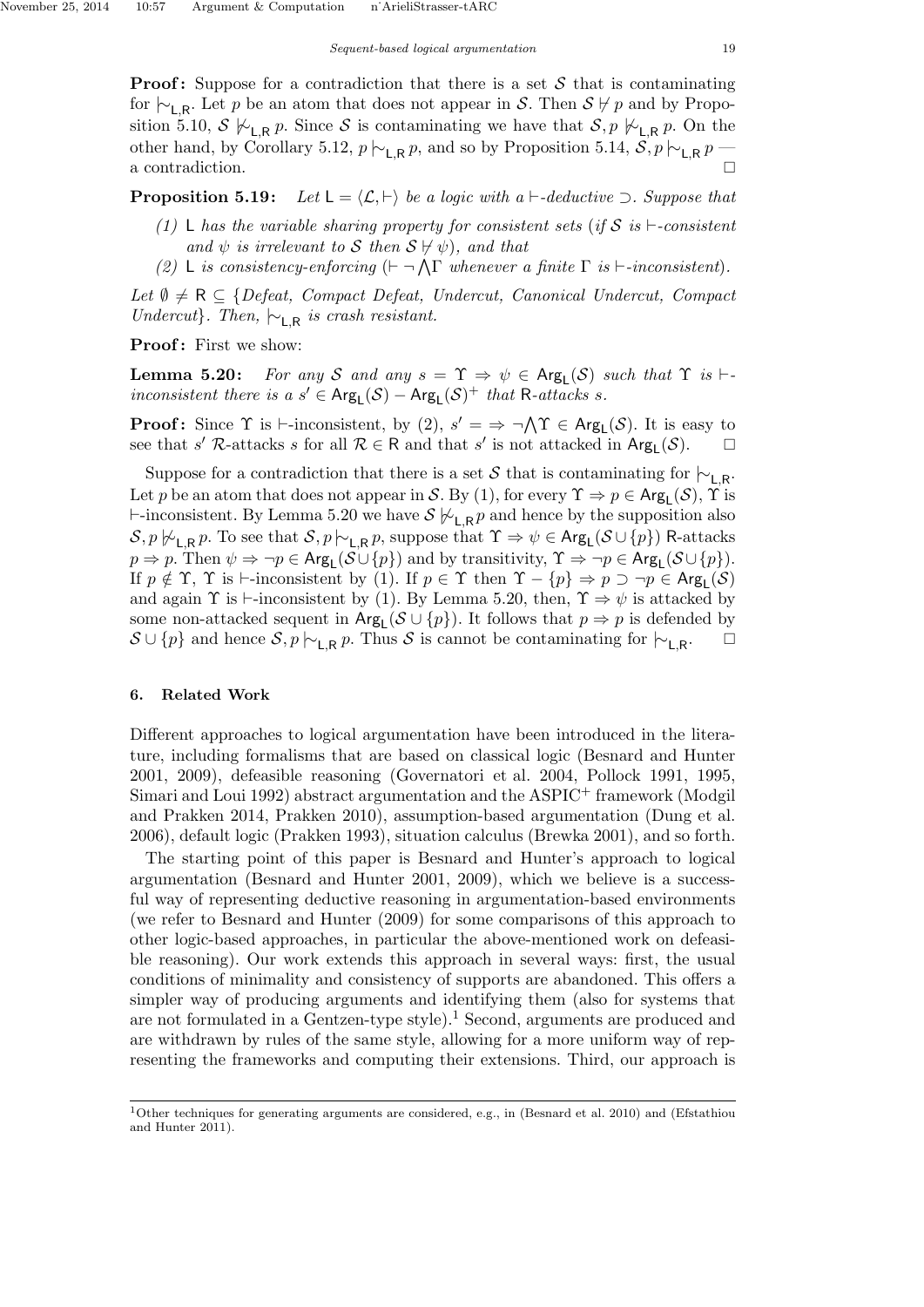**Proof:** Suppose for a contradiction that there is a set $\mathcal{S}$ that is contaminating for $\mid\!\sim_{\mathsf{L},\mathsf{R}}$. Let $p$ be an atom that does not appear in $\mathcal{S}$. Then $\mathcal{S} \not\vdash p$ and by Proposition 5.10, $\mathcal{S} \not\mid\!\sim_{\mathsf{L},\mathsf{R}} p$. Since $\mathcal{S}$ is contaminating we have that $\mathcal{S}, p \not\mid\!\sim_{\mathsf{L},\mathsf{R}} p$. On the other hand, by Corollary 5.12, $p \mid\!\sim_{\mathsf{L},\mathsf{R}} p$, and so by Proposition 5.14, $\mathcal{S}, p \mid\!\sim_{\mathsf{L},\mathsf{R}} p$ — a contradiction. □

**Proposition 5.19:** *Let $\mathsf{L} = \langle \mathcal{L}, \vdash \rangle$ be a logic with a $\vdash$-deductive $\supset$. Suppose that*

*(1) $\mathsf{L}$ has the variable sharing property for consistent sets (if $\mathcal{S}$ is $\vdash$-consistent and $\psi$ is irrelevant to $\mathcal{S}$ then $\mathcal{S} \not\vdash \psi$), and that*

*(2) $\mathsf{L}$ is consistency-enforcing ($\vdash \neg \bigwedge \Gamma$ whenever a finite $\Gamma$ is $\vdash$-inconsistent).*

*Let $\emptyset \neq \mathsf{R} \subseteq \{$Defeat, Compact Defeat, Undercut, Canonical Undercut, Compact Undercut$\}$. Then, $\mid\!\sim_{\mathsf{L},\mathsf{R}}$ is crash resistant.*

**Proof:** First we show:

**Lemma 5.20:** *For any $\mathcal{S}$ and any $s = \Upsilon \Rightarrow \psi \in \mathsf{Arg}_{\mathsf{L}}(\mathcal{S})$ such that $\Upsilon$ is $\vdash$-inconsistent there is a $s' \in \mathsf{Arg}_{\mathsf{L}}(\mathcal{S}) - \mathsf{Arg}_{\mathsf{L}}(\mathcal{S})^{+}$ that $\mathsf{R}$-attacks $s$.*

**Proof:** Since $\Upsilon$ is $\vdash$-inconsistent, by (2), $s' = \Rightarrow \neg \bigwedge \Upsilon \in \mathsf{Arg}_{\mathsf{L}}(\mathcal{S})$. It is easy to see that $s'$ $\mathcal{R}$-attacks $s$ for all $\mathcal{R} \in \mathsf{R}$ and that $s'$ is not attacked in $\mathsf{Arg}_{\mathsf{L}}(\mathcal{S})$. □

Suppose for a contradiction that there is a set $\mathcal{S}$ that is contaminating for $\mid\!\sim_{\mathsf{L},\mathsf{R}}$. Let $p$ be an atom that does not appear in $\mathcal{S}$. By (1), for every $\Upsilon \Rightarrow p \in \mathsf{Arg}_{\mathsf{L}}(\mathcal{S})$, $\Upsilon$ is $\vdash$-inconsistent. By Lemma 5.20 we have $\mathcal{S} \not\mid\!\sim_{\mathsf{L},\mathsf{R}} p$ and hence by the supposition also $\mathcal{S}, p \not\mid\!\sim_{\mathsf{L},\mathsf{R}} p$. To see that $\mathcal{S}, p \mid\!\sim_{\mathsf{L},\mathsf{R}} p$, suppose that $\Upsilon \Rightarrow \psi \in \mathsf{Arg}_{\mathsf{L}}(\mathcal{S} \cup \{p\})$ $\mathsf{R}$-attacks $p \Rightarrow p$. Then $\psi \Rightarrow \neg p \in \mathsf{Arg}_{\mathsf{L}}(\mathcal{S} \cup \{p\})$ and by transitivity, $\Upsilon \Rightarrow \neg p \in \mathsf{Arg}_{\mathsf{L}}(\mathcal{S} \cup \{p\})$. If $p \notin \Upsilon$, $\Upsilon$ is $\vdash$-inconsistent by (1). If $p \in \Upsilon$ then $\Upsilon - \{p\} \Rightarrow p \supset \neg p \in \mathsf{Arg}_{\mathsf{L}}(\mathcal{S})$ and again $\Upsilon$ is $\vdash$-inconsistent by (1). By Lemma 5.20, then, $\Upsilon \Rightarrow \psi$ is attacked by some non-attacked sequent in $\mathsf{Arg}_{\mathsf{L}}(\mathcal{S} \cup \{p\})$. It follows that $p \Rightarrow p$ is defended by $\mathcal{S} \cup \{p\}$ and hence $\mathcal{S}, p \mid\!\sim_{\mathsf{L},\mathsf{R}} p$. Thus $\mathcal{S}$ is cannot be contaminating for $\mid\!\sim_{\mathsf{L},\mathsf{R}}$. □

## 6. Related Work

Different approaches to logical argumentation have been introduced in the literature, including formalisms that are based on classical logic (Besnard and Hunter 2001, 2009), defeasible reasoning (Governatori et al. 2004, Pollock 1991, 1995, Simari and Loui 1992) abstract argumentation and the ASPIC$^{+}$ framework (Modgil and Prakken 2014, Prakken 2010), assumption-based argumentation (Dung et al. 2006), default logic (Prakken 1993), situation calculus (Brewka 2001), and so forth.

The starting point of this paper is Besnard and Hunter's approach to logical argumentation (Besnard and Hunter 2001, 2009), which we believe is a successful way of representing deductive reasoning in argumentation-based environments (we refer to Besnard and Hunter (2009) for some comparisons of this approach to other logic-based approaches, in particular the above-mentioned work on defeasible reasoning). Our work extends this approach in several ways: first, the usual conditions of minimality and consistency of supports are abandoned. This offers a simpler way of producing arguments and identifying them (also for systems that are not formulated in a Gentzen-type style).[1] Second, arguments are produced and are withdrawn by rules of the same style, allowing for a more uniform way of representing the frameworks and computing their extensions. Third, our approach is

[1] Other techniques for generating arguments are considered, e.g., in (Besnard et al. 2010) and (Efstathiou and Hunter 2011).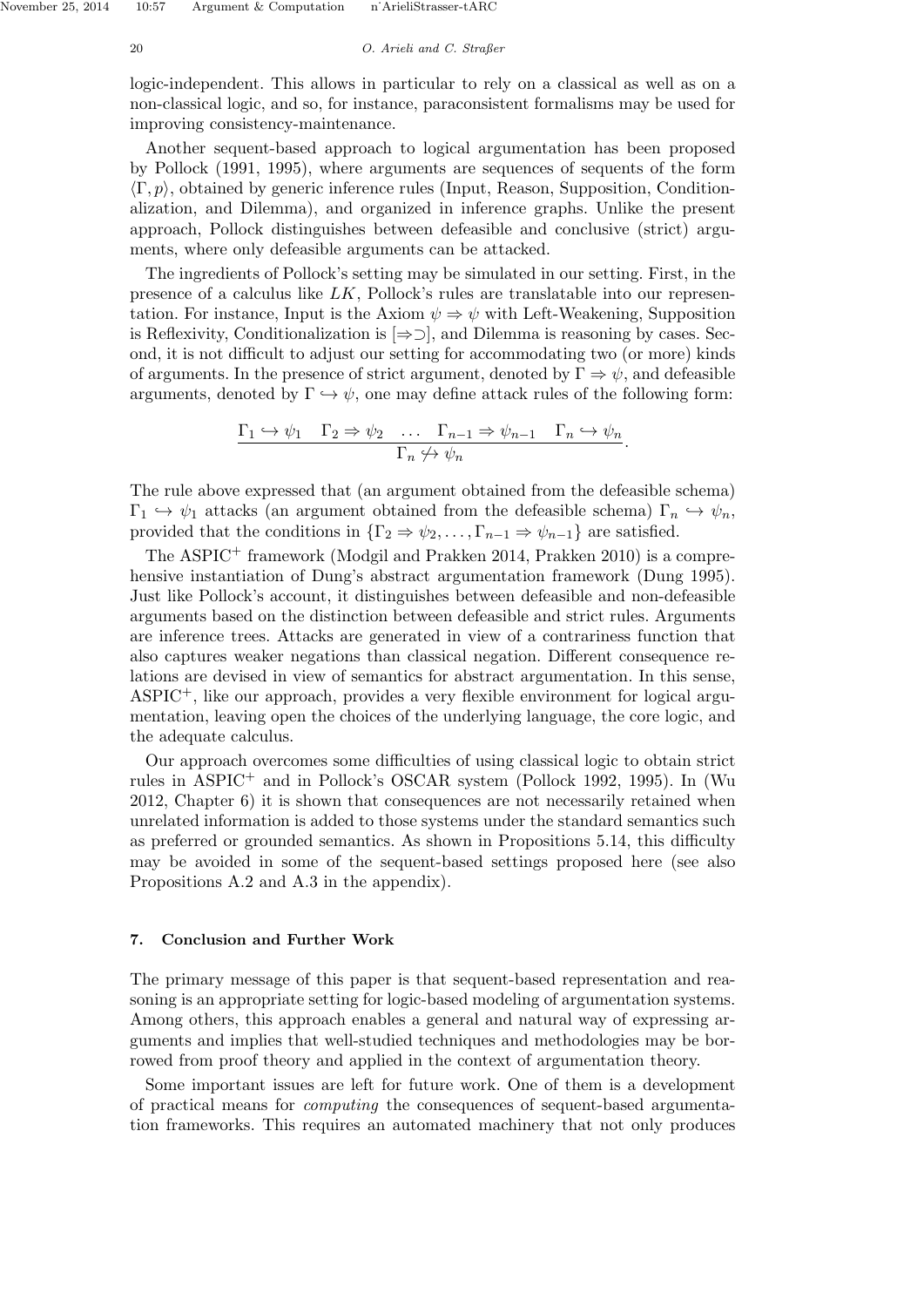logic-independent. This allows in particular to rely on a classical as well as on a non-classical logic, and so, for instance, paraconsistent formalisms may be used for improving consistency-maintenance.

Another sequent-based approach to logical argumentation has been proposed by Pollock (1991, 1995), where arguments are sequences of sequents of the form $\langle \Gamma, p \rangle$, obtained by generic inference rules (Input, Reason, Supposition, Conditionalization, and Dilemma), and organized in inference graphs. Unlike the present approach, Pollock distinguishes between defeasible and conclusive (strict) arguments, where only defeasible arguments can be attacked.

The ingredients of Pollock's setting may be simulated in our setting. First, in the presence of a calculus like $LK$, Pollock's rules are translatable into our representation. For instance, Input is the Axiom $\psi \Rightarrow \psi$ with Left-Weakening, Supposition is Reflexivity, Conditionalization is $[\Rightarrow\supset]$, and Dilemma is reasoning by cases. Second, it is not difficult to adjust our setting for accommodating two (or more) kinds of arguments. In the presence of strict argument, denoted by $\Gamma \Rightarrow \psi$, and defeasible arguments, denoted by $\Gamma \hookrightarrow \psi$, one may define attack rules of the following form:

$$\frac{\Gamma_1 \hookrightarrow \psi_1 \quad \Gamma_2 \Rightarrow \psi_2 \quad \ldots \quad \Gamma_{n-1} \Rightarrow \psi_{n-1} \quad \Gamma_n \hookrightarrow \psi_n}{\Gamma_n \not\hookrightarrow \psi_n}.$$

The rule above expressed that (an argument obtained from the defeasible schema) $\Gamma_1 \hookrightarrow \psi_1$ attacks (an argument obtained from the defeasible schema) $\Gamma_n \hookrightarrow \psi_n$, provided that the conditions in $\{\Gamma_2 \Rightarrow \psi_2, \ldots, \Gamma_{n-1} \Rightarrow \psi_{n-1}\}$ are satisfied.

The ASPIC$^+$ framework (Modgil and Prakken 2014, Prakken 2010) is a comprehensive instantiation of Dung's abstract argumentation framework (Dung 1995). Just like Pollock's account, it distinguishes between defeasible and non-defeasible arguments based on the distinction between defeasible and strict rules. Arguments are inference trees. Attacks are generated in view of a contrariness function that also captures weaker negations than classical negation. Different consequence relations are devised in view of semantics for abstract argumentation. In this sense, ASPIC$^+$, like our approach, provides a very flexible environment for logical argumentation, leaving open the choices of the underlying language, the core logic, and the adequate calculus.

Our approach overcomes some difficulties of using classical logic to obtain strict rules in ASPIC$^+$ and in Pollock's OSCAR system (Pollock 1992, 1995). In (Wu 2012, Chapter 6) it is shown that consequences are not necessarily retained when unrelated information is added to those systems under the standard semantics such as preferred or grounded semantics. As shown in Propositions 5.14, this difficulty may be avoided in some of the sequent-based settings proposed here (see also Propositions A.2 and A.3 in the appendix).

## 7. Conclusion and Further Work

The primary message of this paper is that sequent-based representation and reasoning is an appropriate setting for logic-based modeling of argumentation systems. Among others, this approach enables a general and natural way of expressing arguments and implies that well-studied techniques and methodologies may be borrowed from proof theory and applied in the context of argumentation theory.

Some important issues are left for future work. One of them is a development of practical means for *computing* the consequences of sequent-based argumentation frameworks. This requires an automated machinery that not only produces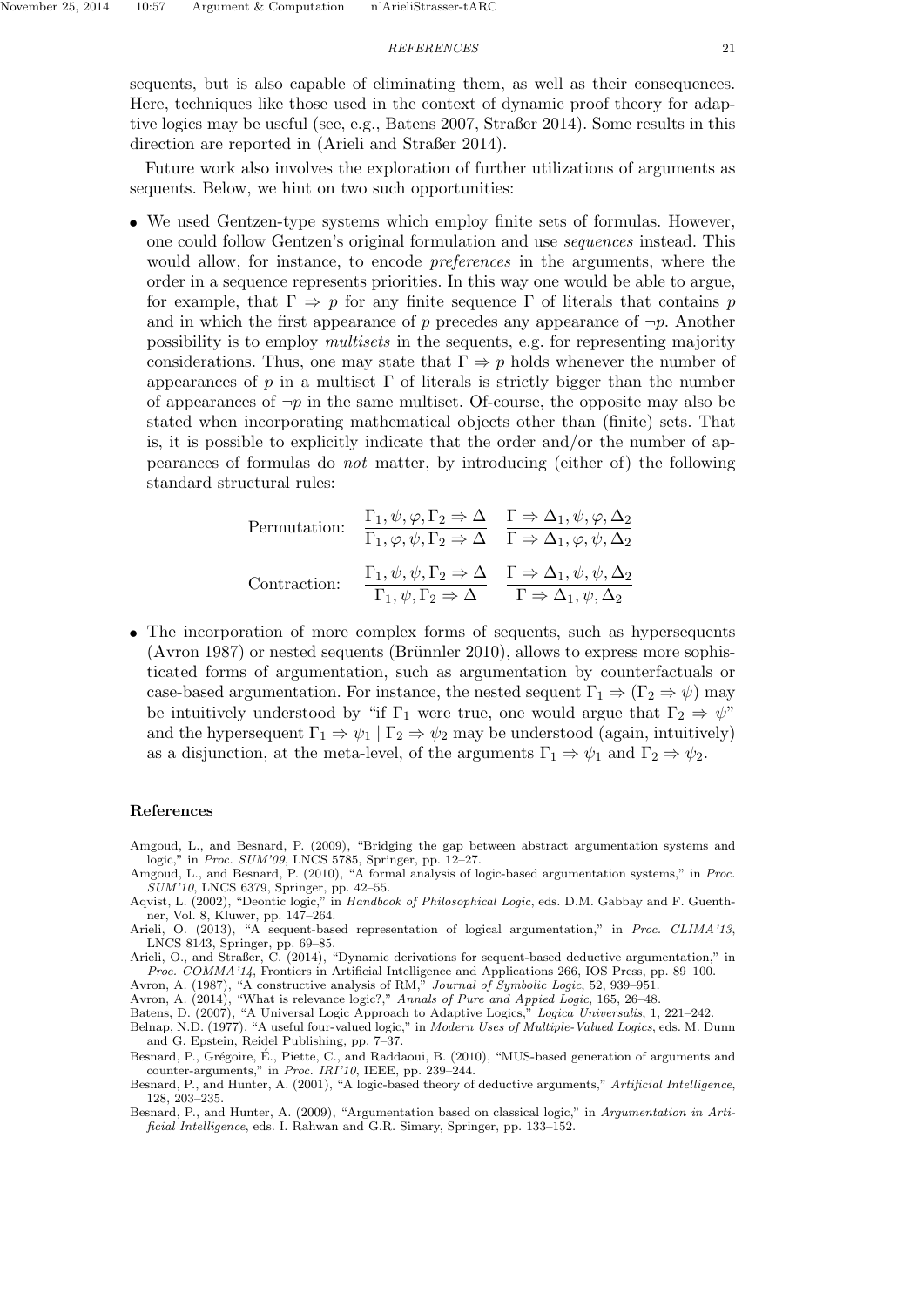sequents, but is also capable of eliminating them, as well as their consequences. Here, techniques like those used in the context of dynamic proof theory for adaptive logics may be useful (see, e.g., Batens 2007, Straßer 2014). Some results in this direction are reported in (Arieli and Straßer 2014).

Future work also involves the exploration of further utilizations of arguments as sequents. Below, we hint on two such opportunities:

- We used Gentzen-type systems which employ finite sets of formulas. However, one could follow Gentzen's original formulation and use *sequences* instead. This would allow, for instance, to encode *preferences* in the arguments, where the order in a sequence represents priorities. In this way one would be able to argue, for example, that $\Gamma \Rightarrow p$ for any finite sequence $\Gamma$ of literals that contains $p$ and in which the first appearance of $p$ precedes any appearance of $\neg p$. Another possibility is to employ *multisets* in the sequents, e.g. for representing majority considerations. Thus, one may state that $\Gamma \Rightarrow p$ holds whenever the number of appearances of $p$ in a multiset $\Gamma$ of literals is strictly bigger than the number of appearances of $\neg p$ in the same multiset. Of-course, the opposite may also be stated when incorporating mathematical objects other than (finite) sets. That is, it is possible to explicitly indicate that the order and/or the number of appearances of formulas do *not* matter, by introducing (either of) the following standard structural rules:

$$\text{Permutation:} \quad \frac{\Gamma_1, \psi, \varphi, \Gamma_2 \Rightarrow \Delta}{\Gamma_1, \varphi, \psi, \Gamma_2 \Rightarrow \Delta} \quad \frac{\Gamma \Rightarrow \Delta_1, \psi, \varphi, \Delta_2}{\Gamma \Rightarrow \Delta_1, \varphi, \psi, \Delta_2}$$

$$\text{Contraction:} \quad \frac{\Gamma_1, \psi, \psi, \Gamma_2 \Rightarrow \Delta}{\Gamma_1, \psi, \Gamma_2 \Rightarrow \Delta} \quad \frac{\Gamma \Rightarrow \Delta_1, \psi, \psi, \Delta_2}{\Gamma \Rightarrow \Delta_1, \psi, \Delta_2}$$

- The incorporation of more complex forms of sequents, such as hypersequents (Avron 1987) or nested sequents (Brünnler 2010), allows to express more sophisticated forms of argumentation, such as argumentation by counterfactuals or case-based argumentation. For instance, the nested sequent $\Gamma_1 \Rightarrow (\Gamma_2 \Rightarrow \psi)$ may be intuitively understood by "if $\Gamma_1$ were true, one would argue that $\Gamma_2 \Rightarrow \psi$" and the hypersequent $\Gamma_1 \Rightarrow \psi_1 \mid \Gamma_2 \Rightarrow \psi_2$ may be understood (again, intuitively) as a disjunction, at the meta-level, of the arguments $\Gamma_1 \Rightarrow \psi_1$ and $\Gamma_2 \Rightarrow \psi_2$.

## References

Amgoud, L., and Besnard, P. (2009), "Bridging the gap between abstract argumentation systems and logic," in *Proc. SUM'09*, LNCS 5785, Springer, pp. 12–27.

Amgoud, L., and Besnard, P. (2010), "A formal analysis of logic-based argumentation systems," in *Proc. SUM'10*, LNCS 6379, Springer, pp. 42–55.

Aqvist, L. (2002), "Deontic logic," in *Handbook of Philosophical Logic*, eds. D.M. Gabbay and F. Guenthner, Vol. 8, Kluwer, pp. 147–264.

Arieli, O. (2013), "A sequent-based representation of logical argumentation," in *Proc. CLIMA'13*, LNCS 8143, Springer, pp. 69–85.

Arieli, O., and Straßer, C. (2014), "Dynamic derivations for sequent-based deductive argumentation," in *Proc. COMMA'14*, Frontiers in Artificial Intelligence and Applications 266, IOS Press, pp. 89–100.

Avron, A. (1987), "A constructive analysis of RM," *Journal of Symbolic Logic*, 52, 939–951.

Avron, A. (2014), "What is relevance logic?," *Annals of Pure and Appied Logic*, 165, 26–48.

Batens, D. (2007), "A Universal Logic Approach to Adaptive Logics," *Logica Universalis*, 1, 221–242.

Belnap, N.D. (1977), "A useful four-valued logic," in *Modern Uses of Multiple-Valued Logics*, eds. M. Dunn and G. Epstein, Reidel Publishing, pp. 7–37.

Besnard, P., Grégoire, É., Piette, C., and Raddaoui, B. (2010), "MUS-based generation of arguments and counter-arguments," in *Proc. IRI'10*, IEEE, pp. 239–244.

Besnard, P., and Hunter, A. (2001), "A logic-based theory of deductive arguments," *Artificial Intelligence*, 128, 203–235.

Besnard, P., and Hunter, A. (2009), "Argumentation based on classical logic," in *Argumentation in Artificial Intelligence*, eds. I. Rahwan and G.R. Simary, Springer, pp. 133–152.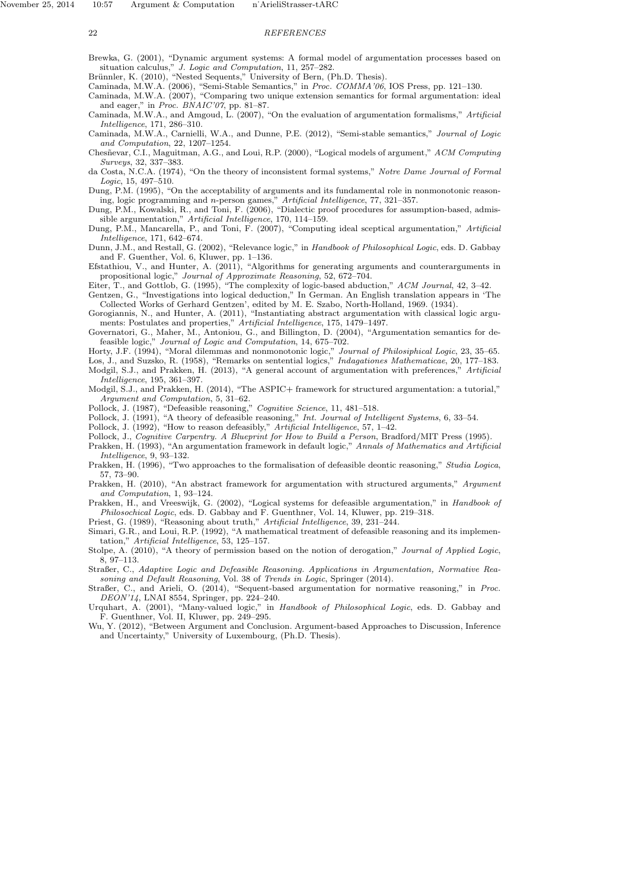Brewka, G. (2001), "Dynamic argument systems: A formal model of argumentation processes based on situation calculus," *J. Logic and Computation*, 11, 257–282.

Brünnler, K. (2010), "Nested Sequents," University of Bern, (Ph.D. Thesis).

Caminada, M.W.A. (2006), "Semi-Stable Semantics," in *Proc. COMMA'06*, IOS Press, pp. 121–130.

Caminada, M.W.A. (2007), "Comparing two unique extension semantics for formal argumentation: ideal and eager," in *Proc. BNAIC'07*, pp. 81–87.

Caminada, M.W.A., and Amgoud, L. (2007), "On the evaluation of argumentation formalisms," *Artificial Intelligence*, 171, 286–310.

Caminada, M.W.A., Carnielli, W.A., and Dunne, P.E. (2012), "Semi-stable semantics," *Journal of Logic and Computation*, 22, 1207–1254.

Chesñevar, C.I., Maguitman, A.G., and Loui, R.P. (2000), "Logical models of argument," *ACM Computing Surveys*, 32, 337–383.

da Costa, N.C.A. (1974), "On the theory of inconsistent formal systems," *Notre Dame Journal of Formal Logic*, 15, 497–510.

Dung, P.M. (1995), "On the acceptability of arguments and its fundamental role in nonmonotonic reasoning, logic programming and $n$-person games," *Artificial Intelligence*, 77, 321–357.

Dung, P.M., Kowalski, R., and Toni, F. (2006), "Dialectic proof procedures for assumption-based, admissible argumentation," *Artificial Intelligence*, 170, 114–159.

Dung, P.M., Mancarella, P., and Toni, F. (2007), "Computing ideal sceptical argumentation," *Artificial Intelligence*, 171, 642–674.

Dunn, J.M., and Restall, G. (2002), "Relevance logic," in *Handbook of Philosophical Logic*, eds. D. Gabbay and F. Guenther, Vol. 6, Kluwer, pp. 1–136.

Efstathiou, V., and Hunter, A. (2011), "Algorithms for generating arguments and counterarguments in propositional logic," *Journal of Approximate Reasoning*, 52, 672–704.

Eiter, T., and Gottlob, G. (1995), "The complexity of logic-based abduction," *ACM Journal*, 42, 3–42.

Gentzen, G., "Investigations into logical deduction," In German. An English translation appears in 'The Collected Works of Gerhard Gentzen', edited by M. E. Szabo, North-Holland, 1969. (1934).

Gorogiannis, N., and Hunter, A. (2011), "Instantiating abstract argumentation with classical logic arguments: Postulates and properties," *Artificial Intelligence*, 175, 1479–1497.

Governatori, G., Maher, M., Antoniou, G., and Billington, D. (2004), "Argumentation semantics for defeasible logic," *Journal of Logic and Computation*, 14, 675–702.

Horty, J.F. (1994), "Moral dilemmas and nonmonotonic logic," *Journal of Philosiphical Logic*, 23, 35–65.

Łos, J., and Suzsko, R. (1958), "Remarks on sentential logics," *Indagationes Mathematicae*, 20, 177–183.

Modgil, S.J., and Prakken, H. (2013), "A general account of argumentation with preferences," *Artificial Intelligence*, 195, 361–397.

Modgil, S.J., and Prakken, H. (2014), "The ASPIC+ framework for structured argumentation: a tutorial," *Argument and Computation*, 5, 31–62.

Pollock, J. (1987), "Defeasible reasoning," *Cognitive Science*, 11, 481–518.

Pollock, J. (1991), "A theory of defeasible reasoning," *Int. Journal of Intelligent Systems*, 6, 33–54.

Pollock, J. (1992), "How to reason defeasibly," *Artificial Intelligence*, 57, 1–42.

Pollock, J., *Cognitive Carpentry. A Blueprint for How to Build a Person*, Bradford/MIT Press (1995).

Prakken, H. (1993), "An argumentation framework in default logic," *Annals of Mathematics and Artificial Intelligence*, 9, 93–132.

Prakken, H. (1996), "Two approaches to the formalisation of defeasible deontic reasoning," *Studia Logica*, 57, 73–90.

Prakken, H. (2010), "An abstract framework for argumentation with structured arguments," *Argument and Computation*, 1, 93–124.

Prakken, H., and Vreeswijk, G. (2002), "Logical systems for defeasible argumentation," in *Handbook of Philosochical Logic*, eds. D. Gabbay and F. Guenthner, Vol. 14, Kluwer, pp. 219–318.

Priest, G. (1989), "Reasoning about truth," *Artificial Intelligence*, 39, 231–244.

Simari, G.R., and Loui, R.P. (1992), "A mathematical treatment of defeasible reasoning and its implementation," *Artificial Intelligence*, 53, 125–157.

Stolpe, A. (2010), "A theory of permission based on the notion of derogation," *Journal of Applied Logic*, 8, 97–113.

Straßer, C., *Adaptive Logic and Defeasible Reasoning. Applications in Argumentation, Normative Reasoning and Default Reasoning*, Vol. 38 of *Trends in Logic*, Springer (2014).

Straßer, C., and Arieli, O. (2014), "Sequent-based argumentation for normative reasoning," in *Proc. DEON'14*, LNAI 8554, Springer, pp. 224–240.

Urquhart, A. (2001), "Many-valued logic," in *Handbook of Philosophical Logic*, eds. D. Gabbay and F. Guenthner, Vol. II, Kluwer, pp. 249–295.

Wu, Y. (2012), "Between Argument and Conclusion. Argument-based Approaches to Discussion, Inference and Uncertainty," University of Luxembourg, (Ph.D. Thesis).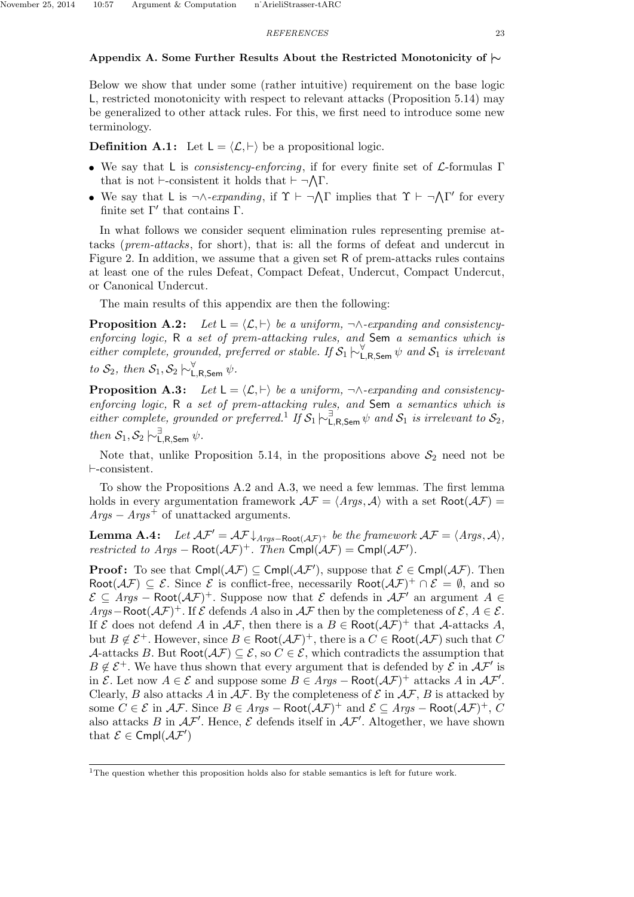## Appendix A. Some Further Results About the Restricted Monotonicity of $\mid\!\sim$

Below we show that under some (rather intuitive) requirement on the base logic $\mathsf{L}$, restricted monotonicity with respect to relevant attacks (Proposition 5.14) may be generalized to other attack rules. For this, we first need to introduce some new terminology.

**Definition A.1:** Let $\mathsf{L} = \langle \mathcal{L}, \vdash \rangle$ be a propositional logic.

- We say that $\mathsf{L}$ is *consistency-enforcing*, if for every finite set of $\mathcal{L}$-formulas $\Gamma$ that is not $\vdash$-consistent it holds that $\vdash \neg \bigwedge \Gamma$.
- We say that $\mathsf{L}$ is $\neg\wedge$*-expanding*, if $\Upsilon \vdash \neg \bigwedge \Gamma$ implies that $\Upsilon \vdash \neg \bigwedge \Gamma'$ for every finite set $\Gamma'$ that contains $\Gamma$.

In what follows we consider sequent elimination rules representing premise attacks (*prem-attacks*, for short), that is: all the forms of defeat and undercut in Figure 2. In addition, we assume that a given set $\mathsf{R}$ of prem-attacks rules contains at least one of the rules Defeat, Compact Defeat, Undercut, Compact Undercut, or Canonical Undercut.

The main results of this appendix are then the following:

**Proposition A.2:** *Let $\mathsf{L} = \langle \mathcal{L}, \vdash \rangle$ be a uniform, $\neg\wedge$-expanding and consistency-enforcing logic, $\mathsf{R}$ a set of prem-attacking rules, and $\mathsf{Sem}$ a semantics which is either complete, grounded, preferred or stable. If $\mathcal{S}_1 \mid\!\sim^{\forall}_{\mathsf{L},\mathsf{R},\mathsf{Sem}} \psi$ and $\mathcal{S}_1$ is irrelevant to $\mathcal{S}_2$, then $\mathcal{S}_1, \mathcal{S}_2 \mid\!\sim^{\forall}_{\mathsf{L},\mathsf{R},\mathsf{Sem}} \psi$.*

**Proposition A.3:** *Let $\mathsf{L} = \langle \mathcal{L}, \vdash \rangle$ be a uniform, $\neg\wedge$-expanding and consistency-enforcing logic, $\mathsf{R}$ a set of prem-attacking rules, and $\mathsf{Sem}$ a semantics which is either complete, grounded or preferred.*[1] *If $\mathcal{S}_1 \mid\!\sim^{\exists}_{\mathsf{L},\mathsf{R},\mathsf{Sem}} \psi$ and $\mathcal{S}_1$ is irrelevant to $\mathcal{S}_2$, then $\mathcal{S}_1, \mathcal{S}_2 \mid\!\sim^{\exists}_{\mathsf{L},\mathsf{R},\mathsf{Sem}} \psi$.*

Note that, unlike Proposition 5.14, in the propositions above $\mathcal{S}_2$ need not be $\vdash$-consistent.

To show the Propositions A.2 and A.3, we need a few lemmas. The first lemma holds in every argumentation framework $\mathcal{AF} = \langle Args, \mathcal{A} \rangle$ with a set $\mathsf{Root}(\mathcal{AF}) = Args - Args^{+}$ of unattacked arguments.

**Lemma A.4:** *Let $\mathcal{AF}' = \mathcal{AF}\!\downarrow_{Args-\mathsf{Root}(\mathcal{AF})^{+}}$ be the framework $\mathcal{AF} = \langle Args, \mathcal{A} \rangle$, restricted to $Args - \mathsf{Root}(\mathcal{AF})^{+}$. Then $\mathsf{Cmpl}(\mathcal{AF}) = \mathsf{Cmpl}(\mathcal{AF}')$.*

**Proof:** To see that $\mathsf{Cmpl}(\mathcal{AF}) \subseteq \mathsf{Cmpl}(\mathcal{AF}')$, suppose that $\mathcal{E} \in \mathsf{Cmpl}(\mathcal{AF})$. Then $\mathsf{Root}(\mathcal{AF}) \subseteq \mathcal{E}$. Since $\mathcal{E}$ is conflict-free, necessarily $\mathsf{Root}(\mathcal{AF})^{+} \cap \mathcal{E} = \emptyset$, and so $\mathcal{E} \subseteq Args - \mathsf{Root}(\mathcal{AF})^{+}$. Suppose now that $\mathcal{E}$ defends in $\mathcal{AF}'$ an argument $A \in Args - \mathsf{Root}(\mathcal{AF})^{+}$. If $\mathcal{E}$ defends $A$ also in $\mathcal{AF}$ then by the completeness of $\mathcal{E}$, $A \in \mathcal{E}$. If $\mathcal{E}$ does not defend $A$ in $\mathcal{AF}$, then there is a $B \in \mathsf{Root}(\mathcal{AF})^{+}$ that $\mathcal{A}$-attacks $A$, but $B \notin \mathcal{E}^{+}$. However, since $B \in \mathsf{Root}(\mathcal{AF})^{+}$, there is a $C \in \mathsf{Root}(\mathcal{AF})$ such that $C$ $\mathcal{A}$-attacks $B$. But $\mathsf{Root}(\mathcal{AF}) \subseteq \mathcal{E}$, so $C \in \mathcal{E}$, which contradicts the assumption that $B \notin \mathcal{E}^{+}$. We have thus shown that every argument that is defended by $\mathcal{E}$ in $\mathcal{AF}'$ is in $\mathcal{E}$. Let now $A \in \mathcal{E}$ and suppose some $B \in Args - \mathsf{Root}(\mathcal{AF})^{+}$ attacks $A$ in $\mathcal{AF}'$. Clearly, $B$ also attacks $A$ in $\mathcal{AF}$. By the completeness of $\mathcal{E}$ in $\mathcal{AF}$, $B$ is attacked by some $C \in \mathcal{E}$ in $\mathcal{AF}$. Since $B \in Args - \mathsf{Root}(\mathcal{AF})^{+}$ and $\mathcal{E} \subseteq Args - \mathsf{Root}(\mathcal{AF})^{+}$, $C$ also attacks $B$ in $\mathcal{AF}'$. Hence, $\mathcal{E}$ defends itself in $\mathcal{AF}'$. Altogether, we have shown that $\mathcal{E} \in \mathsf{Cmpl}(\mathcal{AF}')$

[1] The question whether this proposition holds also for stable semantics is left for future work.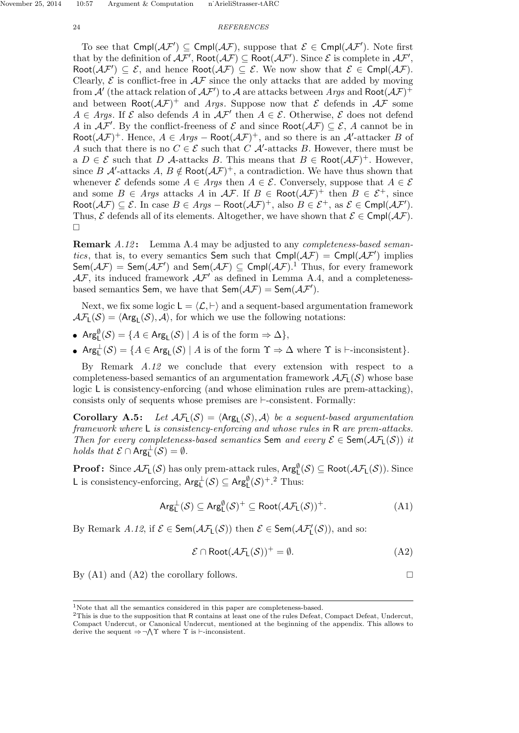To see that $\mathsf{Cmpl}(\mathcal{AF}') \subseteq \mathsf{Cmpl}(\mathcal{AF})$, suppose that $\mathcal{E} \in \mathsf{Cmpl}(\mathcal{AF}')$. Note first that by the definition of $\mathcal{AF}'$, $\mathsf{Root}(\mathcal{AF}) \subseteq \mathsf{Root}(\mathcal{AF}')$. Since $\mathcal{E}$ is complete in $\mathcal{AF}'$, $\mathsf{Root}(\mathcal{AF}') \subseteq \mathcal{E}$, and hence $\mathsf{Root}(\mathcal{AF}) \subseteq \mathcal{E}$. We now show that $\mathcal{E} \in \mathsf{Cmpl}(\mathcal{AF})$. Clearly, $\mathcal{E}$ is conflict-free in $\mathcal{AF}$ since the only attacks that are added by moving from $\mathcal{A}'$ (the attack relation of $\mathcal{AF}'$) to $\mathcal{A}$ are attacks between $Args$ and $\mathsf{Root}(\mathcal{AF})^+$ and between $\mathsf{Root}(\mathcal{AF})^+$ and $Args$. Suppose now that $\mathcal{E}$ defends in $\mathcal{AF}$ some $A \in Args$. If $\mathcal{E}$ also defends $A$ in $\mathcal{AF}'$ then $A \in \mathcal{E}$. Otherwise, $\mathcal{E}$ does not defend $A$ in $\mathcal{AF}'$. By the conflict-freeness of $\mathcal{E}$ and since $\mathsf{Root}(\mathcal{AF}) \subseteq \mathcal{E}$, $A$ cannot be in $\mathsf{Root}(\mathcal{AF})^+$. Hence, $A \in Args - \mathsf{Root}(\mathcal{AF})^+$, and so there is an $\mathcal{A}'$-attacker $B$ of $A$ such that there is no $C \in \mathcal{E}$ such that $C$ $\mathcal{A}'$-attacks $B$. However, there must be a $D \in \mathcal{E}$ such that $D$ $\mathcal{A}$-attacks $B$. This means that $B \in \mathsf{Root}(\mathcal{AF})^+$. However, since $B$ $\mathcal{A}'$-attacks $A$, $B \notin \mathsf{Root}(\mathcal{AF})^+$, a contradiction. We have thus shown that whenever $\mathcal{E}$ defends some $A \in Args$ then $A \in \mathcal{E}$. Conversely, suppose that $A \in \mathcal{E}$ and some $B \in Args$ attacks $A$ in $\mathcal{AF}$. If $B \in \mathsf{Root}(\mathcal{AF})^+$ then $B \in \mathcal{E}^+$, since $\mathsf{Root}(\mathcal{AF}) \subseteq \mathcal{E}$. In case $B \in Args - \mathsf{Root}(\mathcal{AF})^+$, also $B \in \mathcal{E}^+$, as $\mathcal{E} \in \mathsf{Cmpl}(\mathcal{AF}')$. Thus, $\mathcal{E}$ defends all of its elements. Altogether, we have shown that $\mathcal{E} \in \mathsf{Cmpl}(\mathcal{AF})$. □

**Remark** *A.12***:** Lemma A.4 may be adjusted to any *completeness-based semantics*, that is, to every semantics $\mathsf{Sem}$ such that $\mathsf{Cmpl}(\mathcal{AF}) = \mathsf{Cmpl}(\mathcal{AF}')$ implies $\mathsf{Sem}(\mathcal{AF}) = \mathsf{Sem}(\mathcal{AF}')$ and $\mathsf{Sem}(\mathcal{AF}) \subseteq \mathsf{Cmpl}(\mathcal{AF})$.[1] Thus, for every framework $\mathcal{AF}$, its induced framework $\mathcal{AF}'$ as defined in Lemma A.4, and a completeness-based semantics $\mathsf{Sem}$, we have that $\mathsf{Sem}(\mathcal{AF}) = \mathsf{Sem}(\mathcal{AF}')$.

Next, we fix some logic $\mathsf{L} = \langle \mathcal{L}, \vdash \rangle$ and a sequent-based argumentation framework $\mathcal{AF}_{\mathsf{L}}(\mathcal{S}) = \langle \mathsf{Arg}_{\mathsf{L}}(\mathcal{S}), \mathcal{A} \rangle$, for which we use the following notations:

- $\mathsf{Arg}^{\emptyset}_{\mathsf{L}}(\mathcal{S}) = \{A \in \mathsf{Arg}_{\mathsf{L}}(\mathcal{S}) \mid A \text{ is of the form } \Rightarrow \Delta\}$,
- $\mathsf{Arg}^{\perp}_{\mathsf{L}}(\mathcal{S}) = \{A \in \mathsf{Arg}_{\mathsf{L}}(\mathcal{S}) \mid A \text{ is of the form } \Upsilon \Rightarrow \Delta \text{ where } \Upsilon \text{ is } \vdash\text{-inconsistent}\}$.

By Remark *A.12* we conclude that every extension with respect to a completeness-based semantics of an argumentation framework $\mathcal{AF}_{\mathsf{L}}(\mathcal{S})$ whose base logic $\mathsf{L}$ is consistency-enforcing (and whose elimination rules are prem-attacking), consists only of sequents whose premises are $\vdash$-consistent. Formally:

**Corollary A.5:** *Let $\mathcal{AF}_{\mathsf{L}}(\mathcal{S}) = \langle \mathsf{Arg}_{\mathsf{L}}(\mathcal{S}), \mathcal{A} \rangle$ be a sequent-based argumentation framework where $\mathsf{L}$ is consistency-enforcing and whose rules in $\mathsf{R}$ are prem-attacks. Then for every completeness-based semantics $\mathsf{Sem}$ and every $\mathcal{E} \in \mathsf{Sem}(\mathcal{AF}_{\mathsf{L}}(\mathcal{S}))$ it holds that $\mathcal{E} \cap \mathsf{Arg}^{\perp}_{\mathsf{L}}(\mathcal{S}) = \emptyset$.*

**Proof:** Since $\mathcal{AF}_{\mathsf{L}}(\mathcal{S})$ has only prem-attack rules, $\mathsf{Arg}^{\emptyset}_{\mathsf{L}}(\mathcal{S}) \subseteq \mathsf{Root}(\mathcal{AF}_{\mathsf{L}}(\mathcal{S}))$. Since $\mathsf{L}$ is consistency-enforcing, $\mathsf{Arg}^{\perp}_{\mathsf{L}}(\mathcal{S}) \subseteq \mathsf{Arg}^{\emptyset}_{\mathsf{L}}(\mathcal{S})^+$.[2] Thus:

$$\mathsf{Arg}^{\perp}_{\mathsf{L}}(\mathcal{S}) \subseteq \mathsf{Arg}^{\emptyset}_{\mathsf{L}}(\mathcal{S})^+ \subseteq \mathsf{Root}(\mathcal{AF}_{\mathsf{L}}(\mathcal{S}))^+. \tag{A1}$$

By Remark *A.12*, if $\mathcal{E} \in \mathsf{Sem}(\mathcal{AF}_{\mathsf{L}}(\mathcal{S}))$ then $\mathcal{E} \in \mathsf{Sem}(\mathcal{AF}'_{\mathsf{L}}(\mathcal{S}))$, and so:

$$\mathcal{E} \cap \mathsf{Root}(\mathcal{AF}_{\mathsf{L}}(\mathcal{S}))^+ = \emptyset. \tag{A2}$$

By (A1) and (A2) the corollary follows. □

---

[1] Note that all the semantics considered in this paper are completeness-based.

[2] This is due to the supposition that $\mathsf{R}$ contains at least one of the rules Defeat, Compact Defeat, Undercut, Compact Undercut, or Canonical Undercut, mentioned at the beginning of the appendix. This allows to derive the sequent $\Rightarrow \neg \bigwedge \Upsilon$ where $\Upsilon$ is $\vdash$-inconsistent.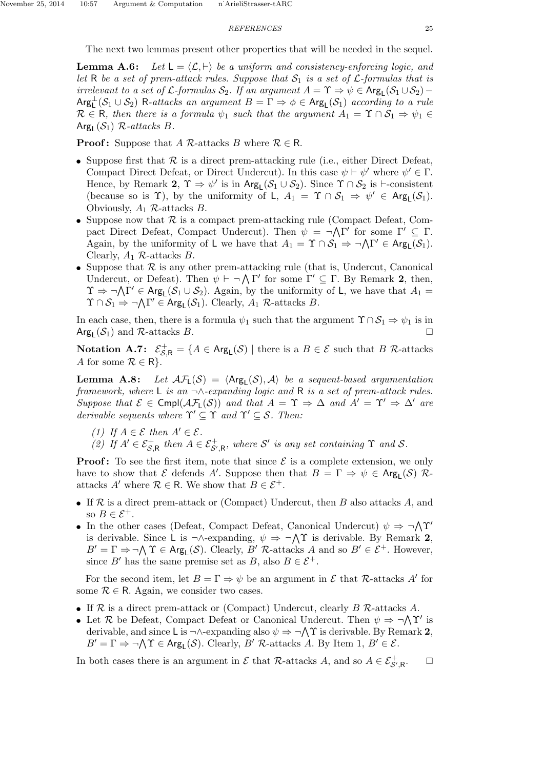The next two lemmas present other properties that will be needed in the sequel.

**Lemma A.6:** *Let $\mathsf{L} = \langle \mathcal{L}, \vdash \rangle$ be a uniform and consistency-enforcing logic, and let $\mathsf{R}$ be a set of prem-attack rules. Suppose that $\mathcal{S}_1$ is a set of $\mathcal{L}$-formulas that is irrelevant to a set of $\mathcal{L}$-formulas $\mathcal{S}_2$. If an argument $A = \Upsilon \Rightarrow \psi \in \mathsf{Arg}_\mathsf{L}(\mathcal{S}_1 \cup \mathcal{S}_2) - \mathsf{Arg}^\perp_\mathsf{L}(\mathcal{S}_1 \cup \mathcal{S}_2)$ $\mathsf{R}$-attacks an argument $B = \Gamma \Rightarrow \phi \in \mathsf{Arg}_\mathsf{L}(\mathcal{S}_1)$ according to a rule $\mathcal{R} \in \mathsf{R}$, then there is a formula $\psi_1$ such that the argument $A_1 = \Upsilon \cap \mathcal{S}_1 \Rightarrow \psi_1 \in \mathsf{Arg}_\mathsf{L}(\mathcal{S}_1)$ $\mathcal{R}$-attacks $B$.*

**Proof:** Suppose that $A$ $\mathcal{R}$-attacks $B$ where $\mathcal{R} \in \mathsf{R}$.

- Suppose first that $\mathcal{R}$ is a direct prem-attacking rule (i.e., either Direct Defeat, Compact Direct Defeat, or Direct Undercut). In this case $\psi \vdash \psi'$ where $\psi' \in \Gamma$. Hence, by Remark **2**, $\Upsilon \Rightarrow \psi'$ is in $\mathsf{Arg}_\mathsf{L}(\mathcal{S}_1 \cup \mathcal{S}_2)$. Since $\Upsilon \cap \mathcal{S}_2$ is $\vdash$-consistent (because so is $\Upsilon$), by the uniformity of $\mathsf{L}$, $A_1 = \Upsilon \cap \mathcal{S}_1 \Rightarrow \psi' \in \mathsf{Arg}_\mathsf{L}(\mathcal{S}_1)$. Obviously, $A_1$ $\mathcal{R}$-attacks $B$.
- Suppose now that $\mathcal{R}$ is a compact prem-attacking rule (Compact Defeat, Compact Direct Defeat, Compact Undercut). Then $\psi = \neg \bigwedge \Gamma'$ for some $\Gamma' \subseteq \Gamma$. Again, by the uniformity of $\mathsf{L}$ we have that $A_1 = \Upsilon \cap \mathcal{S}_1 \Rightarrow \neg \bigwedge \Gamma' \in \mathsf{Arg}_\mathsf{L}(\mathcal{S}_1)$. Clearly, $A_1$ $\mathcal{R}$-attacks $B$.
- Suppose that $\mathcal{R}$ is any other prem-attacking rule (that is, Undercut, Canonical Undercut, or Defeat). Then $\psi \vdash \neg \bigwedge \Gamma'$ for some $\Gamma' \subseteq \Gamma$. By Remark **2**, then, $\Upsilon \Rightarrow \neg \bigwedge \Gamma' \in \mathsf{Arg}_\mathsf{L}(\mathcal{S}_1 \cup \mathcal{S}_2)$. Again, by the uniformity of $\mathsf{L}$, we have that $A_1 = \Upsilon \cap \mathcal{S}_1 \Rightarrow \neg \bigwedge \Gamma' \in \mathsf{Arg}_\mathsf{L}(\mathcal{S}_1)$. Clearly, $A_1$ $\mathcal{R}$-attacks $B$.

In each case, then, there is a formula $\psi_1$ such that the argument $\Upsilon \cap \mathcal{S}_1 \Rightarrow \psi_1$ is in $\mathsf{Arg}_\mathsf{L}(\mathcal{S}_1)$ and $\mathcal{R}$-attacks $B$. $\square$

**Notation A.7:** $\mathcal{E}^+_{\mathcal{S},\mathsf{R}} = \{A \in \mathsf{Arg}_\mathsf{L}(\mathcal{S}) \mid$ there is a $B \in \mathcal{E}$ such that $B$ $\mathcal{R}$-attacks $A$ for some $\mathcal{R} \in \mathsf{R}\}$.

**Lemma A.8:** *Let $\mathcal{AF}_\mathsf{L}(\mathcal{S}) = \langle \mathsf{Arg}_\mathsf{L}(\mathcal{S}), \mathcal{A} \rangle$ be a sequent-based argumentation framework, where $\mathsf{L}$ is an $\neg\wedge$-expanding logic and $\mathsf{R}$ is a set of prem-attack rules. Suppose that $\mathcal{E} \in \mathsf{Cmpl}(\mathcal{AF}_\mathsf{L}(\mathcal{S}))$ and that $A = \Upsilon \Rightarrow \Delta$ and $A' = \Upsilon' \Rightarrow \Delta'$ are derivable sequents where $\Upsilon' \subseteq \Upsilon$ and $\Upsilon' \subseteq \mathcal{S}$. Then:*

*(1) If $A \in \mathcal{E}$ then $A' \in \mathcal{E}$.*
*(2) If $A' \in \mathcal{E}^+_{\mathcal{S},\mathsf{R}}$ then $A \in \mathcal{E}^+_{\mathcal{S}',\mathsf{R}}$, where $\mathcal{S}'$ is any set containing $\Upsilon$ and $\mathcal{S}$.*

**Proof:** To see the first item, note that since $\mathcal{E}$ is a complete extension, we only have to show that $\mathcal{E}$ defends $A'$. Suppose then that $B = \Gamma \Rightarrow \psi \in \mathsf{Arg}_\mathsf{L}(\mathcal{S})$ $\mathcal{R}$-attacks $A'$ where $\mathcal{R} \in \mathsf{R}$. We show that $B \in \mathcal{E}^+$.

- If $\mathcal{R}$ is a direct prem-attack or (Compact) Undercut, then $B$ also attacks $A$, and so $B \in \mathcal{E}^+$.
- In the other cases (Defeat, Compact Defeat, Canonical Undercut) $\psi \Rightarrow \neg \bigwedge \Upsilon'$ is derivable. Since $\mathsf{L}$ is $\neg\wedge$-expanding, $\psi \Rightarrow \neg \bigwedge \Upsilon$ is derivable. By Remark **2**, $B' = \Gamma \Rightarrow \neg \bigwedge \Upsilon \in \mathsf{Arg}_\mathsf{L}(\mathcal{S})$. Clearly, $B'$ $\mathcal{R}$-attacks $A$ and so $B' \in \mathcal{E}^+$. However, since $B'$ has the same premise set as $B$, also $B \in \mathcal{E}^+$.

For the second item, let $B = \Gamma \Rightarrow \psi$ be an argument in $\mathcal{E}$ that $\mathcal{R}$-attacks $A'$ for some $\mathcal{R} \in \mathsf{R}$. Again, we consider two cases.

- If $\mathcal{R}$ is a direct prem-attack or (Compact) Undercut, clearly $B$ $\mathcal{R}$-attacks $A$.
- Let $\mathcal{R}$ be Defeat, Compact Defeat or Canonical Undercut. Then $\psi \Rightarrow \neg \bigwedge \Upsilon'$ is derivable, and since $\mathsf{L}$ is $\neg\wedge$-expanding also $\psi \Rightarrow \neg \bigwedge \Upsilon$ is derivable. By Remark **2**, $B' = \Gamma \Rightarrow \neg \bigwedge \Upsilon \in \mathsf{Arg}_\mathsf{L}(\mathcal{S})$. Clearly, $B'$ $\mathcal{R}$-attacks $A$. By Item 1, $B' \in \mathcal{E}$.

In both cases there is an argument in $\mathcal{E}$ that $\mathcal{R}$-attacks $A$, and so $A \in \mathcal{E}^+_{\mathcal{S}',\mathsf{R}}$. $\square$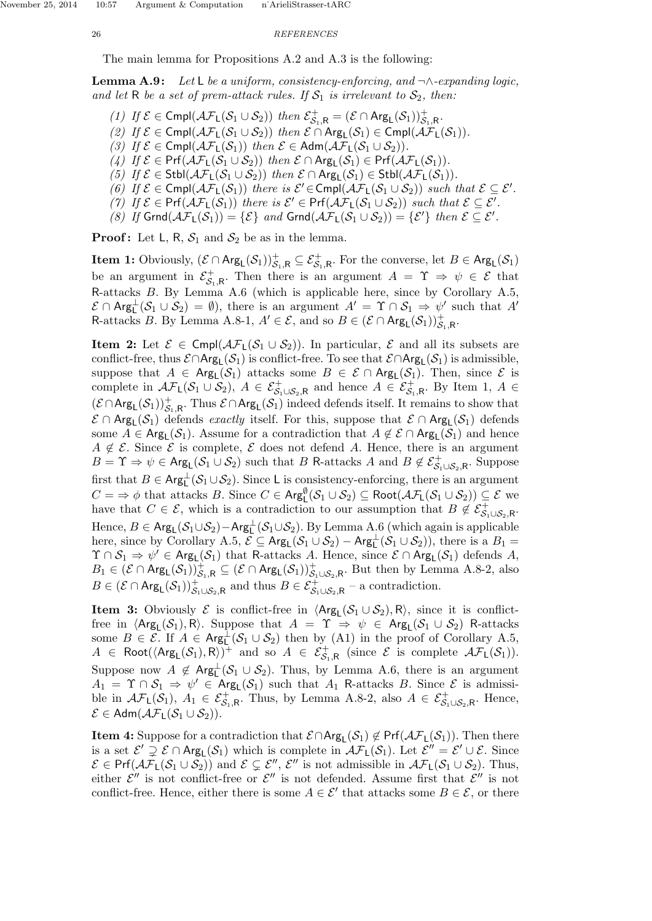The main lemma for Propositions A.2 and A.3 is the following:

**Lemma A.9:** *Let* $\mathsf{L}$ *be a uniform, consistency-enforcing, and* $\neg\wedge$*-expanding logic, and let* $\mathsf{R}$ *be a set of prem-attack rules. If* $\mathcal{S}_1$ *is irrelevant to* $\mathcal{S}_2$*, then:*

*(1) If* $\mathcal{E} \in \mathsf{Cmpl}(\mathcal{AF}_\mathsf{L}(\mathcal{S}_1 \cup \mathcal{S}_2))$ *then* $\mathcal{E}^+_{\mathcal{S}_1,\mathsf{R}} = (\mathcal{E} \cap \mathsf{Arg}_\mathsf{L}(\mathcal{S}_1))^+_{\mathcal{S}_1,\mathsf{R}}$*.*
*(2) If* $\mathcal{E} \in \mathsf{Cmpl}(\mathcal{AF}_\mathsf{L}(\mathcal{S}_1 \cup \mathcal{S}_2))$ *then* $\mathcal{E} \cap \mathsf{Arg}_\mathsf{L}(\mathcal{S}_1) \in \mathsf{Cmpl}(\mathcal{AF}_\mathsf{L}(\mathcal{S}_1))$*.*
*(3) If* $\mathcal{E} \in \mathsf{Cmpl}(\mathcal{AF}_\mathsf{L}(\mathcal{S}_1))$ *then* $\mathcal{E} \in \mathsf{Adm}(\mathcal{AF}_\mathsf{L}(\mathcal{S}_1 \cup \mathcal{S}_2))$*.*
*(4) If* $\mathcal{E} \in \mathsf{Prf}(\mathcal{AF}_\mathsf{L}(\mathcal{S}_1 \cup \mathcal{S}_2))$ *then* $\mathcal{E} \cap \mathsf{Arg}_\mathsf{L}(\mathcal{S}_1) \in \mathsf{Prf}(\mathcal{AF}_\mathsf{L}(\mathcal{S}_1))$*.*
*(5) If* $\mathcal{E} \in \mathsf{Stbl}(\mathcal{AF}_\mathsf{L}(\mathcal{S}_1 \cup \mathcal{S}_2))$ *then* $\mathcal{E} \cap \mathsf{Arg}_\mathsf{L}(\mathcal{S}_1) \in \mathsf{Stbl}(\mathcal{AF}_\mathsf{L}(\mathcal{S}_1))$*.*
*(6) If* $\mathcal{E} \in \mathsf{Cmpl}(\mathcal{AF}_\mathsf{L}(\mathcal{S}_1))$ *there is* $\mathcal{E}' \in \mathsf{Cmpl}(\mathcal{AF}_\mathsf{L}(\mathcal{S}_1 \cup \mathcal{S}_2))$ *such that* $\mathcal{E} \subseteq \mathcal{E}'$*.*
*(7) If* $\mathcal{E} \in \mathsf{Prf}(\mathcal{AF}_\mathsf{L}(\mathcal{S}_1))$ *there is* $\mathcal{E}' \in \mathsf{Prf}(\mathcal{AF}_\mathsf{L}(\mathcal{S}_1 \cup \mathcal{S}_2))$ *such that* $\mathcal{E} \subseteq \mathcal{E}'$*.*
*(8) If* $\mathsf{Grnd}(\mathcal{AF}_\mathsf{L}(\mathcal{S}_1)) = \{\mathcal{E}\}$ *and* $\mathsf{Grnd}(\mathcal{AF}_\mathsf{L}(\mathcal{S}_1 \cup \mathcal{S}_2)) = \{\mathcal{E}'\}$ *then* $\mathcal{E} \subseteq \mathcal{E}'$*.*

**Proof:** Let $\mathsf{L}$, $\mathsf{R}$, $\mathcal{S}_1$ and $\mathcal{S}_2$ be as in the lemma.

**Item 1:** Obviously, $(\mathcal{E} \cap \mathsf{Arg}_\mathsf{L}(\mathcal{S}_1))^+_{\mathcal{S}_1,\mathsf{R}} \subseteq \mathcal{E}^+_{\mathcal{S}_1,\mathsf{R}}$. For the converse, let $B \in \mathsf{Arg}_\mathsf{L}(\mathcal{S}_1)$ be an argument in $\mathcal{E}^+_{\mathcal{S}_1,\mathsf{R}}$. Then there is an argument $A = \Upsilon \Rightarrow \psi \in \mathcal{E}$ that $\mathsf{R}$-attacks $B$. By Lemma A.6 (which is applicable here, since by Corollary A.5, $\mathcal{E} \cap \mathsf{Arg}^\perp_\mathsf{L}(\mathcal{S}_1 \cup \mathcal{S}_2) = \emptyset$), there is an argument $A' = \Upsilon \cap \mathcal{S}_1 \Rightarrow \psi'$ such that $A'$ $\mathsf{R}$-attacks $B$. By Lemma A.8-1, $A' \in \mathcal{E}$, and so $B \in (\mathcal{E} \cap \mathsf{Arg}_\mathsf{L}(\mathcal{S}_1))^+_{\mathcal{S}_1,\mathsf{R}}$.

**Item 2:** Let $\mathcal{E} \in \mathsf{Cmpl}(\mathcal{AF}_\mathsf{L}(\mathcal{S}_1 \cup \mathcal{S}_2))$. In particular, $\mathcal{E}$ and all its subsets are conflict-free, thus $\mathcal{E} \cap \mathsf{Arg}_\mathsf{L}(\mathcal{S}_1)$ is conflict-free. To see that $\mathcal{E} \cap \mathsf{Arg}_\mathsf{L}(\mathcal{S}_1)$ is admissible, suppose that $A \in \mathsf{Arg}_\mathsf{L}(\mathcal{S}_1)$ attacks some $B \in \mathcal{E} \cap \mathsf{Arg}_\mathsf{L}(\mathcal{S}_1)$. Then, since $\mathcal{E}$ is complete in $\mathcal{AF}_\mathsf{L}(\mathcal{S}_1 \cup \mathcal{S}_2)$, $A \in \mathcal{E}^+_{\mathcal{S}_1 \cup \mathcal{S}_2,\mathsf{R}}$ and hence $A \in \mathcal{E}^+_{\mathcal{S}_1,\mathsf{R}}$. By Item 1, $A \in (\mathcal{E} \cap \mathsf{Arg}_\mathsf{L}(\mathcal{S}_1))^+_{\mathcal{S}_1,\mathsf{R}}$. Thus $\mathcal{E} \cap \mathsf{Arg}_\mathsf{L}(\mathcal{S}_1)$ indeed defends itself. It remains to show that $\mathcal{E} \cap \mathsf{Arg}_\mathsf{L}(\mathcal{S}_1)$ defends *exactly* itself. For this, suppose that $\mathcal{E} \cap \mathsf{Arg}_\mathsf{L}(\mathcal{S}_1)$ defends some $A \in \mathsf{Arg}_\mathsf{L}(\mathcal{S}_1)$. Assume for a contradiction that $A \notin \mathcal{E} \cap \mathsf{Arg}_\mathsf{L}(\mathcal{S}_1)$ and hence $A \notin \mathcal{E}$. Since $\mathcal{E}$ is complete, $\mathcal{E}$ does not defend $A$. Hence, there is an argument $B = \Upsilon \Rightarrow \psi \in \mathsf{Arg}_\mathsf{L}(\mathcal{S}_1 \cup \mathcal{S}_2)$ such that $B$ $\mathsf{R}$-attacks $A$ and $B \notin \mathcal{E}^+_{\mathcal{S}_1 \cup \mathcal{S}_2,\mathsf{R}}$. Suppose first that $B \in \mathsf{Arg}^\perp_\mathsf{L}(\mathcal{S}_1 \cup \mathcal{S}_2)$. Since $\mathsf{L}$ is consistency-enforcing, there is an argument $C = \Rightarrow \phi$ that attacks $B$. Since $C \in \mathsf{Arg}^\emptyset_\mathsf{L}(\mathcal{S}_1 \cup \mathcal{S}_2) \subseteq \mathsf{Root}(\mathcal{AF}_\mathsf{L}(\mathcal{S}_1 \cup \mathcal{S}_2)) \subseteq \mathcal{E}$ we have that $C \in \mathcal{E}$, which is a contradiction to our assumption that $B \notin \mathcal{E}^+_{\mathcal{S}_1 \cup \mathcal{S}_2,\mathsf{R}}$. Hence, $B \in \mathsf{Arg}_\mathsf{L}(\mathcal{S}_1 \cup \mathcal{S}_2) - \mathsf{Arg}^\perp_\mathsf{L}(\mathcal{S}_1 \cup \mathcal{S}_2)$. By Lemma A.6 (which again is applicable here, since by Corollary A.5, $\mathcal{E} \subseteq \mathsf{Arg}_\mathsf{L}(\mathcal{S}_1 \cup \mathcal{S}_2) - \mathsf{Arg}^\perp_\mathsf{L}(\mathcal{S}_1 \cup \mathcal{S}_2)$), there is a $B_1 = \Upsilon \cap \mathcal{S}_1 \Rightarrow \psi' \in \mathsf{Arg}_\mathsf{L}(\mathcal{S}_1)$ that $\mathsf{R}$-attacks $A$. Hence, since $\mathcal{E} \cap \mathsf{Arg}_\mathsf{L}(\mathcal{S}_1)$ defends $A$, $B_1 \in (\mathcal{E} \cap \mathsf{Arg}_\mathsf{L}(\mathcal{S}_1))^+_{\mathcal{S}_1,\mathsf{R}} \subseteq (\mathcal{E} \cap \mathsf{Arg}_\mathsf{L}(\mathcal{S}_1))^+_{\mathcal{S}_1 \cup \mathcal{S}_2,\mathsf{R}}$. But then by Lemma A.8-2, also $B \in (\mathcal{E} \cap \mathsf{Arg}_\mathsf{L}(\mathcal{S}_1))^+_{\mathcal{S}_1 \cup \mathcal{S}_2,\mathsf{R}}$ and thus $B \in \mathcal{E}^+_{\mathcal{S}_1 \cup \mathcal{S}_2,\mathsf{R}}$ – a contradiction.

**Item 3:** Obviously $\mathcal{E}$ is conflict-free in $\langle \mathsf{Arg}_\mathsf{L}(\mathcal{S}_1 \cup \mathcal{S}_2), \mathsf{R} \rangle$, since it is conflict-free in $\langle \mathsf{Arg}_\mathsf{L}(\mathcal{S}_1), \mathsf{R} \rangle$. Suppose that $A = \Upsilon \Rightarrow \psi \in \mathsf{Arg}_\mathsf{L}(\mathcal{S}_1 \cup \mathcal{S}_2)$ $\mathsf{R}$-attacks some $B \in \mathcal{E}$. If $A \in \mathsf{Arg}^\perp_\mathsf{L}(\mathcal{S}_1 \cup \mathcal{S}_2)$ then by (A1) in the proof of Corollary A.5, $A \in \mathsf{Root}(\langle \mathsf{Arg}_\mathsf{L}(\mathcal{S}_1), \mathsf{R} \rangle)^+$ and so $A \in \mathcal{E}^+_{\mathcal{S}_1,\mathsf{R}}$ (since $\mathcal{E}$ is complete $\mathcal{AF}_\mathsf{L}(\mathcal{S}_1)$). Suppose now $A \notin \mathsf{Arg}^\perp_\mathsf{L}(\mathcal{S}_1 \cup \mathcal{S}_2)$. Thus, by Lemma A.6, there is an argument $A_1 = \Upsilon \cap \mathcal{S}_1 \Rightarrow \psi' \in \mathsf{Arg}_\mathsf{L}(\mathcal{S}_1)$ such that $A_1$ $\mathsf{R}$-attacks $B$. Since $\mathcal{E}$ is admissible in $\mathcal{AF}_\mathsf{L}(\mathcal{S}_1)$, $A_1 \in \mathcal{E}^+_{\mathcal{S}_1,\mathsf{R}}$. Thus, by Lemma A.8-2, also $A \in \mathcal{E}^+_{\mathcal{S}_1 \cup \mathcal{S}_2,\mathsf{R}}$. Hence, $\mathcal{E} \in \mathsf{Adm}(\mathcal{AF}_\mathsf{L}(\mathcal{S}_1 \cup \mathcal{S}_2))$.

**Item 4:** Suppose for a contradiction that $\mathcal{E} \cap \mathsf{Arg}_\mathsf{L}(\mathcal{S}_1) \notin \mathsf{Prf}(\mathcal{AF}_\mathsf{L}(\mathcal{S}_1))$. Then there is a set $\mathcal{E}' \supsetneq \mathcal{E} \cap \mathsf{Arg}_\mathsf{L}(\mathcal{S}_1)$ which is complete in $\mathcal{AF}_\mathsf{L}(\mathcal{S}_1)$. Let $\mathcal{E}'' = \mathcal{E}' \cup \mathcal{E}$. Since $\mathcal{E} \in \mathsf{Prf}(\mathcal{AF}_\mathsf{L}(\mathcal{S}_1 \cup \mathcal{S}_2))$ and $\mathcal{E} \subsetneq \mathcal{E}''$, $\mathcal{E}''$ is not admissible in $\mathcal{AF}_\mathsf{L}(\mathcal{S}_1 \cup \mathcal{S}_2)$. Thus, either $\mathcal{E}''$ is not conflict-free or $\mathcal{E}''$ is not defended. Assume first that $\mathcal{E}''$ is not conflict-free. Hence, either there is some $A \in \mathcal{E}'$ that attacks some $B \in \mathcal{E}$, or there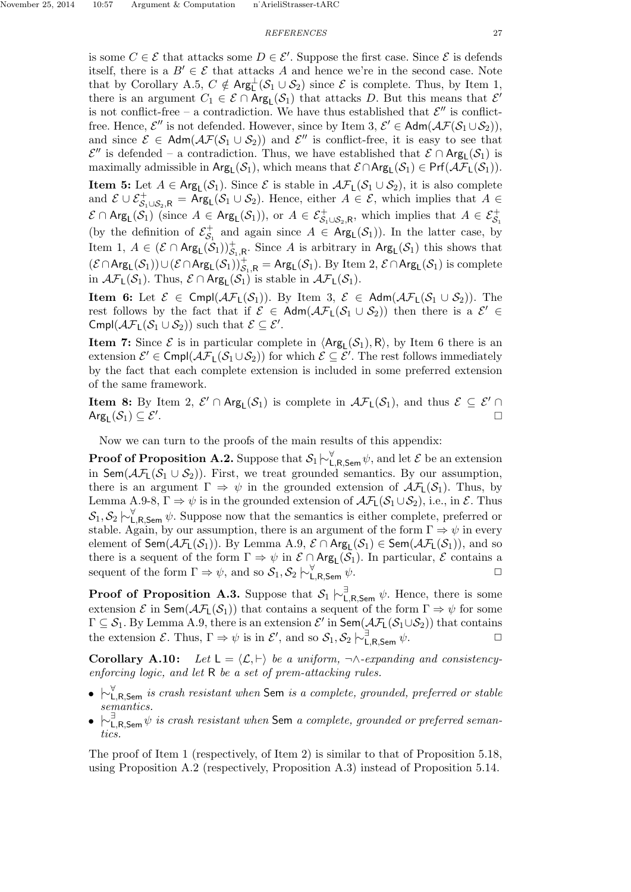is some $C \in \mathcal{E}$ that attacks some $D \in \mathcal{E}'$. Suppose the first case. Since $\mathcal{E}$ is defends itself, there is a $B' \in \mathcal{E}$ that attacks $A$ and hence we're in the second case. Note that by Corollary A.5, $C \notin \mathsf{Arg}^{\perp}_{\mathsf{L}}(\mathcal{S}_1 \cup \mathcal{S}_2)$ since $\mathcal{E}$ is complete. Thus, by Item 1, there is an argument $C_1 \in \mathcal{E} \cap \mathsf{Arg}_{\mathsf{L}}(\mathcal{S}_1)$ that attacks $D$. But this means that $\mathcal{E}'$ is not conflict-free – a contradiction. We have thus established that $\mathcal{E}''$ is conflict-free. Hence, $\mathcal{E}''$ is not defended. However, since by Item 3, $\mathcal{E}' \in \mathsf{Adm}(\mathcal{AF}(\mathcal{S}_1 \cup \mathcal{S}_2))$, and since $\mathcal{E} \in \mathsf{Adm}(\mathcal{AF}(\mathcal{S}_1 \cup \mathcal{S}_2))$ and $\mathcal{E}''$ is conflict-free, it is easy to see that $\mathcal{E}''$ is defended – a contradiction. Thus, we have established that $\mathcal{E} \cap \mathsf{Arg}_{\mathsf{L}}(\mathcal{S}_1)$ is maximally admissible in $\mathsf{Arg}_{\mathsf{L}}(\mathcal{S}_1)$, which means that $\mathcal{E} \cap \mathsf{Arg}_{\mathsf{L}}(\mathcal{S}_1) \in \mathsf{Prf}(\mathcal{AF}_{\mathsf{L}}(\mathcal{S}_1))$.

**Item 5:** Let $A \in \mathsf{Arg}_{\mathsf{L}}(\mathcal{S}_1)$. Since $\mathcal{E}$ is stable in $\mathcal{AF}_{\mathsf{L}}(\mathcal{S}_1 \cup \mathcal{S}_2)$, it is also complete and $\mathcal{E} \cup \mathcal{E}^{+}_{\mathcal{S}_1 \cup \mathcal{S}_2, \mathsf{R}} = \mathsf{Arg}_{\mathsf{L}}(\mathcal{S}_1 \cup \mathcal{S}_2)$. Hence, either $A \in \mathcal{E}$, which implies that $A \in \mathcal{E} \cap \mathsf{Arg}_{\mathsf{L}}(\mathcal{S}_1)$ (since $A \in \mathsf{Arg}_{\mathsf{L}}(\mathcal{S}_1)$), or $A \in \mathcal{E}^{+}_{\mathcal{S}_1 \cup \mathcal{S}_2, \mathsf{R}}$, which implies that $A \in \mathcal{E}^{+}_{\mathcal{S}_1}$ (by the definition of $\mathcal{E}^{+}_{\mathcal{S}_1}$ and again since $A \in \mathsf{Arg}_{\mathsf{L}}(\mathcal{S}_1)$). In the latter case, by Item 1, $A \in (\mathcal{E} \cap \mathsf{Arg}_{\mathsf{L}}(\mathcal{S}_1))^{+}_{\mathcal{S}_1, \mathsf{R}}$. Since $A$ is arbitrary in $\mathsf{Arg}_{\mathsf{L}}(\mathcal{S}_1)$ this shows that $(\mathcal{E} \cap \mathsf{Arg}_{\mathsf{L}}(\mathcal{S}_1)) \cup (\mathcal{E} \cap \mathsf{Arg}_{\mathsf{L}}(\mathcal{S}_1))^{+}_{\mathcal{S}_1, \mathsf{R}} = \mathsf{Arg}_{\mathsf{L}}(\mathcal{S}_1)$. By Item 2, $\mathcal{E} \cap \mathsf{Arg}_{\mathsf{L}}(\mathcal{S}_1)$ is complete in $\mathcal{AF}_{\mathsf{L}}(\mathcal{S}_1)$. Thus, $\mathcal{E} \cap \mathsf{Arg}_{\mathsf{L}}(\mathcal{S}_1)$ is stable in $\mathcal{AF}_{\mathsf{L}}(\mathcal{S}_1)$.

**Item 6:** Let $\mathcal{E} \in \mathsf{Cmpl}(\mathcal{AF}_{\mathsf{L}}(\mathcal{S}_1))$. By Item 3, $\mathcal{E} \in \mathsf{Adm}(\mathcal{AF}_{\mathsf{L}}(\mathcal{S}_1 \cup \mathcal{S}_2))$. The rest follows by the fact that if $\mathcal{E} \in \mathsf{Adm}(\mathcal{AF}_{\mathsf{L}}(\mathcal{S}_1 \cup \mathcal{S}_2))$ then there is a $\mathcal{E}' \in \mathsf{Cmpl}(\mathcal{AF}_{\mathsf{L}}(\mathcal{S}_1 \cup \mathcal{S}_2))$ such that $\mathcal{E} \subseteq \mathcal{E}'$.

**Item 7:** Since $\mathcal{E}$ is in particular complete in $\langle \mathsf{Arg}_{\mathsf{L}}(\mathcal{S}_1), \mathsf{R} \rangle$, by Item 6 there is an extension $\mathcal{E}' \in \mathsf{Cmpl}(\mathcal{AF}_{\mathsf{L}}(\mathcal{S}_1 \cup \mathcal{S}_2))$ for which $\mathcal{E} \subseteq \mathcal{E}'$. The rest follows immediately by the fact that each complete extension is included in some preferred extension of the same framework.

**Item 8:** By Item 2, $\mathcal{E}' \cap \mathsf{Arg}_{\mathsf{L}}(\mathcal{S}_1)$ is complete in $\mathcal{AF}_{\mathsf{L}}(\mathcal{S}_1)$, and thus $\mathcal{E} \subseteq \mathcal{E}' \cap \mathsf{Arg}_{\mathsf{L}}(\mathcal{S}_1) \subseteq \mathcal{E}'$. □

Now we can turn to the proofs of the main results of this appendix:

**Proof of Proposition A.2.** Suppose that $\mathcal{S}_1 \mid\!\sim^{\forall}_{\mathsf{L},\mathsf{R},\mathsf{Sem}} \psi$, and let $\mathcal{E}$ be an extension in $\mathsf{Sem}(\mathcal{AF}_{\mathsf{L}}(\mathcal{S}_1 \cup \mathcal{S}_2))$. First, we treat grounded semantics. By our assumption, there is an argument $\Gamma \Rightarrow \psi$ in the grounded extension of $\mathcal{AF}_{\mathsf{L}}(\mathcal{S}_1)$. Thus, by Lemma A.9-8, $\Gamma \Rightarrow \psi$ is in the grounded extension of $\mathcal{AF}_{\mathsf{L}}(\mathcal{S}_1 \cup \mathcal{S}_2)$, i.e., in $\mathcal{E}$. Thus $\mathcal{S}_1, \mathcal{S}_2 \mid\!\sim^{\forall}_{\mathsf{L},\mathsf{R},\mathsf{Sem}} \psi$. Suppose now that the semantics is either complete, preferred or stable. Again, by our assumption, there is an argument of the form $\Gamma \Rightarrow \psi$ in every element of $\mathsf{Sem}(\mathcal{AF}_{\mathsf{L}}(\mathcal{S}_1))$. By Lemma A.9, $\mathcal{E} \cap \mathsf{Arg}_{\mathsf{L}}(\mathcal{S}_1) \in \mathsf{Sem}(\mathcal{AF}_{\mathsf{L}}(\mathcal{S}_1))$, and so there is a sequent of the form $\Gamma \Rightarrow \psi$ in $\mathcal{E} \cap \mathsf{Arg}_{\mathsf{L}}(\mathcal{S}_1)$. In particular, $\mathcal{E}$ contains a sequent of the form $\Gamma \Rightarrow \psi$, and so $\mathcal{S}_1, \mathcal{S}_2 \mid\!\sim^{\forall}_{\mathsf{L},\mathsf{R},\mathsf{Sem}} \psi$. □

**Proof of Proposition A.3.** Suppose that $\mathcal{S}_1 \mid\!\sim^{\exists}_{\mathsf{L},\mathsf{R},\mathsf{Sem}} \psi$. Hence, there is some extension $\mathcal{E}$ in $\mathsf{Sem}(\mathcal{AF}_{\mathsf{L}}(\mathcal{S}_1))$ that contains a sequent of the form $\Gamma \Rightarrow \psi$ for some $\Gamma \subseteq \mathcal{S}_1$. By Lemma A.9, there is an extension $\mathcal{E}'$ in $\mathsf{Sem}(\mathcal{AF}_{\mathsf{L}}(\mathcal{S}_1 \cup \mathcal{S}_2))$ that contains the extension $\mathcal{E}$. Thus, $\Gamma \Rightarrow \psi$ is in $\mathcal{E}'$, and so $\mathcal{S}_1, \mathcal{S}_2 \mid\!\sim^{\exists}_{\mathsf{L},\mathsf{R},\mathsf{Sem}} \psi$. □

**Corollary A.10:** *Let $\mathsf{L} = \langle \mathcal{L}, \vdash \rangle$ be a uniform, $\neg\wedge$-expanding and consistency-enforcing logic, and let $\mathsf{R}$ be a set of prem-attacking rules.*

- $\mid\!\sim^{\forall}_{\mathsf{L},\mathsf{R},\mathsf{Sem}}$ *is crash resistant when* $\mathsf{Sem}$ *is a complete, grounded, preferred or stable semantics.*
- $\mid\!\sim^{\exists}_{\mathsf{L},\mathsf{R},\mathsf{Sem}} \psi$ *is crash resistant when* $\mathsf{Sem}$ *a complete, grounded or preferred semantics.*

The proof of Item 1 (respectively, of Item 2) is similar to that of Proposition 5.18, using Proposition A.2 (respectively, Proposition A.3) instead of Proposition 5.14.